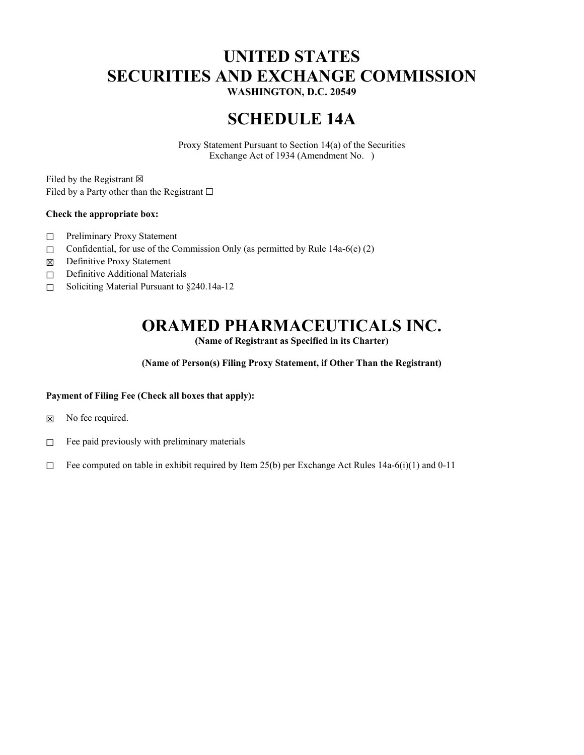# UNITED STATES
# SECURITIES AND EXCHANGE COMMISSION

**WASHINGTON, D.C. 20549**

# SCHEDULE 14A

Proxy Statement Pursuant to Section 14(a) of the Securities Exchange Act of 1934 (Amendment No. )

Filed by the Registrant ☒
Filed by a Party other than the Registrant ☐

**Check the appropriate box:**

☐ Preliminary Proxy Statement
☐ Confidential, for use of the Commission Only (as permitted by Rule 14a-6(e) (2)
☒ Definitive Proxy Statement
☐ Definitive Additional Materials
☐ Soliciting Material Pursuant to §240.14a-12

# ORAMED PHARMACEUTICALS INC.

**(Name of Registrant as Specified in its Charter)**

**(Name of Person(s) Filing Proxy Statement, if Other Than the Registrant)**

**Payment of Filing Fee (Check all boxes that apply):**

☒ No fee required.

☐ Fee paid previously with preliminary materials

☐ Fee computed on table in exhibit required by Item 25(b) per Exchange Act Rules 14a-6(i)(1) and 0-11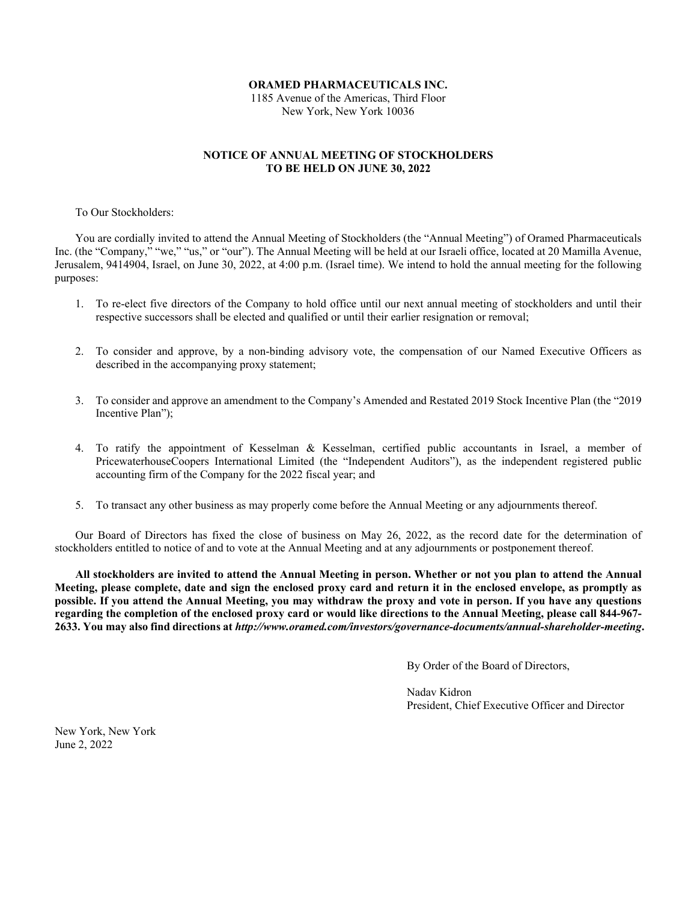**ORAMED PHARMACEUTICALS INC.**
1185 Avenue of the Americas, Third Floor
New York, New York 10036

**NOTICE OF ANNUAL MEETING OF STOCKHOLDERS**
**TO BE HELD ON JUNE 30, 2022**

To Our Stockholders:

You are cordially invited to attend the Annual Meeting of Stockholders (the "Annual Meeting") of Oramed Pharmaceuticals Inc. (the "Company," "we," "us," or "our"). The Annual Meeting will be held at our Israeli office, located at 20 Mamilla Avenue, Jerusalem, 9414904, Israel, on June 30, 2022, at 4:00 p.m. (Israel time). We intend to hold the annual meeting for the following purposes:

1. To re-elect five directors of the Company to hold office until our next annual meeting of stockholders and until their respective successors shall be elected and qualified or until their earlier resignation or removal;
2. To consider and approve, by a non-binding advisory vote, the compensation of our Named Executive Officers as described in the accompanying proxy statement;
3. To consider and approve an amendment to the Company's Amended and Restated 2019 Stock Incentive Plan (the "2019 Incentive Plan");
4. To ratify the appointment of Kesselman & Kesselman, certified public accountants in Israel, a member of PricewaterhouseCoopers International Limited (the "Independent Auditors"), as the independent registered public accounting firm of the Company for the 2022 fiscal year; and
5. To transact any other business as may properly come before the Annual Meeting or any adjournments thereof.

Our Board of Directors has fixed the close of business on May 26, 2022, as the record date for the determination of stockholders entitled to notice of and to vote at the Annual Meeting and at any adjournments or postponement thereof.

**All stockholders are invited to attend the Annual Meeting in person. Whether or not you plan to attend the Annual Meeting, please complete, date and sign the enclosed proxy card and return it in the enclosed envelope, as promptly as possible. If you attend the Annual Meeting, you may withdraw the proxy and vote in person. If you have any questions regarding the completion of the enclosed proxy card or would like directions to the Annual Meeting, please call 844-967-2633. You may also find directions at *http://www.oramed.com/investors/governance-documents/annual-shareholder-meeting*.**

By Order of the Board of Directors,

Nadav Kidron
President, Chief Executive Officer and Director

New York, New York
June 2, 2022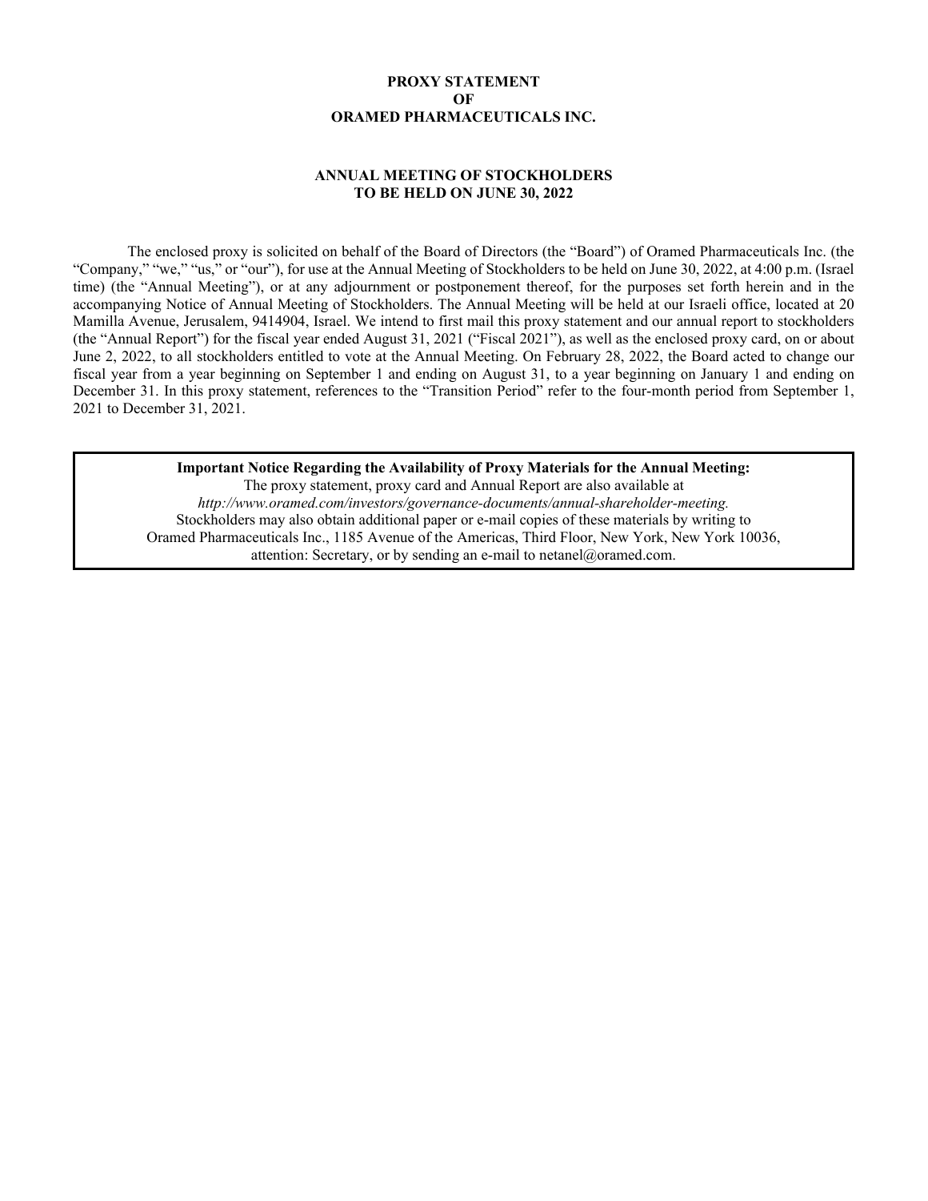# PROXY STATEMENT
# OF
# ORAMED PHARMACEUTICALS INC.

## ANNUAL MEETING OF STOCKHOLDERS
## TO BE HELD ON JUNE 30, 2022

The enclosed proxy is solicited on behalf of the Board of Directors (the "Board") of Oramed Pharmaceuticals Inc. (the "Company," "we," "us," or "our"), for use at the Annual Meeting of Stockholders to be held on June 30, 2022, at 4:00 p.m. (Israel time) (the "Annual Meeting"), or at any adjournment or postponement thereof, for the purposes set forth herein and in the accompanying Notice of Annual Meeting of Stockholders. The Annual Meeting will be held at our Israeli office, located at 20 Mamilla Avenue, Jerusalem, 9414904, Israel. We intend to first mail this proxy statement and our annual report to stockholders (the "Annual Report") for the fiscal year ended August 31, 2021 ("Fiscal 2021"), as well as the enclosed proxy card, on or about June 2, 2022, to all stockholders entitled to vote at the Annual Meeting. On February 28, 2022, the Board acted to change our fiscal year from a year beginning on September 1 and ending on August 31, to a year beginning on January 1 and ending on December 31. In this proxy statement, references to the "Transition Period" refer to the four-month period from September 1, 2021 to December 31, 2021.

**Important Notice Regarding the Availability of Proxy Materials for the Annual Meeting:**
The proxy statement, proxy card and Annual Report are also available at
*http://www.oramed.com/investors/governance-documents/annual-shareholder-meeting.*
Stockholders may also obtain additional paper or e-mail copies of these materials by writing to
Oramed Pharmaceuticals Inc., 1185 Avenue of the Americas, Third Floor, New York, New York 10036,
attention: Secretary, or by sending an e-mail to netanel@oramed.com.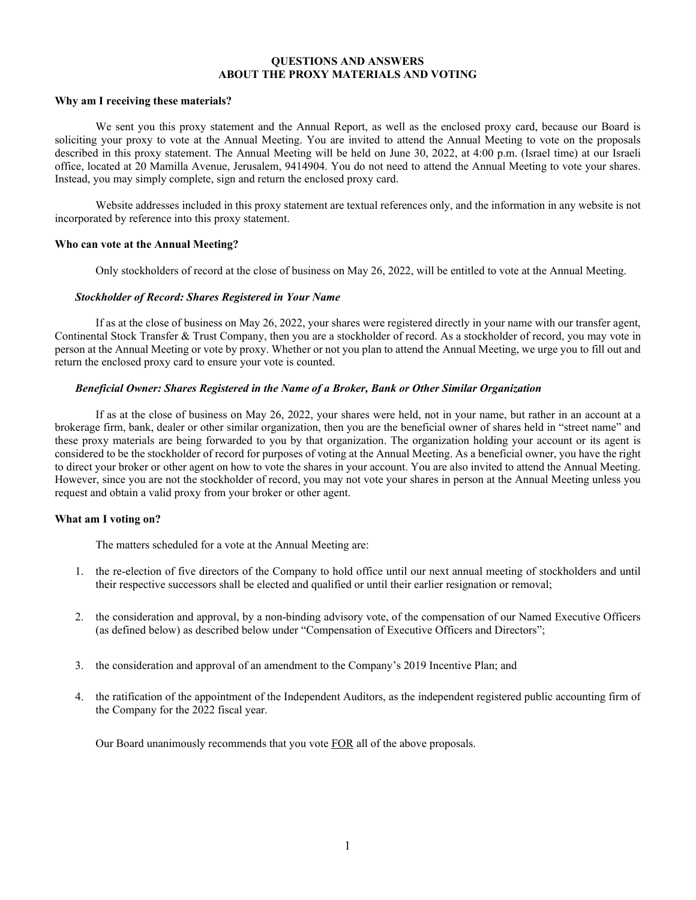# QUESTIONS AND ANSWERS
# ABOUT THE PROXY MATERIALS AND VOTING

**Why am I receiving these materials?**

We sent you this proxy statement and the Annual Report, as well as the enclosed proxy card, because our Board is soliciting your proxy to vote at the Annual Meeting. You are invited to attend the Annual Meeting to vote on the proposals described in this proxy statement. The Annual Meeting will be held on June 30, 2022, at 4:00 p.m. (Israel time) at our Israeli office, located at 20 Mamilla Avenue, Jerusalem, 9414904. You do not need to attend the Annual Meeting to vote your shares. Instead, you may simply complete, sign and return the enclosed proxy card.

Website addresses included in this proxy statement are textual references only, and the information in any website is not incorporated by reference into this proxy statement.

**Who can vote at the Annual Meeting?**

Only stockholders of record at the close of business on May 26, 2022, will be entitled to vote at the Annual Meeting.

***Stockholder of Record: Shares Registered in Your Name***

If as at the close of business on May 26, 2022, your shares were registered directly in your name with our transfer agent, Continental Stock Transfer & Trust Company, then you are a stockholder of record. As a stockholder of record, you may vote in person at the Annual Meeting or vote by proxy. Whether or not you plan to attend the Annual Meeting, we urge you to fill out and return the enclosed proxy card to ensure your vote is counted.

***Beneficial Owner: Shares Registered in the Name of a Broker, Bank or Other Similar Organization***

If as at the close of business on May 26, 2022, your shares were held, not in your name, but rather in an account at a brokerage firm, bank, dealer or other similar organization, then you are the beneficial owner of shares held in "street name" and these proxy materials are being forwarded to you by that organization. The organization holding your account or its agent is considered to be the stockholder of record for purposes of voting at the Annual Meeting. As a beneficial owner, you have the right to direct your broker or other agent on how to vote the shares in your account. You are also invited to attend the Annual Meeting. However, since you are not the stockholder of record, you may not vote your shares in person at the Annual Meeting unless you request and obtain a valid proxy from your broker or other agent.

**What am I voting on?**

The matters scheduled for a vote at the Annual Meeting are:

1. the re-election of five directors of the Company to hold office until our next annual meeting of stockholders and until their respective successors shall be elected and qualified or until their earlier resignation or removal;

2. the consideration and approval, by a non-binding advisory vote, of the compensation of our Named Executive Officers (as defined below) as described below under "Compensation of Executive Officers and Directors";

3. the consideration and approval of an amendment to the Company's 2019 Incentive Plan; and

4. the ratification of the appointment of the Independent Auditors, as the independent registered public accounting firm of the Company for the 2022 fiscal year.

Our Board unanimously recommends that you vote <u>FOR</u> all of the above proposals.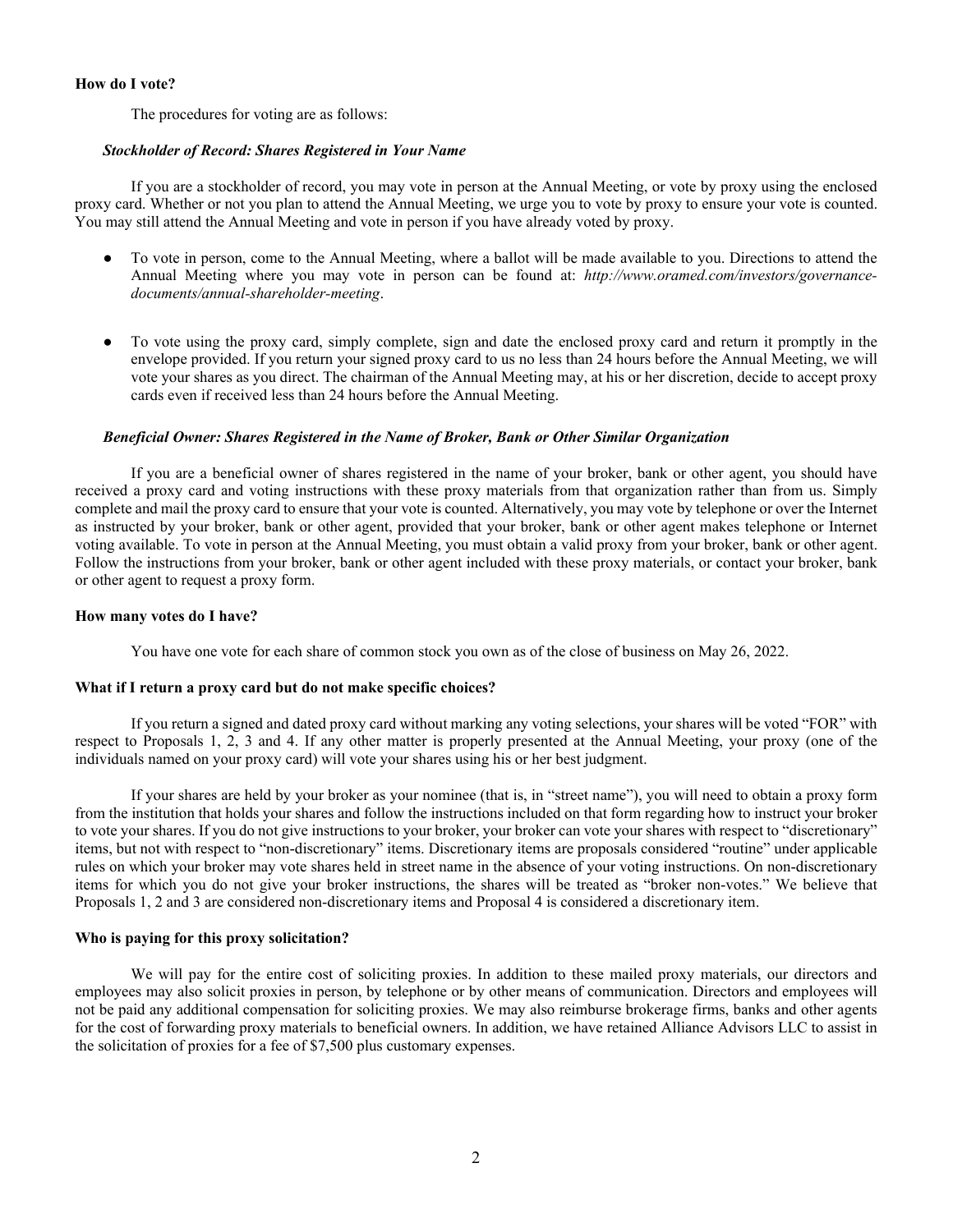**How do I vote?**

The procedures for voting are as follows:

***Stockholder of Record: Shares Registered in Your Name***

If you are a stockholder of record, you may vote in person at the Annual Meeting, or vote by proxy using the enclosed proxy card. Whether or not you plan to attend the Annual Meeting, we urge you to vote by proxy to ensure your vote is counted. You may still attend the Annual Meeting and vote in person if you have already voted by proxy.

- To vote in person, come to the Annual Meeting, where a ballot will be made available to you. Directions to attend the Annual Meeting where you may vote in person can be found at: *http://www.oramed.com/investors/governance-documents/annual-shareholder-meeting*.

- To vote using the proxy card, simply complete, sign and date the enclosed proxy card and return it promptly in the envelope provided. If you return your signed proxy card to us no less than 24 hours before the Annual Meeting, we will vote your shares as you direct. The chairman of the Annual Meeting may, at his or her discretion, decide to accept proxy cards even if received less than 24 hours before the Annual Meeting.

***Beneficial Owner: Shares Registered in the Name of Broker, Bank or Other Similar Organization***

If you are a beneficial owner of shares registered in the name of your broker, bank or other agent, you should have received a proxy card and voting instructions with these proxy materials from that organization rather than from us. Simply complete and mail the proxy card to ensure that your vote is counted. Alternatively, you may vote by telephone or over the Internet as instructed by your broker, bank or other agent, provided that your broker, bank or other agent makes telephone or Internet voting available. To vote in person at the Annual Meeting, you must obtain a valid proxy from your broker, bank or other agent. Follow the instructions from your broker, bank or other agent included with these proxy materials, or contact your broker, bank or other agent to request a proxy form.

**How many votes do I have?**

You have one vote for each share of common stock you own as of the close of business on May 26, 2022.

**What if I return a proxy card but do not make specific choices?**

If you return a signed and dated proxy card without marking any voting selections, your shares will be voted "FOR" with respect to Proposals 1, 2, 3 and 4. If any other matter is properly presented at the Annual Meeting, your proxy (one of the individuals named on your proxy card) will vote your shares using his or her best judgment.

If your shares are held by your broker as your nominee (that is, in "street name"), you will need to obtain a proxy form from the institution that holds your shares and follow the instructions included on that form regarding how to instruct your broker to vote your shares. If you do not give instructions to your broker, your broker can vote your shares with respect to "discretionary" items, but not with respect to "non-discretionary" items. Discretionary items are proposals considered "routine" under applicable rules on which your broker may vote shares held in street name in the absence of your voting instructions. On non-discretionary items for which you do not give your broker instructions, the shares will be treated as "broker non-votes." We believe that Proposals 1, 2 and 3 are considered non-discretionary items and Proposal 4 is considered a discretionary item.

**Who is paying for this proxy solicitation?**

We will pay for the entire cost of soliciting proxies. In addition to these mailed proxy materials, our directors and employees may also solicit proxies in person, by telephone or by other means of communication. Directors and employees will not be paid any additional compensation for soliciting proxies. We may also reimburse brokerage firms, banks and other agents for the cost of forwarding proxy materials to beneficial owners. In addition, we have retained Alliance Advisors LLC to assist in the solicitation of proxies for a fee of $7,500 plus customary expenses.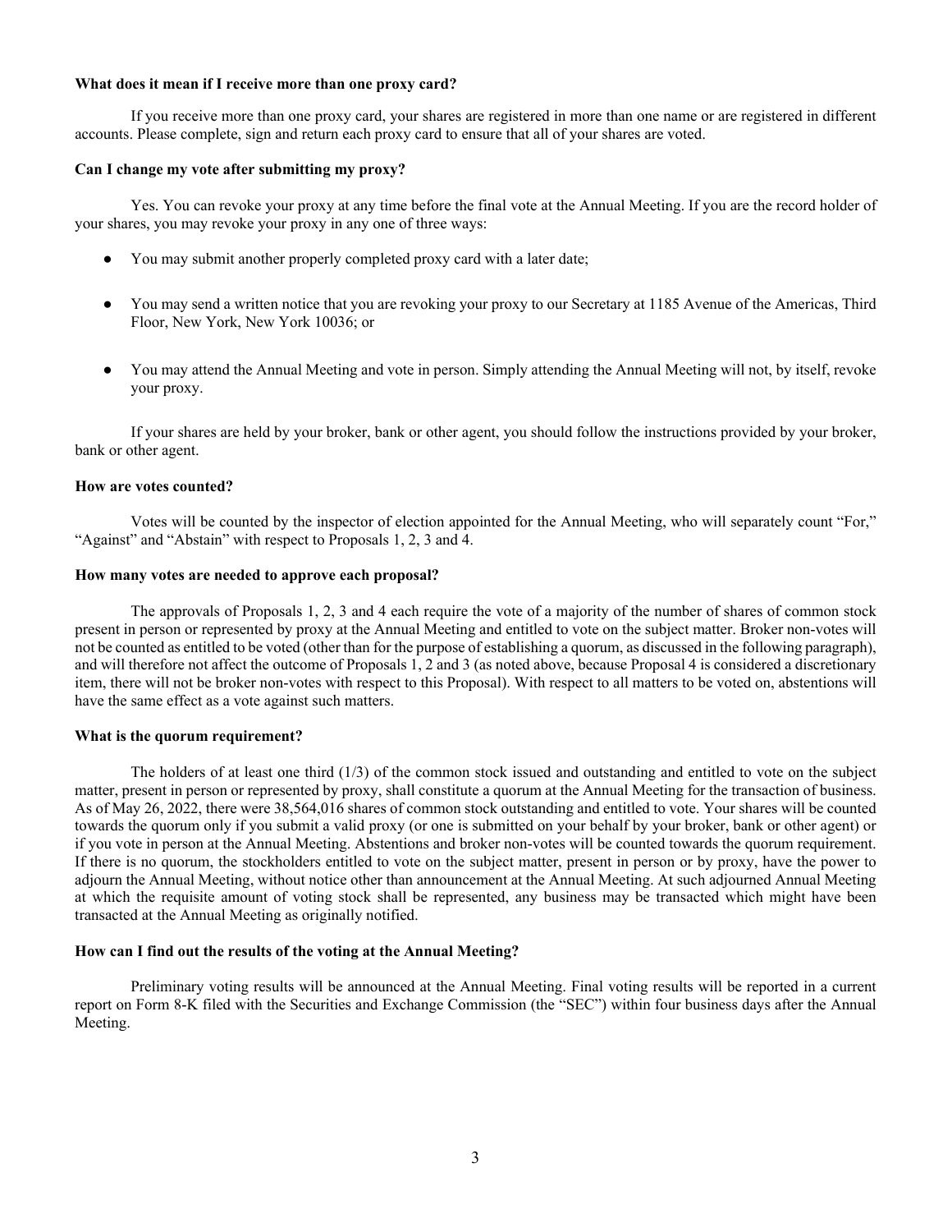**What does it mean if I receive more than one proxy card?**

If you receive more than one proxy card, your shares are registered in more than one name or are registered in different accounts. Please complete, sign and return each proxy card to ensure that all of your shares are voted.

**Can I change my vote after submitting my proxy?**

Yes. You can revoke your proxy at any time before the final vote at the Annual Meeting. If you are the record holder of your shares, you may revoke your proxy in any one of three ways:

- You may submit another properly completed proxy card with a later date;
- You may send a written notice that you are revoking your proxy to our Secretary at 1185 Avenue of the Americas, Third Floor, New York, New York 10036; or
- You may attend the Annual Meeting and vote in person. Simply attending the Annual Meeting will not, by itself, revoke your proxy.

If your shares are held by your broker, bank or other agent, you should follow the instructions provided by your broker, bank or other agent.

**How are votes counted?**

Votes will be counted by the inspector of election appointed for the Annual Meeting, who will separately count "For," "Against" and "Abstain" with respect to Proposals 1, 2, 3 and 4.

**How many votes are needed to approve each proposal?**

The approvals of Proposals 1, 2, 3 and 4 each require the vote of a majority of the number of shares of common stock present in person or represented by proxy at the Annual Meeting and entitled to vote on the subject matter. Broker non-votes will not be counted as entitled to be voted (other than for the purpose of establishing a quorum, as discussed in the following paragraph), and will therefore not affect the outcome of Proposals 1, 2 and 3 (as noted above, because Proposal 4 is considered a discretionary item, there will not be broker non-votes with respect to this Proposal). With respect to all matters to be voted on, abstentions will have the same effect as a vote against such matters.

**What is the quorum requirement?**

The holders of at least one third (1/3) of the common stock issued and outstanding and entitled to vote on the subject matter, present in person or represented by proxy, shall constitute a quorum at the Annual Meeting for the transaction of business. As of May 26, 2022, there were 38,564,016 shares of common stock outstanding and entitled to vote. Your shares will be counted towards the quorum only if you submit a valid proxy (or one is submitted on your behalf by your broker, bank or other agent) or if you vote in person at the Annual Meeting. Abstentions and broker non-votes will be counted towards the quorum requirement. If there is no quorum, the stockholders entitled to vote on the subject matter, present in person or by proxy, have the power to adjourn the Annual Meeting, without notice other than announcement at the Annual Meeting. At such adjourned Annual Meeting at which the requisite amount of voting stock shall be represented, any business may be transacted which might have been transacted at the Annual Meeting as originally notified.

**How can I find out the results of the voting at the Annual Meeting?**

Preliminary voting results will be announced at the Annual Meeting. Final voting results will be reported in a current report on Form 8-K filed with the Securities and Exchange Commission (the "SEC") within four business days after the Annual Meeting.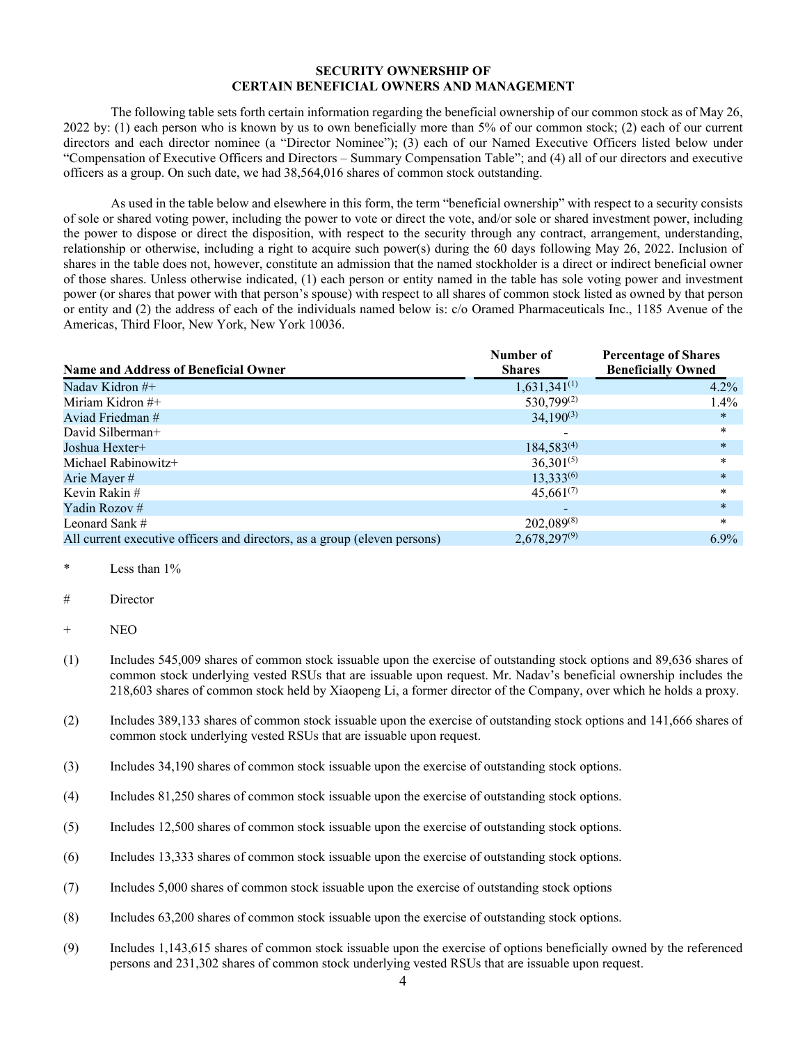# SECURITY OWNERSHIP OF CERTAIN BENEFICIAL OWNERS AND MANAGEMENT

The following table sets forth certain information regarding the beneficial ownership of our common stock as of May 26, 2022 by: (1) each person who is known by us to own beneficially more than 5% of our common stock; (2) each of our current directors and each director nominee (a "Director Nominee"); (3) each of our Named Executive Officers listed below under "Compensation of Executive Officers and Directors – Summary Compensation Table"; and (4) all of our directors and executive officers as a group. On such date, we had 38,564,016 shares of common stock outstanding.

As used in the table below and elsewhere in this form, the term "beneficial ownership" with respect to a security consists of sole or shared voting power, including the power to vote or direct the vote, and/or sole or shared investment power, including the power to dispose or direct the disposition, with respect to the security through any contract, arrangement, understanding, relationship or otherwise, including a right to acquire such power(s) during the 60 days following May 26, 2022. Inclusion of shares in the table does not, however, constitute an admission that the named stockholder is a direct or indirect beneficial owner of those shares. Unless otherwise indicated, (1) each person or entity named in the table has sole voting power and investment power (or shares that power with that person's spouse) with respect to all shares of common stock listed as owned by that person or entity and (2) the address of each of the individuals named below is: c/o Oramed Pharmaceuticals Inc., 1185 Avenue of the Americas, Third Floor, New York, New York 10036.

| Name and Address of Beneficial Owner | Number of Shares | Percentage of Shares Beneficially Owned |
|---|---|---|
| Nadav Kidron #+ | 1,631,341(1) | 4.2% |
| Miriam Kidron #+ | 530,799(2) | 1.4% |
| Aviad Friedman # | 34,190(3) | * |
| David Silberman+ | - | * |
| Joshua Hexter+ | 184,583(4) | * |
| Michael Rabinowitz+ | 36,301(5) | * |
| Arie Mayer # | 13,333(6) | * |
| Kevin Rakin # | 45,661(7) | * |
| Yadin Rozov # | - | * |
| Leonard Sank # | 202,089(8) | * |
| All current executive officers and directors, as a group (eleven persons) | 2,678,297(9) | 6.9% |

\* Less than 1%

\# Director

\+ NEO

(1) Includes 545,009 shares of common stock issuable upon the exercise of outstanding stock options and 89,636 shares of common stock underlying vested RSUs that are issuable upon request. Mr. Nadav's beneficial ownership includes the 218,603 shares of common stock held by Xiaopeng Li, a former director of the Company, over which he holds a proxy.

(2) Includes 389,133 shares of common stock issuable upon the exercise of outstanding stock options and 141,666 shares of common stock underlying vested RSUs that are issuable upon request.

(3) Includes 34,190 shares of common stock issuable upon the exercise of outstanding stock options.

(4) Includes 81,250 shares of common stock issuable upon the exercise of outstanding stock options.

(5) Includes 12,500 shares of common stock issuable upon the exercise of outstanding stock options.

(6) Includes 13,333 shares of common stock issuable upon the exercise of outstanding stock options.

(7) Includes 5,000 shares of common stock issuable upon the exercise of outstanding stock options

(8) Includes 63,200 shares of common stock issuable upon the exercise of outstanding stock options.

(9) Includes 1,143,615 shares of common stock issuable upon the exercise of options beneficially owned by the referenced persons and 231,302 shares of common stock underlying vested RSUs that are issuable upon request.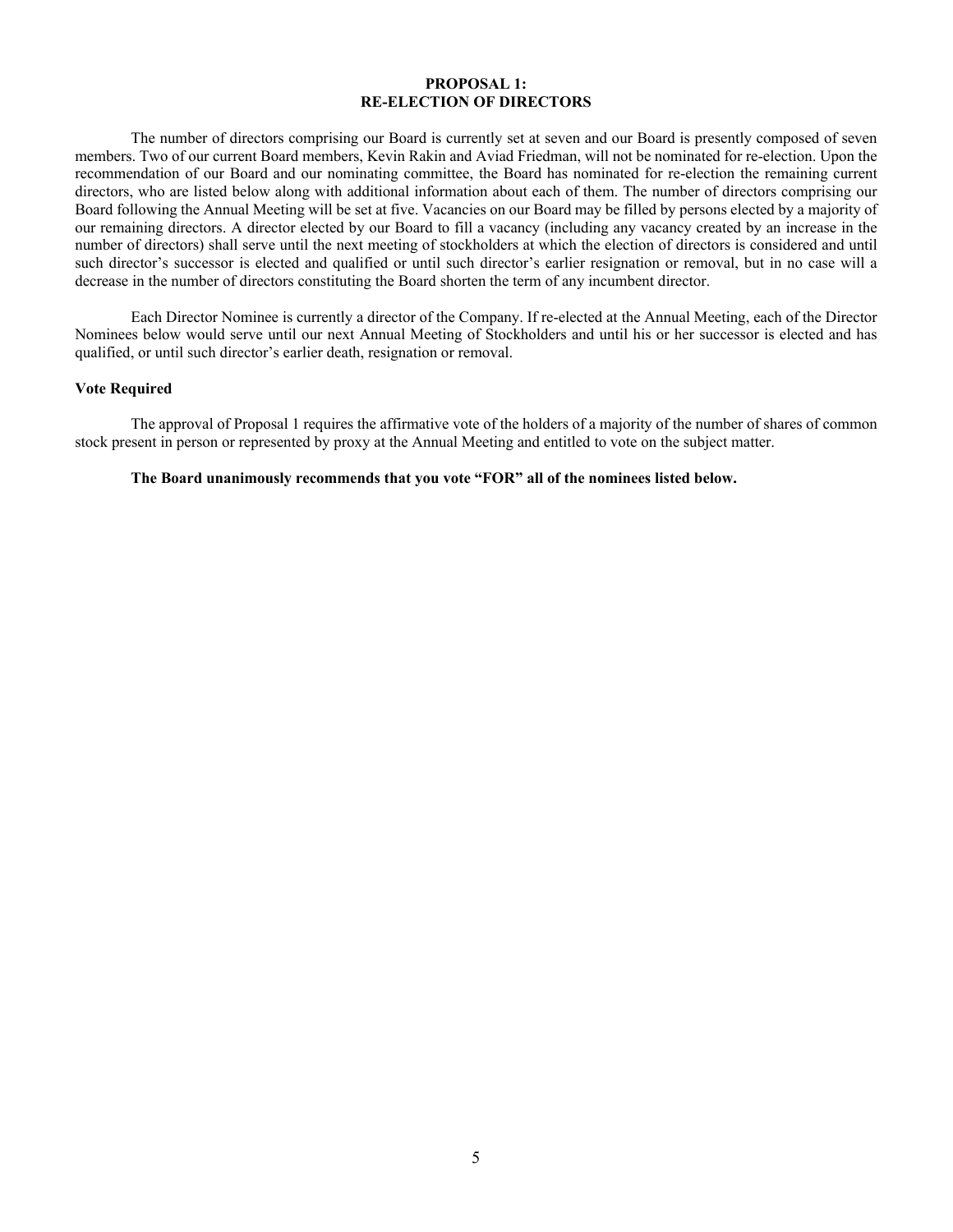## PROPOSAL 1:
## RE-ELECTION OF DIRECTORS

The number of directors comprising our Board is currently set at seven and our Board is presently composed of seven members. Two of our current Board members, Kevin Rakin and Aviad Friedman, will not be nominated for re-election. Upon the recommendation of our Board and our nominating committee, the Board has nominated for re-election the remaining current directors, who are listed below along with additional information about each of them. The number of directors comprising our Board following the Annual Meeting will be set at five. Vacancies on our Board may be filled by persons elected by a majority of our remaining directors. A director elected by our Board to fill a vacancy (including any vacancy created by an increase in the number of directors) shall serve until the next meeting of stockholders at which the election of directors is considered and until such director's successor is elected and qualified or until such director's earlier resignation or removal, but in no case will a decrease in the number of directors constituting the Board shorten the term of any incumbent director.

Each Director Nominee is currently a director of the Company. If re-elected at the Annual Meeting, each of the Director Nominees below would serve until our next Annual Meeting of Stockholders and until his or her successor is elected and has qualified, or until such director's earlier death, resignation or removal.

### Vote Required

The approval of Proposal 1 requires the affirmative vote of the holders of a majority of the number of shares of common stock present in person or represented by proxy at the Annual Meeting and entitled to vote on the subject matter.

**The Board unanimously recommends that you vote "FOR" all of the nominees listed below.**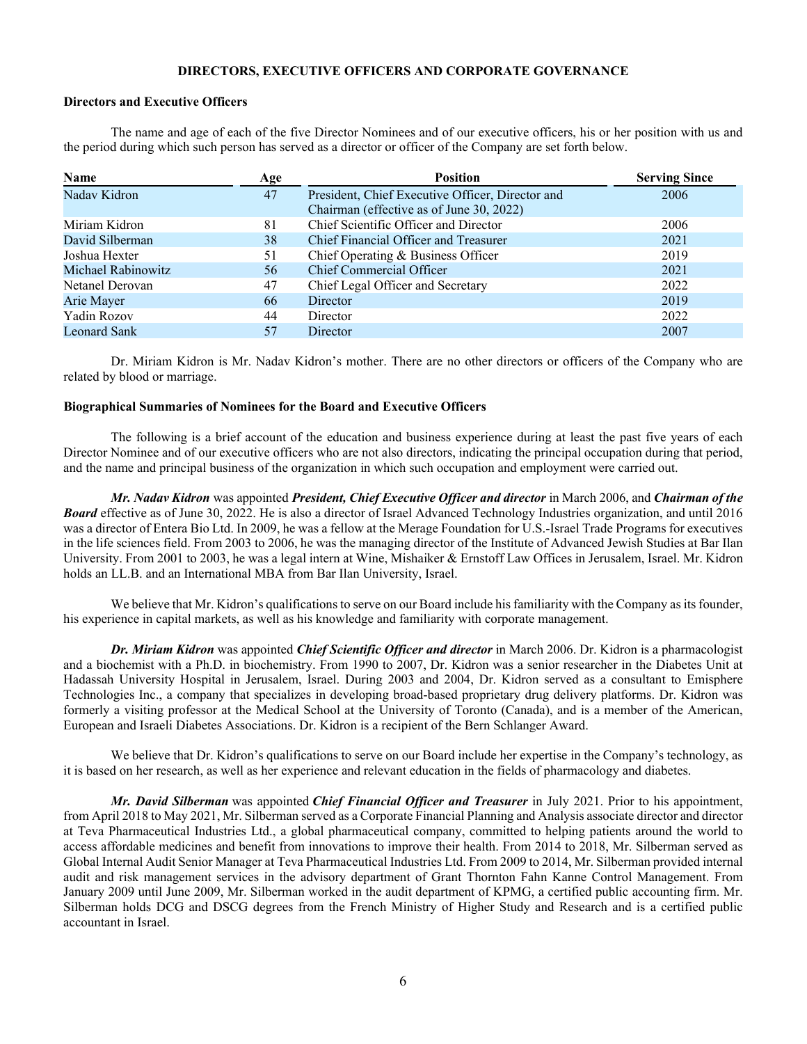# DIRECTORS, EXECUTIVE OFFICERS AND CORPORATE GOVERNANCE

## Directors and Executive Officers

The name and age of each of the five Director Nominees and of our executive officers, his or her position with us and the period during which such person has served as a director or officer of the Company are set forth below.

| Name | Age | Position | Serving Since |
|---|---|---|---|
| Nadav Kidron | 47 | President, Chief Executive Officer, Director and Chairman (effective as of June 30, 2022) | 2006 |
| Miriam Kidron | 81 | Chief Scientific Officer and Director | 2006 |
| David Silberman | 38 | Chief Financial Officer and Treasurer | 2021 |
| Joshua Hexter | 51 | Chief Operating & Business Officer | 2019 |
| Michael Rabinowitz | 56 | Chief Commercial Officer | 2021 |
| Netanel Derovan | 47 | Chief Legal Officer and Secretary | 2022 |
| Arie Mayer | 66 | Director | 2019 |
| Yadin Rozov | 44 | Director | 2022 |
| Leonard Sank | 57 | Director | 2007 |

Dr. Miriam Kidron is Mr. Nadav Kidron's mother. There are no other directors or officers of the Company who are related by blood or marriage.

## Biographical Summaries of Nominees for the Board and Executive Officers

The following is a brief account of the education and business experience during at least the past five years of each Director Nominee and of our executive officers who are not also directors, indicating the principal occupation during that period, and the name and principal business of the organization in which such occupation and employment were carried out.

***Mr. Nadav Kidron*** was appointed ***President, Chief Executive Officer and director*** in March 2006, and ***Chairman of the Board*** effective as of June 30, 2022. He is also a director of Israel Advanced Technology Industries organization, and until 2016 was a director of Entera Bio Ltd. In 2009, he was a fellow at the Merage Foundation for U.S.-Israel Trade Programs for executives in the life sciences field. From 2003 to 2006, he was the managing director of the Institute of Advanced Jewish Studies at Bar Ilan University. From 2001 to 2003, he was a legal intern at Wine, Mishaiker & Ernstoff Law Offices in Jerusalem, Israel. Mr. Kidron holds an LL.B. and an International MBA from Bar Ilan University, Israel.

We believe that Mr. Kidron's qualifications to serve on our Board include his familiarity with the Company as its founder, his experience in capital markets, as well as his knowledge and familiarity with corporate management.

***Dr. Miriam Kidron*** was appointed ***Chief Scientific Officer and director*** in March 2006. Dr. Kidron is a pharmacologist and a biochemist with a Ph.D. in biochemistry. From 1990 to 2007, Dr. Kidron was a senior researcher in the Diabetes Unit at Hadassah University Hospital in Jerusalem, Israel. During 2003 and 2004, Dr. Kidron served as a consultant to Emisphere Technologies Inc., a company that specializes in developing broad-based proprietary drug delivery platforms. Dr. Kidron was formerly a visiting professor at the Medical School at the University of Toronto (Canada), and is a member of the American, European and Israeli Diabetes Associations. Dr. Kidron is a recipient of the Bern Schlanger Award.

We believe that Dr. Kidron's qualifications to serve on our Board include her expertise in the Company's technology, as it is based on her research, as well as her experience and relevant education in the fields of pharmacology and diabetes.

***Mr. David Silberman*** was appointed ***Chief Financial Officer and Treasurer*** in July 2021. Prior to his appointment, from April 2018 to May 2021, Mr. Silberman served as a Corporate Financial Planning and Analysis associate director and director at Teva Pharmaceutical Industries Ltd., a global pharmaceutical company, committed to helping patients around the world to access affordable medicines and benefit from innovations to improve their health. From 2014 to 2018, Mr. Silberman served as Global Internal Audit Senior Manager at Teva Pharmaceutical Industries Ltd. From 2009 to 2014, Mr. Silberman provided internal audit and risk management services in the advisory department of Grant Thornton Fahn Kanne Control Management. From January 2009 until June 2009, Mr. Silberman worked in the audit department of KPMG, a certified public accounting firm. Mr. Silberman holds DCG and DSCG degrees from the French Ministry of Higher Study and Research and is a certified public accountant in Israel.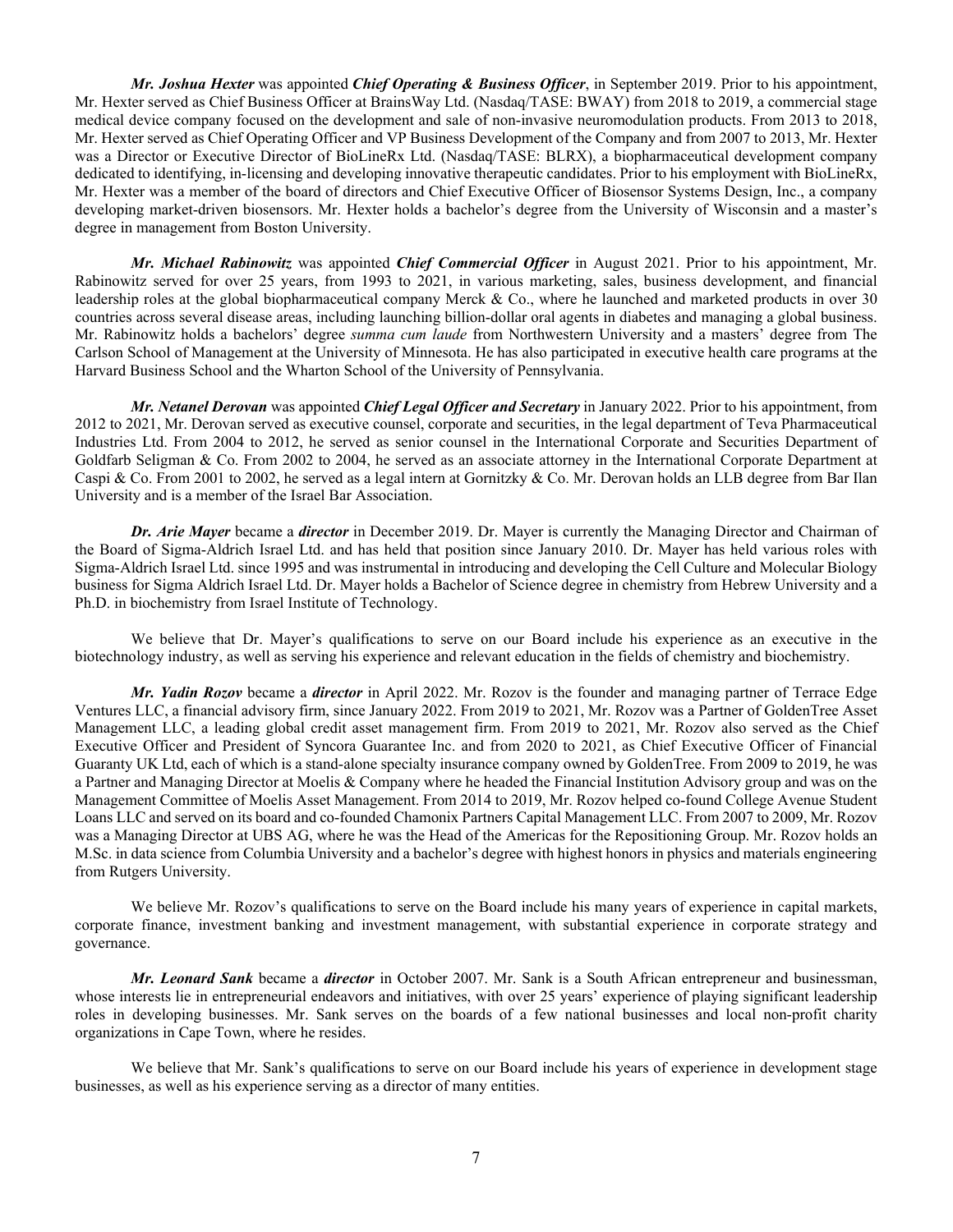***Mr. Joshua Hexter*** was appointed ***Chief Operating & Business Officer***, in September 2019. Prior to his appointment, Mr. Hexter served as Chief Business Officer at BrainsWay Ltd. (Nasdaq/TASE: BWAY) from 2018 to 2019, a commercial stage medical device company focused on the development and sale of non-invasive neuromodulation products. From 2013 to 2018, Mr. Hexter served as Chief Operating Officer and VP Business Development of the Company and from 2007 to 2013, Mr. Hexter was a Director or Executive Director of BioLineRx Ltd. (Nasdaq/TASE: BLRX), a biopharmaceutical development company dedicated to identifying, in-licensing and developing innovative therapeutic candidates. Prior to his employment with BioLineRx, Mr. Hexter was a member of the board of directors and Chief Executive Officer of Biosensor Systems Design, Inc., a company developing market-driven biosensors. Mr. Hexter holds a bachelor's degree from the University of Wisconsin and a master's degree in management from Boston University.

***Mr. Michael Rabinowitz*** was appointed ***Chief Commercial Officer*** in August 2021. Prior to his appointment, Mr. Rabinowitz served for over 25 years, from 1993 to 2021, in various marketing, sales, business development, and financial leadership roles at the global biopharmaceutical company Merck & Co., where he launched and marketed products in over 30 countries across several disease areas, including launching billion-dollar oral agents in diabetes and managing a global business. Mr. Rabinowitz holds a bachelors' degree *summa cum laude* from Northwestern University and a masters' degree from The Carlson School of Management at the University of Minnesota. He has also participated in executive health care programs at the Harvard Business School and the Wharton School of the University of Pennsylvania.

***Mr. Netanel Derovan*** was appointed ***Chief Legal Officer and Secretary*** in January 2022. Prior to his appointment, from 2012 to 2021, Mr. Derovan served as executive counsel, corporate and securities, in the legal department of Teva Pharmaceutical Industries Ltd. From 2004 to 2012, he served as senior counsel in the International Corporate and Securities Department of Goldfarb Seligman & Co. From 2002 to 2004, he served as an associate attorney in the International Corporate Department at Caspi & Co. From 2001 to 2002, he served as a legal intern at Gornitzky & Co. Mr. Derovan holds an LLB degree from Bar Ilan University and is a member of the Israel Bar Association.

***Dr. Arie Mayer*** became a ***director*** in December 2019. Dr. Mayer is currently the Managing Director and Chairman of the Board of Sigma-Aldrich Israel Ltd. and has held that position since January 2010. Dr. Mayer has held various roles with Sigma-Aldrich Israel Ltd. since 1995 and was instrumental in introducing and developing the Cell Culture and Molecular Biology business for Sigma Aldrich Israel Ltd. Dr. Mayer holds a Bachelor of Science degree in chemistry from Hebrew University and a Ph.D. in biochemistry from Israel Institute of Technology.

We believe that Dr. Mayer's qualifications to serve on our Board include his experience as an executive in the biotechnology industry, as well as serving his experience and relevant education in the fields of chemistry and biochemistry.

***Mr. Yadin Rozov*** became a ***director*** in April 2022. Mr. Rozov is the founder and managing partner of Terrace Edge Ventures LLC, a financial advisory firm, since January 2022. From 2019 to 2021, Mr. Rozov was a Partner of GoldenTree Asset Management LLC, a leading global credit asset management firm. From 2019 to 2021, Mr. Rozov also served as the Chief Executive Officer and President of Syncora Guarantee Inc. and from 2020 to 2021, as Chief Executive Officer of Financial Guaranty UK Ltd, each of which is a stand-alone specialty insurance company owned by GoldenTree. From 2009 to 2019, he was a Partner and Managing Director at Moelis & Company where he headed the Financial Institution Advisory group and was on the Management Committee of Moelis Asset Management. From 2014 to 2019, Mr. Rozov helped co-found College Avenue Student Loans LLC and served on its board and co-founded Chamonix Partners Capital Management LLC. From 2007 to 2009, Mr. Rozov was a Managing Director at UBS AG, where he was the Head of the Americas for the Repositioning Group. Mr. Rozov holds an M.Sc. in data science from Columbia University and a bachelor's degree with highest honors in physics and materials engineering from Rutgers University.

We believe Mr. Rozov's qualifications to serve on the Board include his many years of experience in capital markets, corporate finance, investment banking and investment management, with substantial experience in corporate strategy and governance.

***Mr. Leonard Sank*** became a ***director*** in October 2007. Mr. Sank is a South African entrepreneur and businessman, whose interests lie in entrepreneurial endeavors and initiatives, with over 25 years' experience of playing significant leadership roles in developing businesses. Mr. Sank serves on the boards of a few national businesses and local non-profit charity organizations in Cape Town, where he resides.

We believe that Mr. Sank's qualifications to serve on our Board include his years of experience in development stage businesses, as well as his experience serving as a director of many entities.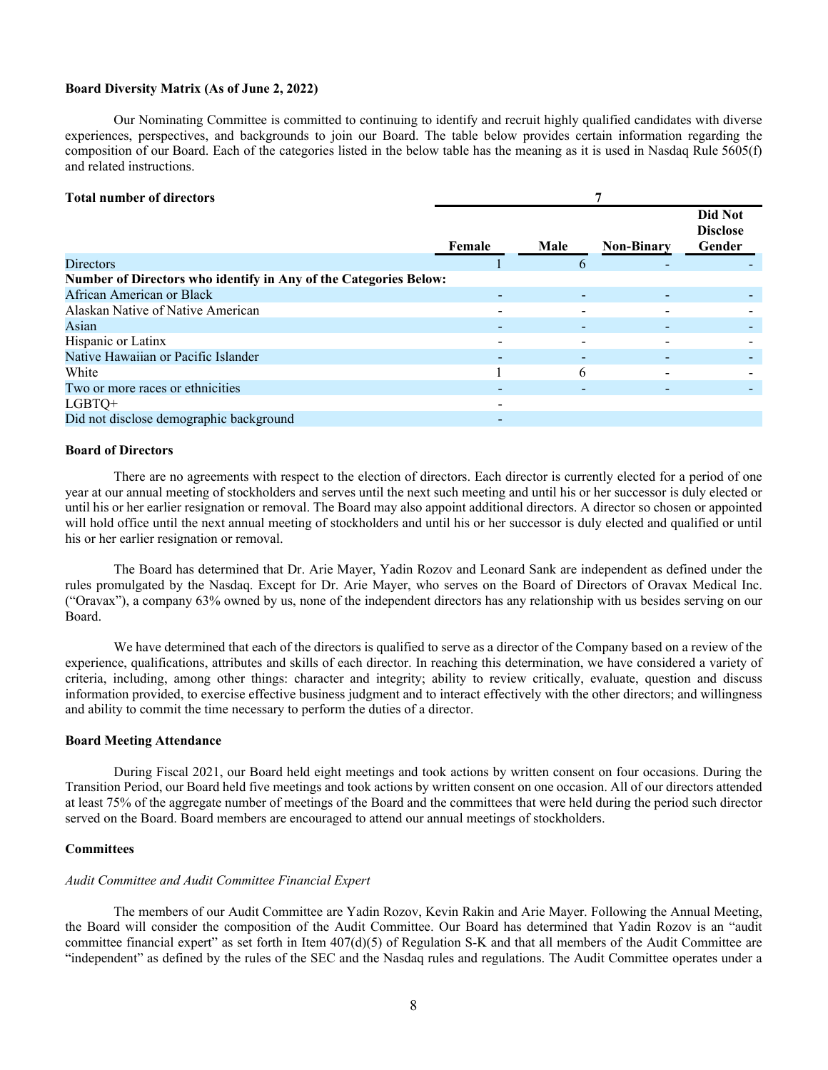**Board Diversity Matrix (As of June 2, 2022)**

Our Nominating Committee is committed to continuing to identify and recruit highly qualified candidates with diverse experiences, perspectives, and backgrounds to join our Board. The table below provides certain information regarding the composition of our Board. Each of the categories listed in the below table has the meaning as it is used in Nasdaq Rule 5605(f) and related instructions.

| **Total number of directors** | **7** | | | |
|---|---|---|---|---|
| | **Female** | **Male** | **Non-Binary** | **Did Not Disclose Gender** |
| Directors | 1 | 6 | - | - |
| **Number of Directors who identify in Any of the Categories Below:** | | | | |
| African American or Black | - | - | - | - |
| Alaskan Native of Native American | - | - | - | - |
| Asian | - | - | - | - |
| Hispanic or Latinx | - | - | - | - |
| Native Hawaiian or Pacific Islander | - | - | - | - |
| White | 1 | 6 | - | - |
| Two or more races or ethnicities | - | - | - | - |
| LGBTQ+ | - | | | |
| Did not disclose demographic background | - | | | |

**Board of Directors**

There are no agreements with respect to the election of directors. Each director is currently elected for a period of one year at our annual meeting of stockholders and serves until the next such meeting and until his or her successor is duly elected or until his or her earlier resignation or removal. The Board may also appoint additional directors. A director so chosen or appointed will hold office until the next annual meeting of stockholders and until his or her successor is duly elected and qualified or until his or her earlier resignation or removal.

The Board has determined that Dr. Arie Mayer, Yadin Rozov and Leonard Sank are independent as defined under the rules promulgated by the Nasdaq. Except for Dr. Arie Mayer, who serves on the Board of Directors of Oravax Medical Inc. ("Oravax"), a company 63% owned by us, none of the independent directors has any relationship with us besides serving on our Board.

We have determined that each of the directors is qualified to serve as a director of the Company based on a review of the experience, qualifications, attributes and skills of each director. In reaching this determination, we have considered a variety of criteria, including, among other things: character and integrity; ability to review critically, evaluate, question and discuss information provided, to exercise effective business judgment and to interact effectively with the other directors; and willingness and ability to commit the time necessary to perform the duties of a director.

**Board Meeting Attendance**

During Fiscal 2021, our Board held eight meetings and took actions by written consent on four occasions. During the Transition Period, our Board held five meetings and took actions by written consent on one occasion. All of our directors attended at least 75% of the aggregate number of meetings of the Board and the committees that were held during the period such director served on the Board. Board members are encouraged to attend our annual meetings of stockholders.

**Committees**

*Audit Committee and Audit Committee Financial Expert*

The members of our Audit Committee are Yadin Rozov, Kevin Rakin and Arie Mayer. Following the Annual Meeting, the Board will consider the composition of the Audit Committee. Our Board has determined that Yadin Rozov is an "audit committee financial expert" as set forth in Item 407(d)(5) of Regulation S-K and that all members of the Audit Committee are "independent" as defined by the rules of the SEC and the Nasdaq rules and regulations. The Audit Committee operates under a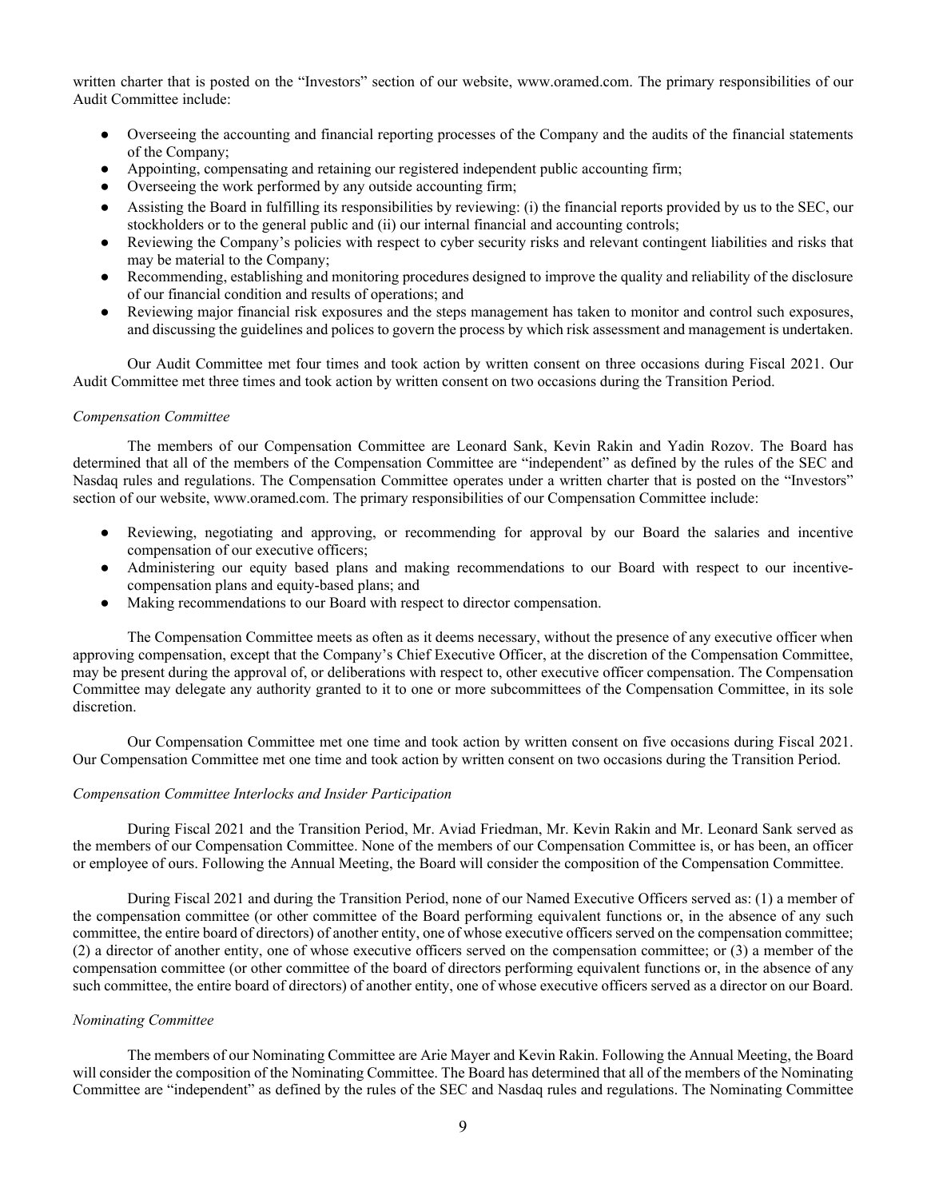written charter that is posted on the "Investors" section of our website, www.oramed.com. The primary responsibilities of our Audit Committee include:

- Overseeing the accounting and financial reporting processes of the Company and the audits of the financial statements of the Company;
- Appointing, compensating and retaining our registered independent public accounting firm;
- Overseeing the work performed by any outside accounting firm;
- Assisting the Board in fulfilling its responsibilities by reviewing: (i) the financial reports provided by us to the SEC, our stockholders or to the general public and (ii) our internal financial and accounting controls;
- Reviewing the Company's policies with respect to cyber security risks and relevant contingent liabilities and risks that may be material to the Company;
- Recommending, establishing and monitoring procedures designed to improve the quality and reliability of the disclosure of our financial condition and results of operations; and
- Reviewing major financial risk exposures and the steps management has taken to monitor and control such exposures, and discussing the guidelines and polices to govern the process by which risk assessment and management is undertaken.

Our Audit Committee met four times and took action by written consent on three occasions during Fiscal 2021. Our Audit Committee met three times and took action by written consent on two occasions during the Transition Period.

*Compensation Committee*

The members of our Compensation Committee are Leonard Sank, Kevin Rakin and Yadin Rozov. The Board has determined that all of the members of the Compensation Committee are "independent" as defined by the rules of the SEC and Nasdaq rules and regulations. The Compensation Committee operates under a written charter that is posted on the "Investors" section of our website, www.oramed.com. The primary responsibilities of our Compensation Committee include:

- Reviewing, negotiating and approving, or recommending for approval by our Board the salaries and incentive compensation of our executive officers;
- Administering our equity based plans and making recommendations to our Board with respect to our incentive-compensation plans and equity-based plans; and
- Making recommendations to our Board with respect to director compensation.

The Compensation Committee meets as often as it deems necessary, without the presence of any executive officer when approving compensation, except that the Company's Chief Executive Officer, at the discretion of the Compensation Committee, may be present during the approval of, or deliberations with respect to, other executive officer compensation. The Compensation Committee may delegate any authority granted to it to one or more subcommittees of the Compensation Committee, in its sole discretion.

Our Compensation Committee met one time and took action by written consent on five occasions during Fiscal 2021. Our Compensation Committee met one time and took action by written consent on two occasions during the Transition Period.

*Compensation Committee Interlocks and Insider Participation*

During Fiscal 2021 and the Transition Period, Mr. Aviad Friedman, Mr. Kevin Rakin and Mr. Leonard Sank served as the members of our Compensation Committee. None of the members of our Compensation Committee is, or has been, an officer or employee of ours. Following the Annual Meeting, the Board will consider the composition of the Compensation Committee.

During Fiscal 2021 and during the Transition Period, none of our Named Executive Officers served as: (1) a member of the compensation committee (or other committee of the Board performing equivalent functions or, in the absence of any such committee, the entire board of directors) of another entity, one of whose executive officers served on the compensation committee; (2) a director of another entity, one of whose executive officers served on the compensation committee; or (3) a member of the compensation committee (or other committee of the board of directors performing equivalent functions or, in the absence of any such committee, the entire board of directors) of another entity, one of whose executive officers served as a director on our Board.

*Nominating Committee*

The members of our Nominating Committee are Arie Mayer and Kevin Rakin. Following the Annual Meeting, the Board will consider the composition of the Nominating Committee. The Board has determined that all of the members of the Nominating Committee are "independent" as defined by the rules of the SEC and Nasdaq rules and regulations. The Nominating Committee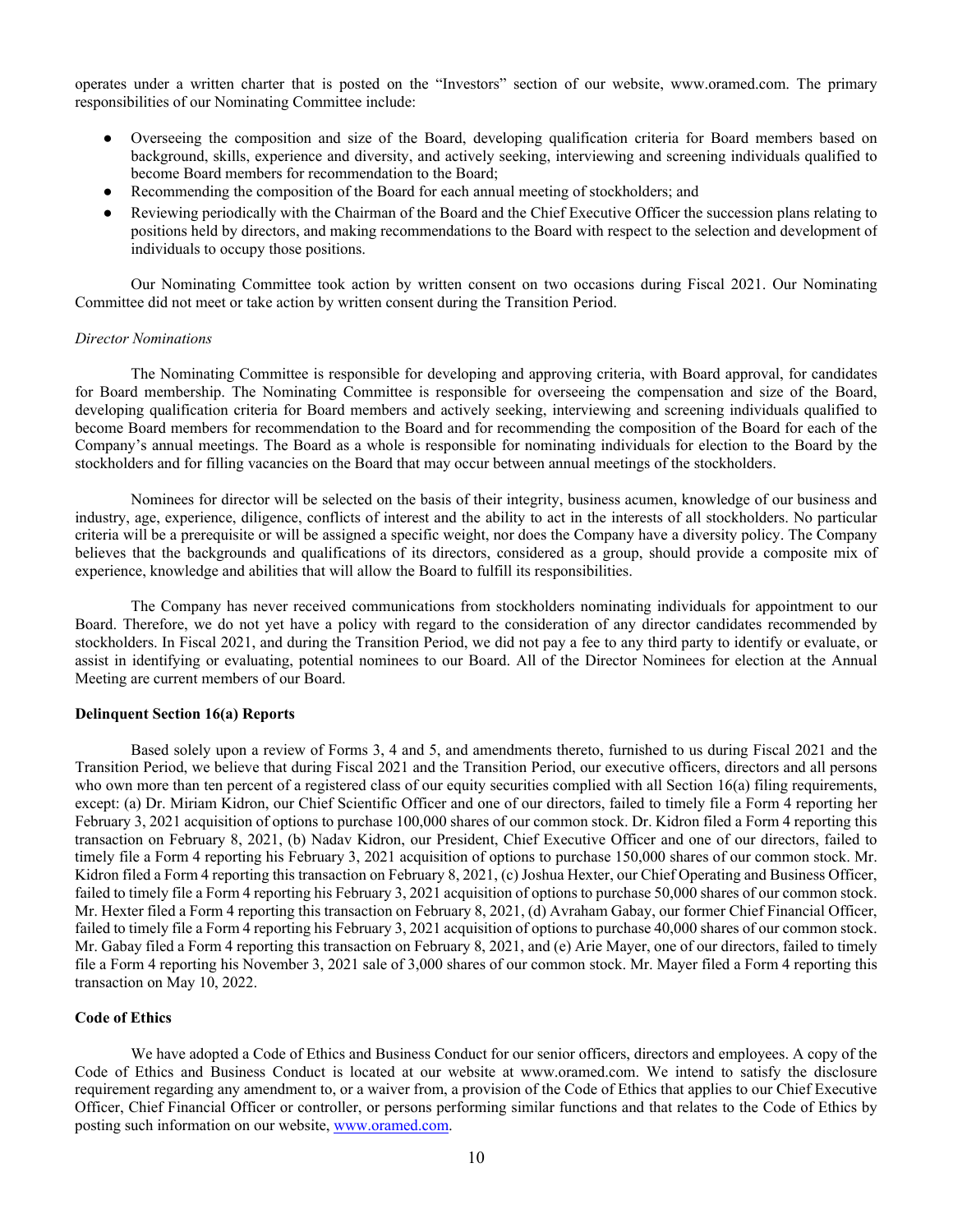operates under a written charter that is posted on the "Investors" section of our website, www.oramed.com. The primary responsibilities of our Nominating Committee include:

- Overseeing the composition and size of the Board, developing qualification criteria for Board members based on background, skills, experience and diversity, and actively seeking, interviewing and screening individuals qualified to become Board members for recommendation to the Board;
- Recommending the composition of the Board for each annual meeting of stockholders; and
- Reviewing periodically with the Chairman of the Board and the Chief Executive Officer the succession plans relating to positions held by directors, and making recommendations to the Board with respect to the selection and development of individuals to occupy those positions.

Our Nominating Committee took action by written consent on two occasions during Fiscal 2021. Our Nominating Committee did not meet or take action by written consent during the Transition Period.

*Director Nominations*

The Nominating Committee is responsible for developing and approving criteria, with Board approval, for candidates for Board membership. The Nominating Committee is responsible for overseeing the compensation and size of the Board, developing qualification criteria for Board members and actively seeking, interviewing and screening individuals qualified to become Board members for recommendation to the Board and for recommending the composition of the Board for each of the Company's annual meetings. The Board as a whole is responsible for nominating individuals for election to the Board by the stockholders and for filling vacancies on the Board that may occur between annual meetings of the stockholders.

Nominees for director will be selected on the basis of their integrity, business acumen, knowledge of our business and industry, age, experience, diligence, conflicts of interest and the ability to act in the interests of all stockholders. No particular criteria will be a prerequisite or will be assigned a specific weight, nor does the Company have a diversity policy. The Company believes that the backgrounds and qualifications of its directors, considered as a group, should provide a composite mix of experience, knowledge and abilities that will allow the Board to fulfill its responsibilities.

The Company has never received communications from stockholders nominating individuals for appointment to our Board. Therefore, we do not yet have a policy with regard to the consideration of any director candidates recommended by stockholders. In Fiscal 2021, and during the Transition Period, we did not pay a fee to any third party to identify or evaluate, or assist in identifying or evaluating, potential nominees to our Board. All of the Director Nominees for election at the Annual Meeting are current members of our Board.

**Delinquent Section 16(a) Reports**

Based solely upon a review of Forms 3, 4 and 5, and amendments thereto, furnished to us during Fiscal 2021 and the Transition Period, we believe that during Fiscal 2021 and the Transition Period, our executive officers, directors and all persons who own more than ten percent of a registered class of our equity securities complied with all Section 16(a) filing requirements, except: (a) Dr. Miriam Kidron, our Chief Scientific Officer and one of our directors, failed to timely file a Form 4 reporting her February 3, 2021 acquisition of options to purchase 100,000 shares of our common stock. Dr. Kidron filed a Form 4 reporting this transaction on February 8, 2021, (b) Nadav Kidron, our President, Chief Executive Officer and one of our directors, failed to timely file a Form 4 reporting his February 3, 2021 acquisition of options to purchase 150,000 shares of our common stock. Mr. Kidron filed a Form 4 reporting this transaction on February 8, 2021, (c) Joshua Hexter, our Chief Operating and Business Officer, failed to timely file a Form 4 reporting his February 3, 2021 acquisition of options to purchase 50,000 shares of our common stock. Mr. Hexter filed a Form 4 reporting this transaction on February 8, 2021, (d) Avraham Gabay, our former Chief Financial Officer, failed to timely file a Form 4 reporting his February 3, 2021 acquisition of options to purchase 40,000 shares of our common stock. Mr. Gabay filed a Form 4 reporting this transaction on February 8, 2021, and (e) Arie Mayer, one of our directors, failed to timely file a Form 4 reporting his November 3, 2021 sale of 3,000 shares of our common stock. Mr. Mayer filed a Form 4 reporting this transaction on May 10, 2022.

**Code of Ethics**

We have adopted a Code of Ethics and Business Conduct for our senior officers, directors and employees. A copy of the Code of Ethics and Business Conduct is located at our website at www.oramed.com. We intend to satisfy the disclosure requirement regarding any amendment to, or a waiver from, a provision of the Code of Ethics that applies to our Chief Executive Officer, Chief Financial Officer or controller, or persons performing similar functions and that relates to the Code of Ethics by posting such information on our website, www.oramed.com.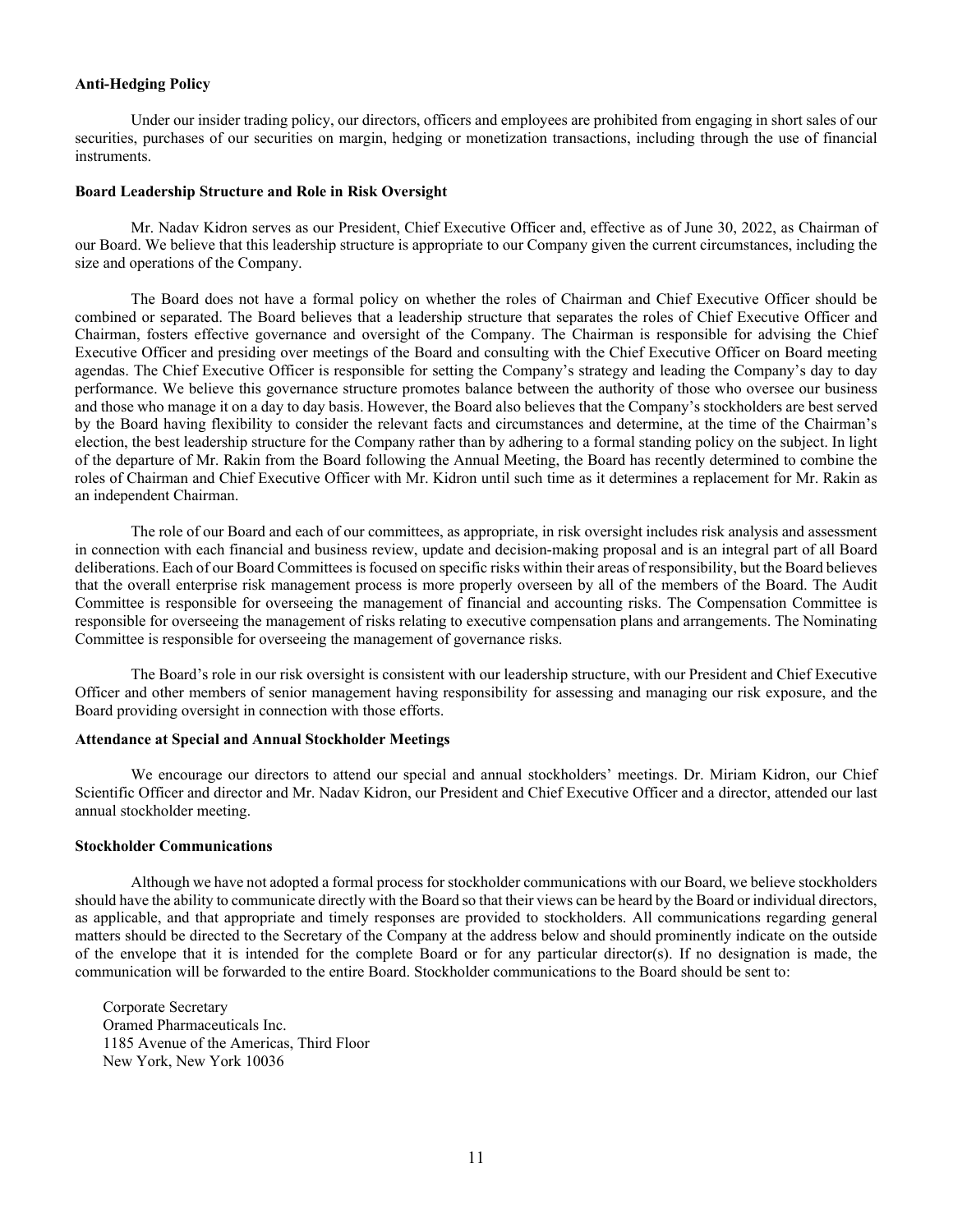**Anti-Hedging Policy**

Under our insider trading policy, our directors, officers and employees are prohibited from engaging in short sales of our securities, purchases of our securities on margin, hedging or monetization transactions, including through the use of financial instruments.

**Board Leadership Structure and Role in Risk Oversight**

Mr. Nadav Kidron serves as our President, Chief Executive Officer and, effective as of June 30, 2022, as Chairman of our Board. We believe that this leadership structure is appropriate to our Company given the current circumstances, including the size and operations of the Company.

The Board does not have a formal policy on whether the roles of Chairman and Chief Executive Officer should be combined or separated. The Board believes that a leadership structure that separates the roles of Chief Executive Officer and Chairman, fosters effective governance and oversight of the Company. The Chairman is responsible for advising the Chief Executive Officer and presiding over meetings of the Board and consulting with the Chief Executive Officer on Board meeting agendas. The Chief Executive Officer is responsible for setting the Company's strategy and leading the Company's day to day performance. We believe this governance structure promotes balance between the authority of those who oversee our business and those who manage it on a day to day basis. However, the Board also believes that the Company's stockholders are best served by the Board having flexibility to consider the relevant facts and circumstances and determine, at the time of the Chairman's election, the best leadership structure for the Company rather than by adhering to a formal standing policy on the subject. In light of the departure of Mr. Rakin from the Board following the Annual Meeting, the Board has recently determined to combine the roles of Chairman and Chief Executive Officer with Mr. Kidron until such time as it determines a replacement for Mr. Rakin as an independent Chairman.

The role of our Board and each of our committees, as appropriate, in risk oversight includes risk analysis and assessment in connection with each financial and business review, update and decision-making proposal and is an integral part of all Board deliberations. Each of our Board Committees is focused on specific risks within their areas of responsibility, but the Board believes that the overall enterprise risk management process is more properly overseen by all of the members of the Board. The Audit Committee is responsible for overseeing the management of financial and accounting risks. The Compensation Committee is responsible for overseeing the management of risks relating to executive compensation plans and arrangements. The Nominating Committee is responsible for overseeing the management of governance risks.

The Board's role in our risk oversight is consistent with our leadership structure, with our President and Chief Executive Officer and other members of senior management having responsibility for assessing and managing our risk exposure, and the Board providing oversight in connection with those efforts.

**Attendance at Special and Annual Stockholder Meetings**

We encourage our directors to attend our special and annual stockholders' meetings. Dr. Miriam Kidron, our Chief Scientific Officer and director and Mr. Nadav Kidron, our President and Chief Executive Officer and a director, attended our last annual stockholder meeting.

**Stockholder Communications**

Although we have not adopted a formal process for stockholder communications with our Board, we believe stockholders should have the ability to communicate directly with the Board so that their views can be heard by the Board or individual directors, as applicable, and that appropriate and timely responses are provided to stockholders. All communications regarding general matters should be directed to the Secretary of the Company at the address below and should prominently indicate on the outside of the envelope that it is intended for the complete Board or for any particular director(s). If no designation is made, the communication will be forwarded to the entire Board. Stockholder communications to the Board should be sent to:

Corporate Secretary
Oramed Pharmaceuticals Inc.
1185 Avenue of the Americas, Third Floor
New York, New York 10036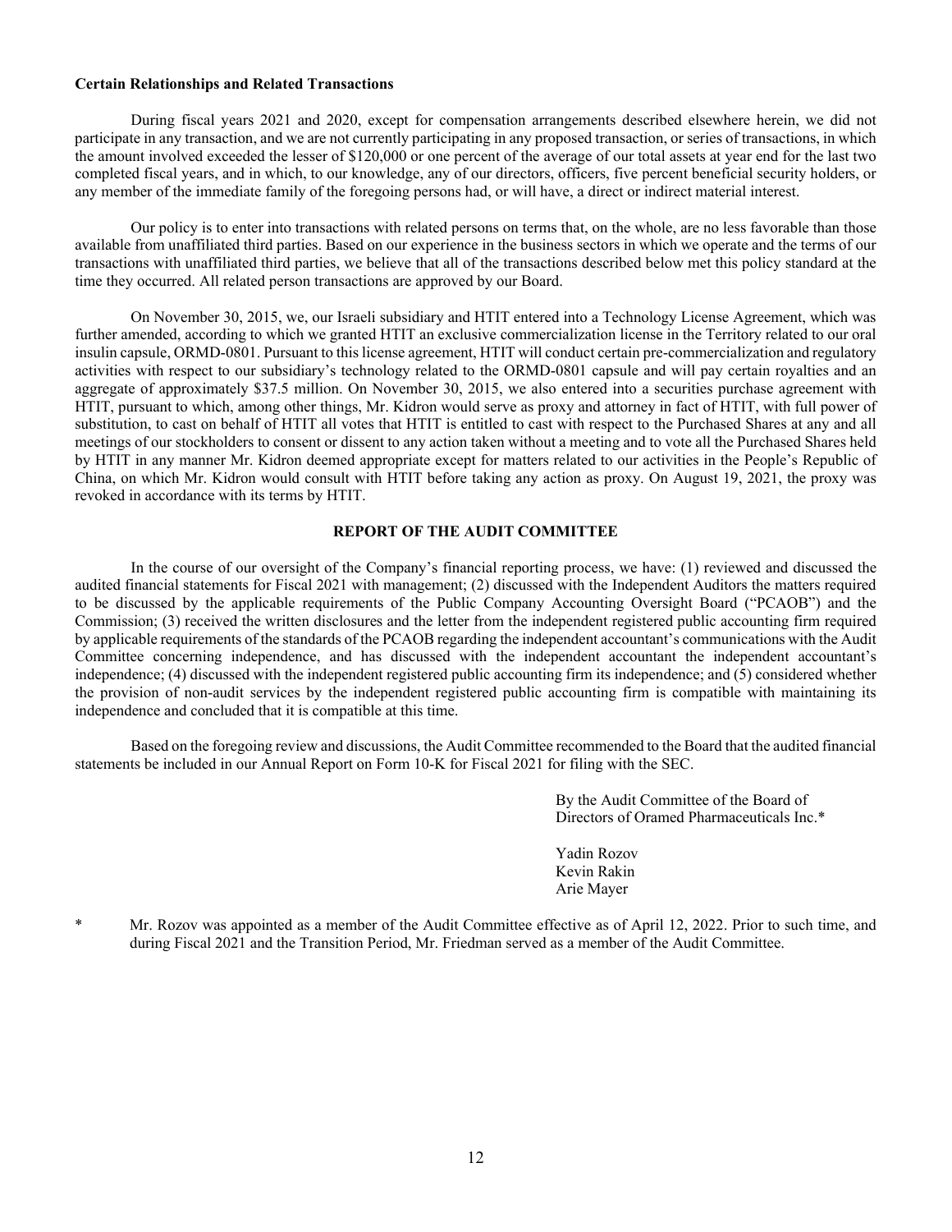**Certain Relationships and Related Transactions**

During fiscal years 2021 and 2020, except for compensation arrangements described elsewhere herein, we did not participate in any transaction, and we are not currently participating in any proposed transaction, or series of transactions, in which the amount involved exceeded the lesser of $120,000 or one percent of the average of our total assets at year end for the last two completed fiscal years, and in which, to our knowledge, any of our directors, officers, five percent beneficial security holders, or any member of the immediate family of the foregoing persons had, or will have, a direct or indirect material interest.

Our policy is to enter into transactions with related persons on terms that, on the whole, are no less favorable than those available from unaffiliated third parties. Based on our experience in the business sectors in which we operate and the terms of our transactions with unaffiliated third parties, we believe that all of the transactions described below met this policy standard at the time they occurred. All related person transactions are approved by our Board.

On November 30, 2015, we, our Israeli subsidiary and HTIT entered into a Technology License Agreement, which was further amended, according to which we granted HTIT an exclusive commercialization license in the Territory related to our oral insulin capsule, ORMD-0801. Pursuant to this license agreement, HTIT will conduct certain pre-commercialization and regulatory activities with respect to our subsidiary's technology related to the ORMD-0801 capsule and will pay certain royalties and an aggregate of approximately $37.5 million. On November 30, 2015, we also entered into a securities purchase agreement with HTIT, pursuant to which, among other things, Mr. Kidron would serve as proxy and attorney in fact of HTIT, with full power of substitution, to cast on behalf of HTIT all votes that HTIT is entitled to cast with respect to the Purchased Shares at any and all meetings of our stockholders to consent or dissent to any action taken without a meeting and to vote all the Purchased Shares held by HTIT in any manner Mr. Kidron deemed appropriate except for matters related to our activities in the People's Republic of China, on which Mr. Kidron would consult with HTIT before taking any action as proxy. On August 19, 2021, the proxy was revoked in accordance with its terms by HTIT.

## REPORT OF THE AUDIT COMMITTEE

In the course of our oversight of the Company's financial reporting process, we have: (1) reviewed and discussed the audited financial statements for Fiscal 2021 with management; (2) discussed with the Independent Auditors the matters required to be discussed by the applicable requirements of the Public Company Accounting Oversight Board ("PCAOB") and the Commission; (3) received the written disclosures and the letter from the independent registered public accounting firm required by applicable requirements of the standards of the PCAOB regarding the independent accountant's communications with the Audit Committee concerning independence, and has discussed with the independent accountant the independent accountant's independence; (4) discussed with the independent registered public accounting firm its independence; and (5) considered whether the provision of non-audit services by the independent registered public accounting firm is compatible with maintaining its independence and concluded that it is compatible at this time.

Based on the foregoing review and discussions, the Audit Committee recommended to the Board that the audited financial statements be included in our Annual Report on Form 10-K for Fiscal 2021 for filing with the SEC.

By the Audit Committee of the Board of Directors of Oramed Pharmaceuticals Inc.*

Yadin Rozov
Kevin Rakin
Arie Mayer

\* Mr. Rozov was appointed as a member of the Audit Committee effective as of April 12, 2022. Prior to such time, and during Fiscal 2021 and the Transition Period, Mr. Friedman served as a member of the Audit Committee.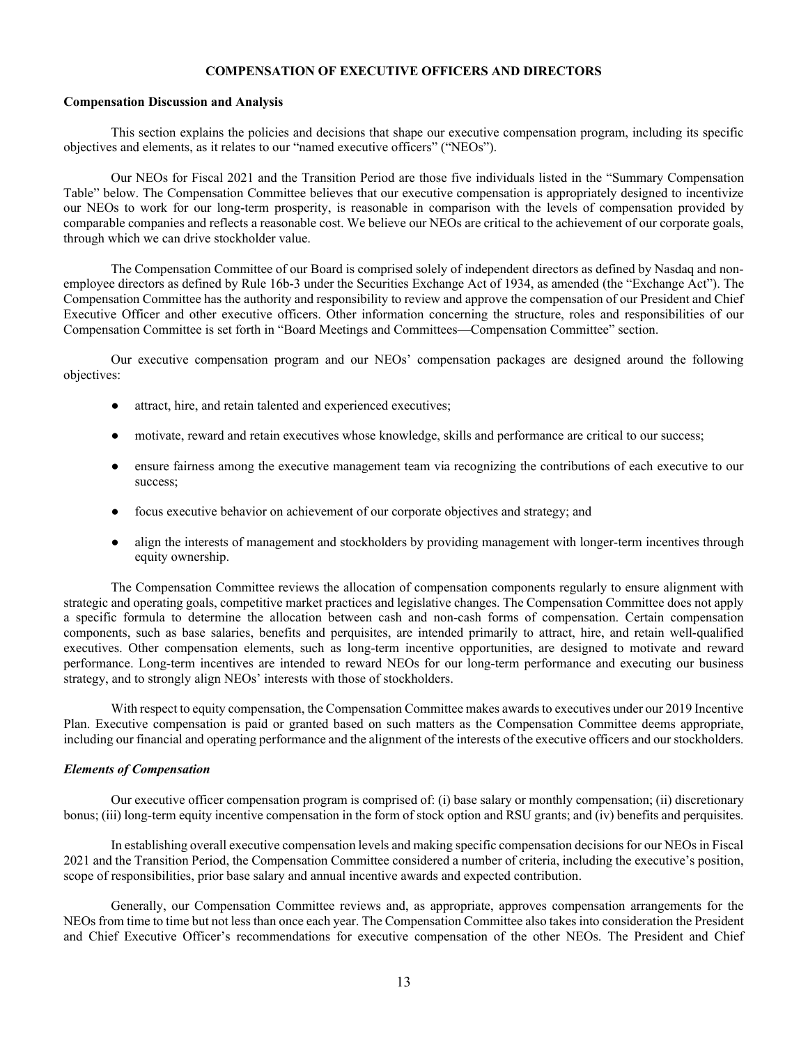## COMPENSATION OF EXECUTIVE OFFICERS AND DIRECTORS

### Compensation Discussion and Analysis

This section explains the policies and decisions that shape our executive compensation program, including its specific objectives and elements, as it relates to our "named executive officers" ("NEOs").

Our NEOs for Fiscal 2021 and the Transition Period are those five individuals listed in the "Summary Compensation Table" below. The Compensation Committee believes that our executive compensation is appropriately designed to incentivize our NEOs to work for our long-term prosperity, is reasonable in comparison with the levels of compensation provided by comparable companies and reflects a reasonable cost. We believe our NEOs are critical to the achievement of our corporate goals, through which we can drive stockholder value.

The Compensation Committee of our Board is comprised solely of independent directors as defined by Nasdaq and non-employee directors as defined by Rule 16b-3 under the Securities Exchange Act of 1934, as amended (the "Exchange Act"). The Compensation Committee has the authority and responsibility to review and approve the compensation of our President and Chief Executive Officer and other executive officers. Other information concerning the structure, roles and responsibilities of our Compensation Committee is set forth in "Board Meetings and Committees—Compensation Committee" section.

Our executive compensation program and our NEOs' compensation packages are designed around the following objectives:

- attract, hire, and retain talented and experienced executives;
- motivate, reward and retain executives whose knowledge, skills and performance are critical to our success;
- ensure fairness among the executive management team via recognizing the contributions of each executive to our success;
- focus executive behavior on achievement of our corporate objectives and strategy; and
- align the interests of management and stockholders by providing management with longer-term incentives through equity ownership.

The Compensation Committee reviews the allocation of compensation components regularly to ensure alignment with strategic and operating goals, competitive market practices and legislative changes. The Compensation Committee does not apply a specific formula to determine the allocation between cash and non-cash forms of compensation. Certain compensation components, such as base salaries, benefits and perquisites, are intended primarily to attract, hire, and retain well-qualified executives. Other compensation elements, such as long-term incentive opportunities, are designed to motivate and reward performance. Long-term incentives are intended to reward NEOs for our long-term performance and executing our business strategy, and to strongly align NEOs' interests with those of stockholders.

With respect to equity compensation, the Compensation Committee makes awards to executives under our 2019 Incentive Plan. Executive compensation is paid or granted based on such matters as the Compensation Committee deems appropriate, including our financial and operating performance and the alignment of the interests of the executive officers and our stockholders.

#### *Elements of Compensation*

Our executive officer compensation program is comprised of: (i) base salary or monthly compensation; (ii) discretionary bonus; (iii) long-term equity incentive compensation in the form of stock option and RSU grants; and (iv) benefits and perquisites.

In establishing overall executive compensation levels and making specific compensation decisions for our NEOs in Fiscal 2021 and the Transition Period, the Compensation Committee considered a number of criteria, including the executive's position, scope of responsibilities, prior base salary and annual incentive awards and expected contribution.

Generally, our Compensation Committee reviews and, as appropriate, approves compensation arrangements for the NEOs from time to time but not less than once each year. The Compensation Committee also takes into consideration the President and Chief Executive Officer's recommendations for executive compensation of the other NEOs. The President and Chief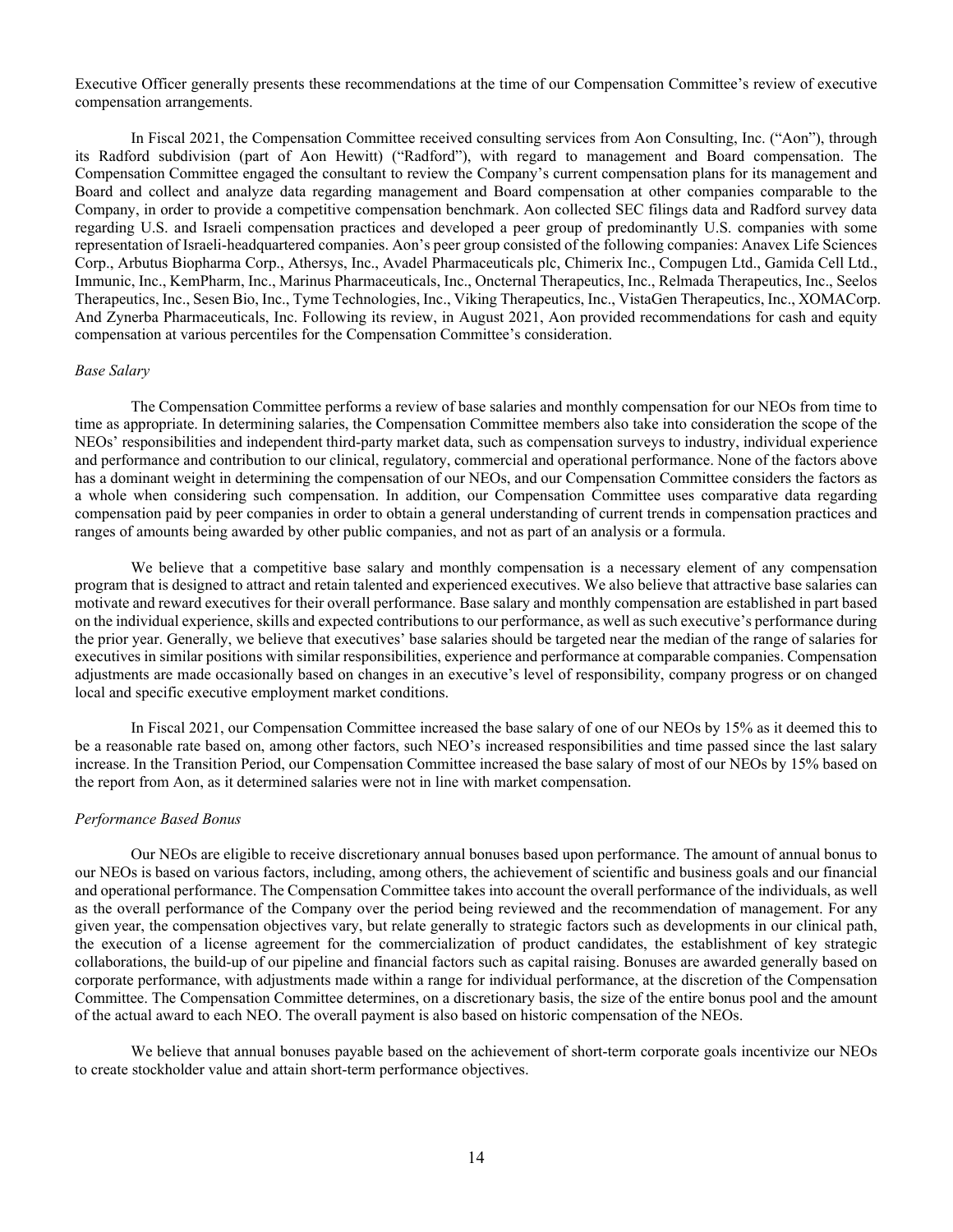Executive Officer generally presents these recommendations at the time of our Compensation Committee's review of executive compensation arrangements.

In Fiscal 2021, the Compensation Committee received consulting services from Aon Consulting, Inc. ("Aon"), through its Radford subdivision (part of Aon Hewitt) ("Radford"), with regard to management and Board compensation. The Compensation Committee engaged the consultant to review the Company's current compensation plans for its management and Board and collect and analyze data regarding management and Board compensation at other companies comparable to the Company, in order to provide a competitive compensation benchmark. Aon collected SEC filings data and Radford survey data regarding U.S. and Israeli compensation practices and developed a peer group of predominantly U.S. companies with some representation of Israeli-headquartered companies. Aon's peer group consisted of the following companies: Anavex Life Sciences Corp., Arbutus Biopharma Corp., Athersys, Inc., Avadel Pharmaceuticals plc, Chimerix Inc., Compugen Ltd., Gamida Cell Ltd., Immunic, Inc., KemPharm, Inc., Marinus Pharmaceuticals, Inc., Oncternal Therapeutics, Inc., Relmada Therapeutics, Inc., Seelos Therapeutics, Inc., Sesen Bio, Inc., Tyme Technologies, Inc., Viking Therapeutics, Inc., VistaGen Therapeutics, Inc., XOMACorp. And Zynerba Pharmaceuticals, Inc. Following its review, in August 2021, Aon provided recommendations for cash and equity compensation at various percentiles for the Compensation Committee's consideration.

*Base Salary*

The Compensation Committee performs a review of base salaries and monthly compensation for our NEOs from time to time as appropriate. In determining salaries, the Compensation Committee members also take into consideration the scope of the NEOs' responsibilities and independent third-party market data, such as compensation surveys to industry, individual experience and performance and contribution to our clinical, regulatory, commercial and operational performance. None of the factors above has a dominant weight in determining the compensation of our NEOs, and our Compensation Committee considers the factors as a whole when considering such compensation. In addition, our Compensation Committee uses comparative data regarding compensation paid by peer companies in order to obtain a general understanding of current trends in compensation practices and ranges of amounts being awarded by other public companies, and not as part of an analysis or a formula.

We believe that a competitive base salary and monthly compensation is a necessary element of any compensation program that is designed to attract and retain talented and experienced executives. We also believe that attractive base salaries can motivate and reward executives for their overall performance. Base salary and monthly compensation are established in part based on the individual experience, skills and expected contributions to our performance, as well as such executive's performance during the prior year. Generally, we believe that executives' base salaries should be targeted near the median of the range of salaries for executives in similar positions with similar responsibilities, experience and performance at comparable companies. Compensation adjustments are made occasionally based on changes in an executive's level of responsibility, company progress or on changed local and specific executive employment market conditions.

In Fiscal 2021, our Compensation Committee increased the base salary of one of our NEOs by 15% as it deemed this to be a reasonable rate based on, among other factors, such NEO's increased responsibilities and time passed since the last salary increase. In the Transition Period, our Compensation Committee increased the base salary of most of our NEOs by 15% based on the report from Aon, as it determined salaries were not in line with market compensation.

*Performance Based Bonus*

Our NEOs are eligible to receive discretionary annual bonuses based upon performance. The amount of annual bonus to our NEOs is based on various factors, including, among others, the achievement of scientific and business goals and our financial and operational performance. The Compensation Committee takes into account the overall performance of the individuals, as well as the overall performance of the Company over the period being reviewed and the recommendation of management. For any given year, the compensation objectives vary, but relate generally to strategic factors such as developments in our clinical path, the execution of a license agreement for the commercialization of product candidates, the establishment of key strategic collaborations, the build-up of our pipeline and financial factors such as capital raising. Bonuses are awarded generally based on corporate performance, with adjustments made within a range for individual performance, at the discretion of the Compensation Committee. The Compensation Committee determines, on a discretionary basis, the size of the entire bonus pool and the amount of the actual award to each NEO. The overall payment is also based on historic compensation of the NEOs.

We believe that annual bonuses payable based on the achievement of short-term corporate goals incentivize our NEOs to create stockholder value and attain short-term performance objectives.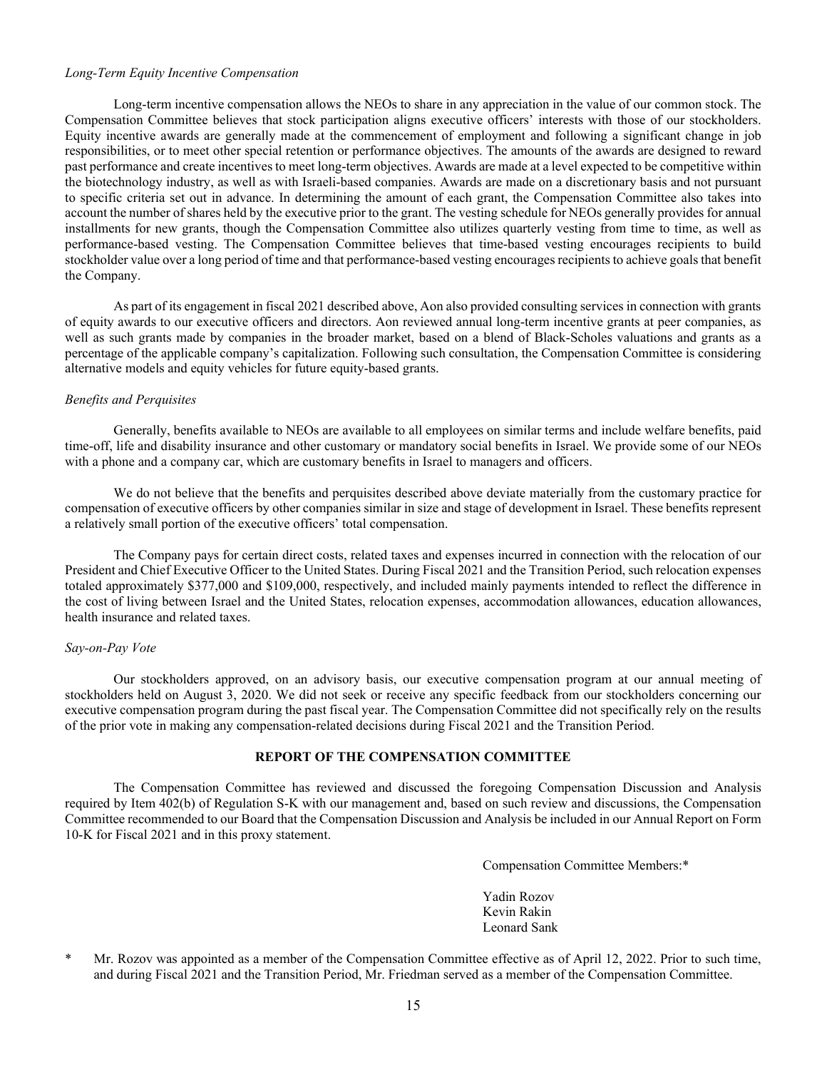*Long-Term Equity Incentive Compensation*

Long-term incentive compensation allows the NEOs to share in any appreciation in the value of our common stock. The Compensation Committee believes that stock participation aligns executive officers' interests with those of our stockholders. Equity incentive awards are generally made at the commencement of employment and following a significant change in job responsibilities, or to meet other special retention or performance objectives. The amounts of the awards are designed to reward past performance and create incentives to meet long-term objectives. Awards are made at a level expected to be competitive within the biotechnology industry, as well as with Israeli-based companies. Awards are made on a discretionary basis and not pursuant to specific criteria set out in advance. In determining the amount of each grant, the Compensation Committee also takes into account the number of shares held by the executive prior to the grant. The vesting schedule for NEOs generally provides for annual installments for new grants, though the Compensation Committee also utilizes quarterly vesting from time to time, as well as performance-based vesting. The Compensation Committee believes that time-based vesting encourages recipients to build stockholder value over a long period of time and that performance-based vesting encourages recipients to achieve goals that benefit the Company.

As part of its engagement in fiscal 2021 described above, Aon also provided consulting services in connection with grants of equity awards to our executive officers and directors. Aon reviewed annual long-term incentive grants at peer companies, as well as such grants made by companies in the broader market, based on a blend of Black-Scholes valuations and grants as a percentage of the applicable company's capitalization. Following such consultation, the Compensation Committee is considering alternative models and equity vehicles for future equity-based grants.

*Benefits and Perquisites*

Generally, benefits available to NEOs are available to all employees on similar terms and include welfare benefits, paid time-off, life and disability insurance and other customary or mandatory social benefits in Israel. We provide some of our NEOs with a phone and a company car, which are customary benefits in Israel to managers and officers.

We do not believe that the benefits and perquisites described above deviate materially from the customary practice for compensation of executive officers by other companies similar in size and stage of development in Israel. These benefits represent a relatively small portion of the executive officers' total compensation.

The Company pays for certain direct costs, related taxes and expenses incurred in connection with the relocation of our President and Chief Executive Officer to the United States. During Fiscal 2021 and the Transition Period, such relocation expenses totaled approximately $377,000 and $109,000, respectively, and included mainly payments intended to reflect the difference in the cost of living between Israel and the United States, relocation expenses, accommodation allowances, education allowances, health insurance and related taxes.

*Say-on-Pay Vote*

Our stockholders approved, on an advisory basis, our executive compensation program at our annual meeting of stockholders held on August 3, 2020. We did not seek or receive any specific feedback from our stockholders concerning our executive compensation program during the past fiscal year. The Compensation Committee did not specifically rely on the results of the prior vote in making any compensation-related decisions during Fiscal 2021 and the Transition Period.

## REPORT OF THE COMPENSATION COMMITTEE

The Compensation Committee has reviewed and discussed the foregoing Compensation Discussion and Analysis required by Item 402(b) of Regulation S-K with our management and, based on such review and discussions, the Compensation Committee recommended to our Board that the Compensation Discussion and Analysis be included in our Annual Report on Form 10-K for Fiscal 2021 and in this proxy statement.

Compensation Committee Members:*

Yadin Rozov
Kevin Rakin
Leonard Sank

\* Mr. Rozov was appointed as a member of the Compensation Committee effective as of April 12, 2022. Prior to such time, and during Fiscal 2021 and the Transition Period, Mr. Friedman served as a member of the Compensation Committee.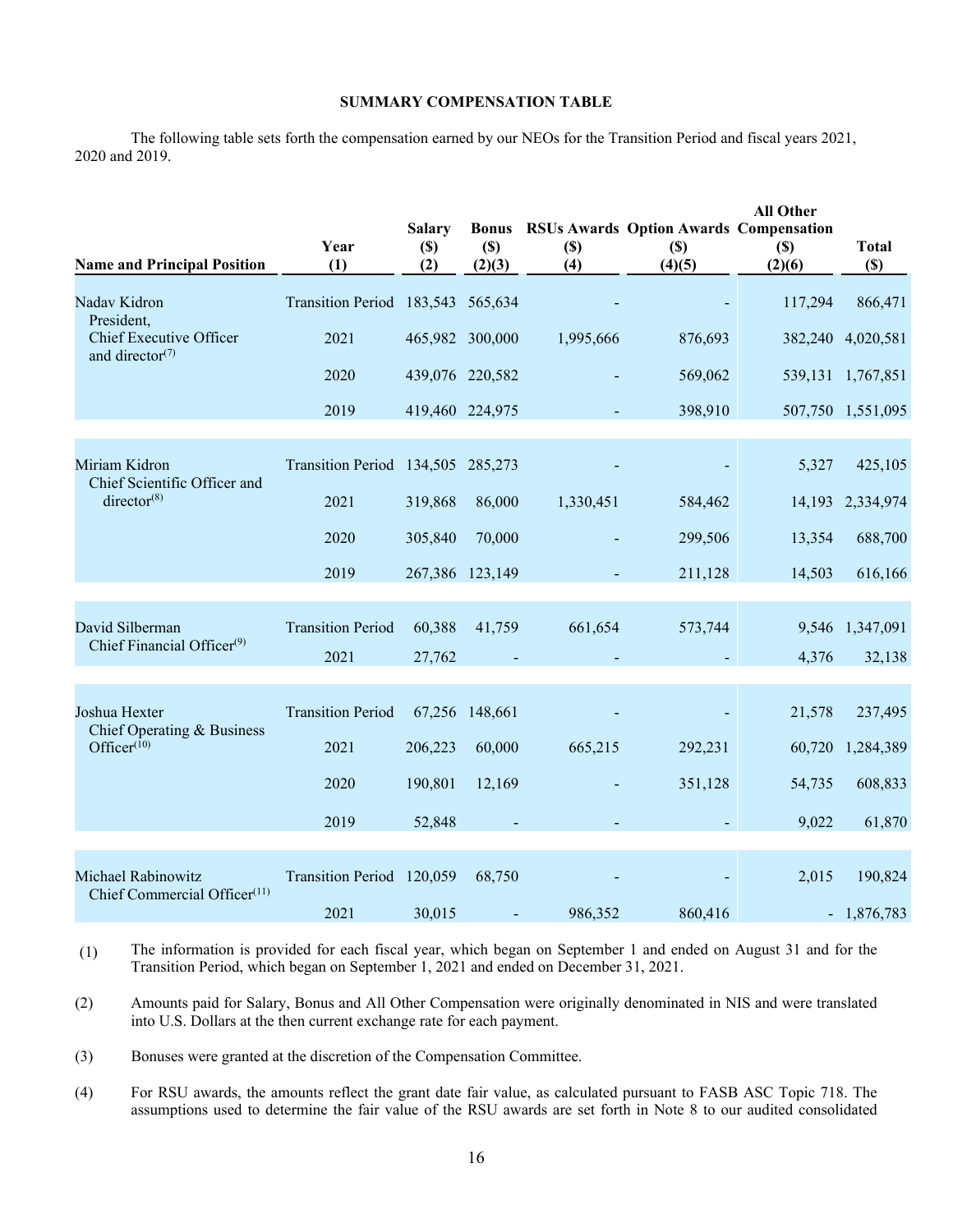## SUMMARY COMPENSATION TABLE

The following table sets forth the compensation earned by our NEOs for the Transition Period and fiscal years 2021, 2020 and 2019.

| Name and Principal Position | Year (1) | Salary ($) (2) | Bonus ($) (2)(3) | RSUs Awards ($) (4) | Option Awards ($) (4)(5) | All Other Compensation ($) (2)(6) | Total ($) |
|---|---|---|---|---|---|---|---|
| Nadav Kidron President, Chief Executive Officer and director(7) | Transition Period | 183,543 | 565,634 | - | - | 117,294 | 866,471 |
| | 2021 | 465,982 | 300,000 | 1,995,666 | 876,693 | 382,240 | 4,020,581 |
| | 2020 | 439,076 | 220,582 | - | 569,062 | 539,131 | 1,767,851 |
| | 2019 | 419,460 | 224,975 | - | 398,910 | 507,750 | 1,551,095 |
| Miriam Kidron Chief Scientific Officer and director(8) | Transition Period | 134,505 | 285,273 | - | - | 5,327 | 425,105 |
| | 2021 | 319,868 | 86,000 | 1,330,451 | 584,462 | 14,193 | 2,334,974 |
| | 2020 | 305,840 | 70,000 | - | 299,506 | 13,354 | 688,700 |
| | 2019 | 267,386 | 123,149 | - | 211,128 | 14,503 | 616,166 |
| David Silberman Chief Financial Officer(9) | Transition Period | 60,388 | 41,759 | 661,654 | 573,744 | 9,546 | 1,347,091 |
| | 2021 | 27,762 | - | - | - | 4,376 | 32,138 |
| Joshua Hexter Chief Operating & Business Officer(10) | Transition Period | 67,256 | 148,661 | - | - | 21,578 | 237,495 |
| | 2021 | 206,223 | 60,000 | 665,215 | 292,231 | 60,720 | 1,284,389 |
| | 2020 | 190,801 | 12,169 | - | 351,128 | 54,735 | 608,833 |
| | 2019 | 52,848 | - | - | - | 9,022 | 61,870 |
| Michael Rabinowitz Chief Commercial Officer(11) | Transition Period | 120,059 | 68,750 | - | - | 2,015 | 190,824 |
| | 2021 | 30,015 | - | 986,352 | 860,416 | - | 1,876,783 |

(1) The information is provided for each fiscal year, which began on September 1 and ended on August 31 and for the Transition Period, which began on September 1, 2021 and ended on December 31, 2021.

(2) Amounts paid for Salary, Bonus and All Other Compensation were originally denominated in NIS and were translated into U.S. Dollars at the then current exchange rate for each payment.

(3) Bonuses were granted at the discretion of the Compensation Committee.

(4) For RSU awards, the amounts reflect the grant date fair value, as calculated pursuant to FASB ASC Topic 718. The assumptions used to determine the fair value of the RSU awards are set forth in Note 8 to our audited consolidated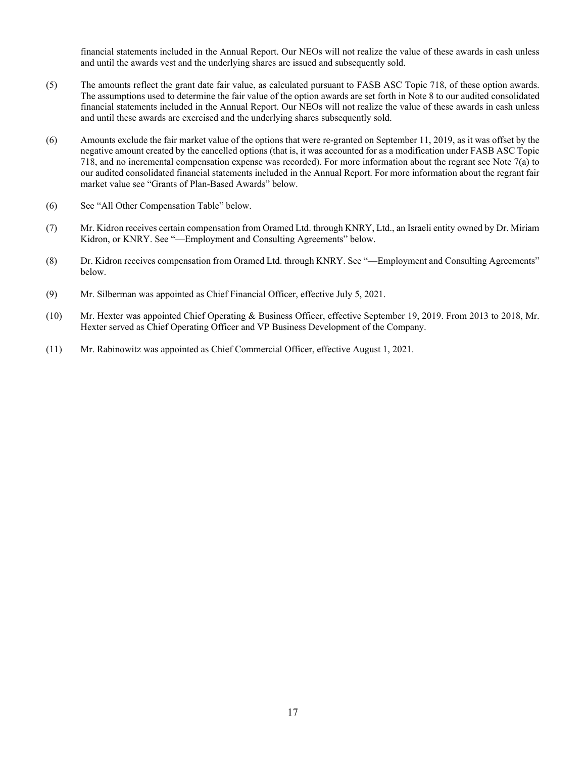financial statements included in the Annual Report. Our NEOs will not realize the value of these awards in cash unless and until the awards vest and the underlying shares are issued and subsequently sold.

(5) The amounts reflect the grant date fair value, as calculated pursuant to FASB ASC Topic 718, of these option awards. The assumptions used to determine the fair value of the option awards are set forth in Note 8 to our audited consolidated financial statements included in the Annual Report. Our NEOs will not realize the value of these awards in cash unless and until these awards are exercised and the underlying shares subsequently sold.

(6) Amounts exclude the fair market value of the options that were re-granted on September 11, 2019, as it was offset by the negative amount created by the cancelled options (that is, it was accounted for as a modification under FASB ASC Topic 718, and no incremental compensation expense was recorded). For more information about the regrant see Note 7(a) to our audited consolidated financial statements included in the Annual Report. For more information about the regrant fair market value see "Grants of Plan-Based Awards" below.

(6) See "All Other Compensation Table" below.

(7) Mr. Kidron receives certain compensation from Oramed Ltd. through KNRY, Ltd., an Israeli entity owned by Dr. Miriam Kidron, or KNRY. See "—Employment and Consulting Agreements" below.

(8) Dr. Kidron receives compensation from Oramed Ltd. through KNRY. See "—Employment and Consulting Agreements" below.

(9) Mr. Silberman was appointed as Chief Financial Officer, effective July 5, 2021.

(10) Mr. Hexter was appointed Chief Operating & Business Officer, effective September 19, 2019. From 2013 to 2018, Mr. Hexter served as Chief Operating Officer and VP Business Development of the Company.

(11) Mr. Rabinowitz was appointed as Chief Commercial Officer, effective August 1, 2021.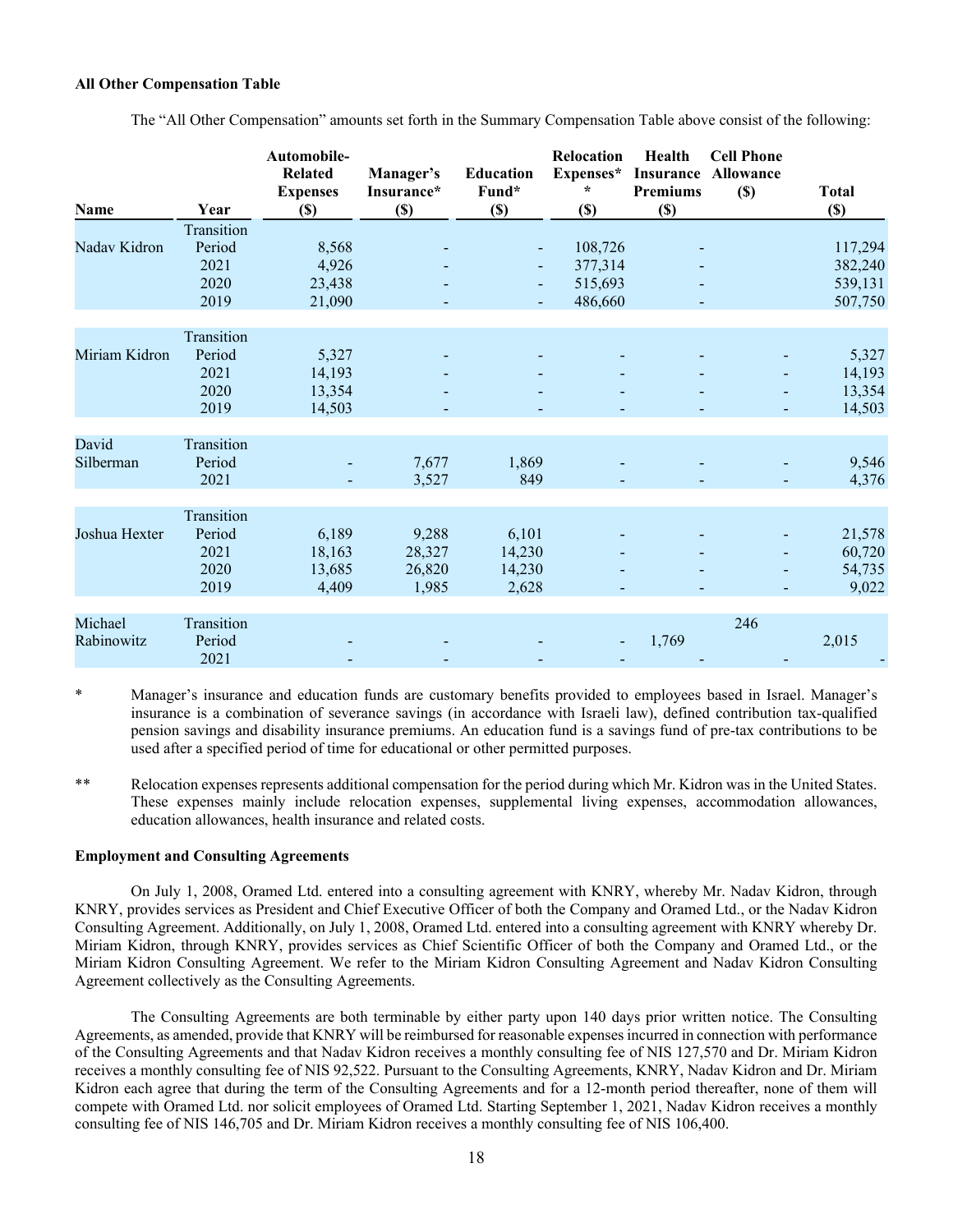**All Other Compensation Table**

The "All Other Compensation" amounts set forth in the Summary Compensation Table above consist of the following:

| Name | Year | Automobile-Related Expenses ($) | Manager's Insurance* ($) | Education Fund* ($) | Relocation Expenses** ($) | Health Insurance Premiums ($) | Cell Phone Allowance ($) | Total ($) |
|---|---|---|---|---|---|---|---|---|
| Nadav Kidron | Transition Period | 8,568 | - | - | 108,726 | - | | 117,294 |
| | 2021 | 4,926 | - | - | 377,314 | - | | 382,240 |
| | 2020 | 23,438 | - | - | 515,693 | - | | 539,131 |
| | 2019 | 21,090 | - | - | 486,660 | - | | 507,750 |
| Miriam Kidron | Transition Period | 5,327 | - | - | - | - | - | 5,327 |
| | 2021 | 14,193 | - | - | - | - | - | 14,193 |
| | 2020 | 13,354 | - | - | - | - | - | 13,354 |
| | 2019 | 14,503 | - | - | - | - | - | 14,503 |
| David Silberman | Transition Period | - | 7,677 | 1,869 | - | - | - | 9,546 |
| | 2021 | - | 3,527 | 849 | - | - | - | 4,376 |
| Joshua Hexter | Transition Period | 6,189 | 9,288 | 6,101 | - | - | - | 21,578 |
| | 2021 | 18,163 | 28,327 | 14,230 | - | - | - | 60,720 |
| | 2020 | 13,685 | 26,820 | 14,230 | - | - | - | 54,735 |
| | 2019 | 4,409 | 1,985 | 2,628 | - | - | - | 9,022 |
| Michael Rabinowitz | Transition Period | - | - | - | - | 1,769 | 246 | 2,015 |
| | 2021 | - | - | - | - | - | - | - |

\* Manager's insurance and education funds are customary benefits provided to employees based in Israel. Manager's insurance is a combination of severance savings (in accordance with Israeli law), defined contribution tax-qualified pension savings and disability insurance premiums. An education fund is a savings fund of pre-tax contributions to be used after a specified period of time for educational or other permitted purposes.

\*\* Relocation expenses represents additional compensation for the period during which Mr. Kidron was in the United States. These expenses mainly include relocation expenses, supplemental living expenses, accommodation allowances, education allowances, health insurance and related costs.

**Employment and Consulting Agreements**

On July 1, 2008, Oramed Ltd. entered into a consulting agreement with KNRY, whereby Mr. Nadav Kidron, through KNRY, provides services as President and Chief Executive Officer of both the Company and Oramed Ltd., or the Nadav Kidron Consulting Agreement. Additionally, on July 1, 2008, Oramed Ltd. entered into a consulting agreement with KNRY whereby Dr. Miriam Kidron, through KNRY, provides services as Chief Scientific Officer of both the Company and Oramed Ltd., or the Miriam Kidron Consulting Agreement. We refer to the Miriam Kidron Consulting Agreement and Nadav Kidron Consulting Agreement collectively as the Consulting Agreements.

The Consulting Agreements are both terminable by either party upon 140 days prior written notice. The Consulting Agreements, as amended, provide that KNRY will be reimbursed for reasonable expenses incurred in connection with performance of the Consulting Agreements and that Nadav Kidron receives a monthly consulting fee of NIS 127,570 and Dr. Miriam Kidron receives a monthly consulting fee of NIS 92,522. Pursuant to the Consulting Agreements, KNRY, Nadav Kidron and Dr. Miriam Kidron each agree that during the term of the Consulting Agreements and for a 12-month period thereafter, none of them will compete with Oramed Ltd. nor solicit employees of Oramed Ltd. Starting September 1, 2021, Nadav Kidron receives a monthly consulting fee of NIS 146,705 and Dr. Miriam Kidron receives a monthly consulting fee of NIS 106,400.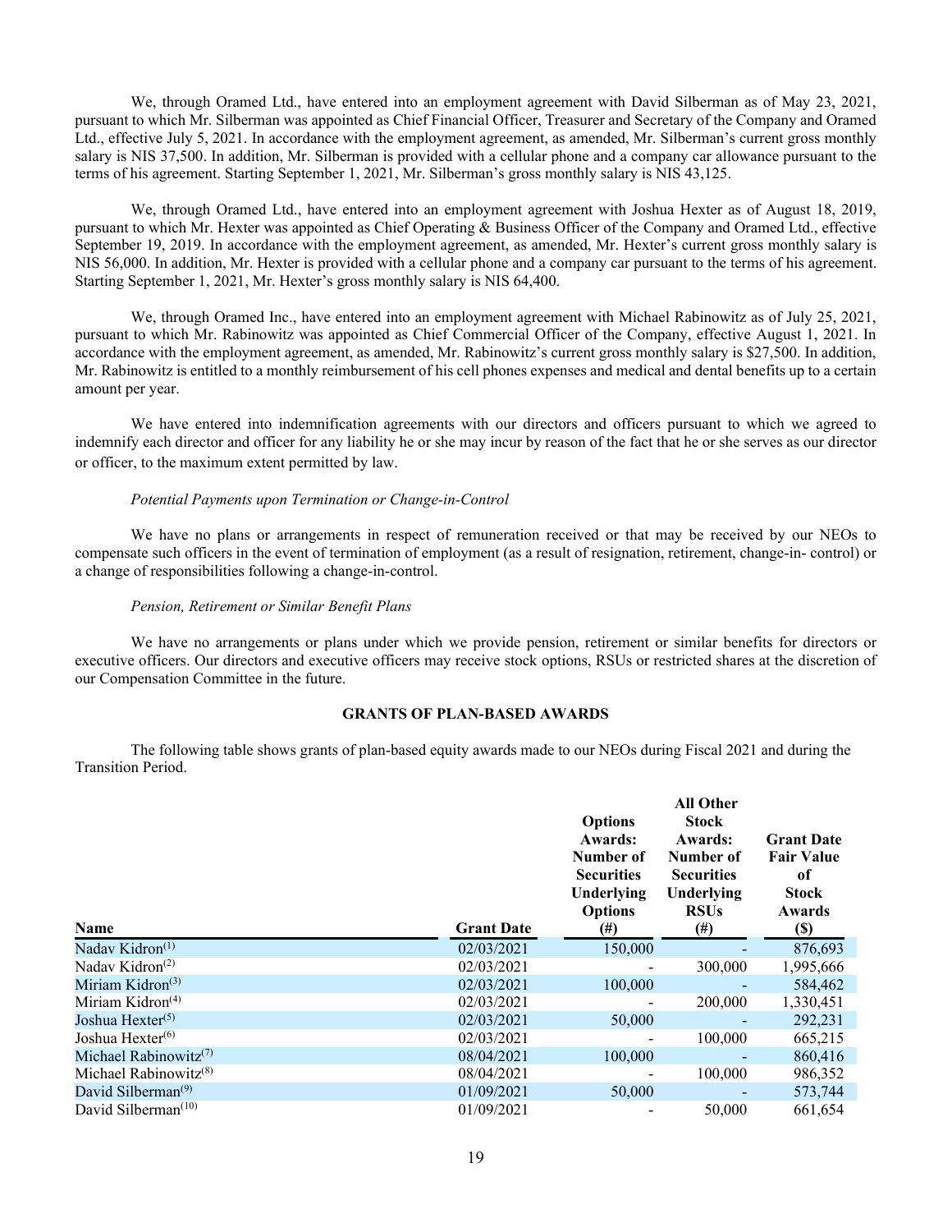We, through Oramed Ltd., have entered into an employment agreement with David Silberman as of May 23, 2021, pursuant to which Mr. Silberman was appointed as Chief Financial Officer, Treasurer and Secretary of the Company and Oramed Ltd., effective July 5, 2021. In accordance with the employment agreement, as amended, Mr. Silberman's current gross monthly salary is NIS 37,500. In addition, Mr. Silberman is provided with a cellular phone and a company car allowance pursuant to the terms of his agreement. Starting September 1, 2021, Mr. Silberman's gross monthly salary is NIS 43,125.

We, through Oramed Ltd., have entered into an employment agreement with Joshua Hexter as of August 18, 2019, pursuant to which Mr. Hexter was appointed as Chief Operating & Business Officer of the Company and Oramed Ltd., effective September 19, 2019. In accordance with the employment agreement, as amended, Mr. Hexter's current gross monthly salary is NIS 56,000. In addition, Mr. Hexter is provided with a cellular phone and a company car pursuant to the terms of his agreement. Starting September 1, 2021, Mr. Hexter's gross monthly salary is NIS 64,400.

We, through Oramed Inc., have entered into an employment agreement with Michael Rabinowitz as of July 25, 2021, pursuant to which Mr. Rabinowitz was appointed as Chief Commercial Officer of the Company, effective August 1, 2021. In accordance with the employment agreement, as amended, Mr. Rabinowitz's current gross monthly salary is $27,500. In addition, Mr. Rabinowitz is entitled to a monthly reimbursement of his cell phones expenses and medical and dental benefits up to a certain amount per year.

We have entered into indemnification agreements with our directors and officers pursuant to which we agreed to indemnify each director and officer for any liability he or she may incur by reason of the fact that he or she serves as our director or officer, to the maximum extent permitted by law.

*Potential Payments upon Termination or Change-in-Control*

We have no plans or arrangements in respect of remuneration received or that may be received by our NEOs to compensate such officers in the event of termination of employment (as a result of resignation, retirement, change-in- control) or a change of responsibilities following a change-in-control.

*Pension, Retirement or Similar Benefit Plans*

We have no arrangements or plans under which we provide pension, retirement or similar benefits for directors or executive officers. Our directors and executive officers may receive stock options, RSUs or restricted shares at the discretion of our Compensation Committee in the future.

**GRANTS OF PLAN-BASED AWARDS**

The following table shows grants of plan-based equity awards made to our NEOs during Fiscal 2021 and during the Transition Period.

| Name | Grant Date | Options Awards: Number of Securities Underlying Options (#) | All Other Stock Awards: Number of Securities Underlying RSUs (#) | Grant Date Fair Value of Stock Awards ($) |
|---|---|---|---|---|
| Nadav Kidron[(1)] | 02/03/2021 | 150,000 | - | 876,693 |
| Nadav Kidron[(2)] | 02/03/2021 | - | 300,000 | 1,995,666 |
| Miriam Kidron[(3)] | 02/03/2021 | 100,000 | - | 584,462 |
| Miriam Kidron[(4)] | 02/03/2021 | - | 200,000 | 1,330,451 |
| Joshua Hexter[(5)] | 02/03/2021 | 50,000 | - | 292,231 |
| Joshua Hexter[(6)] | 02/03/2021 | - | 100,000 | 665,215 |
| Michael Rabinowitz[(7)] | 08/04/2021 | 100,000 | - | 860,416 |
| Michael Rabinowitz[(8)] | 08/04/2021 | - | 100,000 | 986,352 |
| David Silberman[(9)] | 01/09/2021 | 50,000 | - | 573,744 |
| David Silberman[(10)] | 01/09/2021 | - | 50,000 | 661,654 |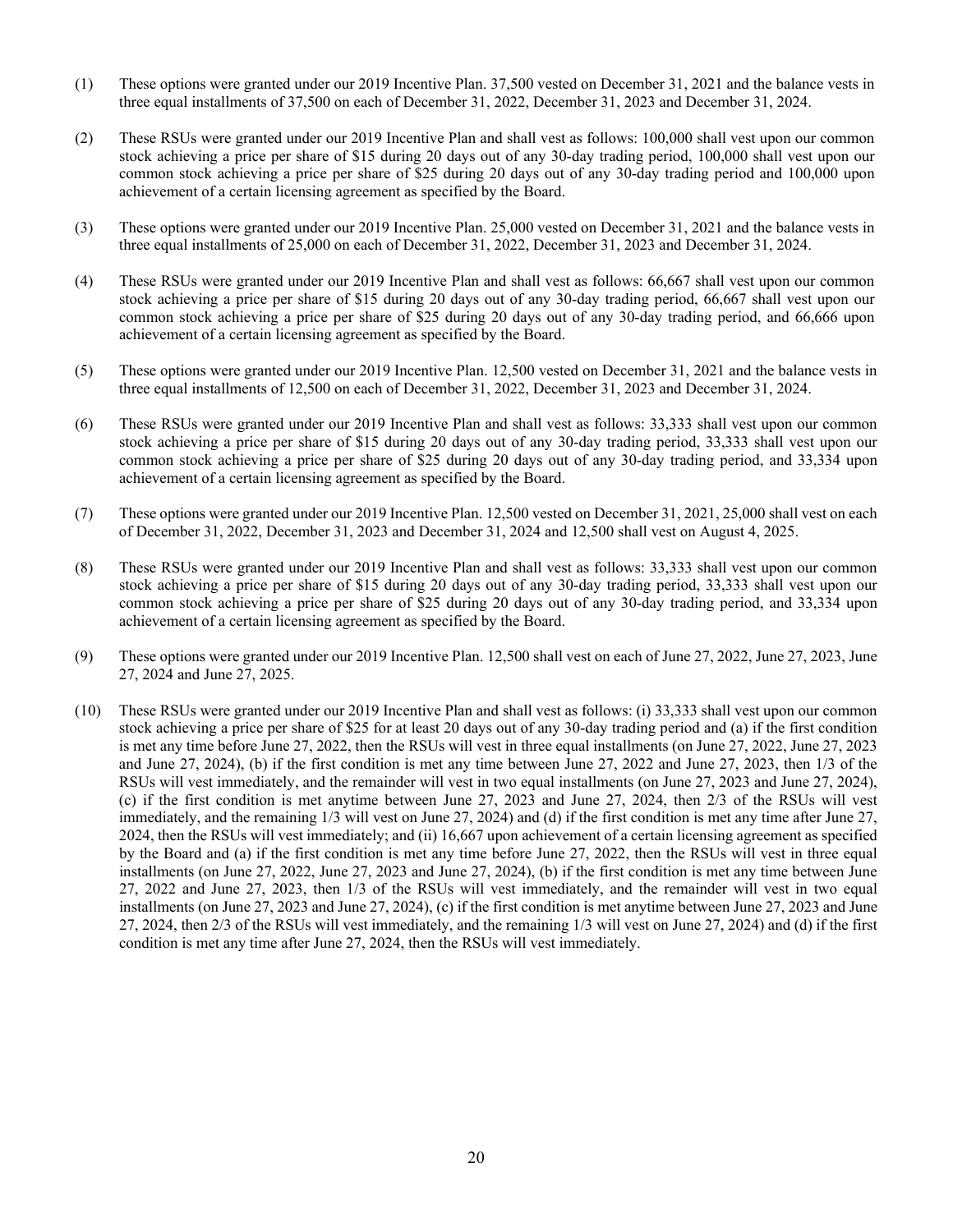(1) These options were granted under our 2019 Incentive Plan. 37,500 vested on December 31, 2021 and the balance vests in three equal installments of 37,500 on each of December 31, 2022, December 31, 2023 and December 31, 2024.

(2) These RSUs were granted under our 2019 Incentive Plan and shall vest as follows: 100,000 shall vest upon our common stock achieving a price per share of $15 during 20 days out of any 30-day trading period, 100,000 shall vest upon our common stock achieving a price per share of $25 during 20 days out of any 30-day trading period and 100,000 upon achievement of a certain licensing agreement as specified by the Board.

(3) These options were granted under our 2019 Incentive Plan. 25,000 vested on December 31, 2021 and the balance vests in three equal installments of 25,000 on each of December 31, 2022, December 31, 2023 and December 31, 2024.

(4) These RSUs were granted under our 2019 Incentive Plan and shall vest as follows: 66,667 shall vest upon our common stock achieving a price per share of $15 during 20 days out of any 30-day trading period, 66,667 shall vest upon our common stock achieving a price per share of $25 during 20 days out of any 30-day trading period, and 66,666 upon achievement of a certain licensing agreement as specified by the Board.

(5) These options were granted under our 2019 Incentive Plan. 12,500 vested on December 31, 2021 and the balance vests in three equal installments of 12,500 on each of December 31, 2022, December 31, 2023 and December 31, 2024.

(6) These RSUs were granted under our 2019 Incentive Plan and shall vest as follows: 33,333 shall vest upon our common stock achieving a price per share of $15 during 20 days out of any 30-day trading period, 33,333 shall vest upon our common stock achieving a price per share of $25 during 20 days out of any 30-day trading period, and 33,334 upon achievement of a certain licensing agreement as specified by the Board.

(7) These options were granted under our 2019 Incentive Plan. 12,500 vested on December 31, 2021, 25,000 shall vest on each of December 31, 2022, December 31, 2023 and December 31, 2024 and 12,500 shall vest on August 4, 2025.

(8) These RSUs were granted under our 2019 Incentive Plan and shall vest as follows: 33,333 shall vest upon our common stock achieving a price per share of $15 during 20 days out of any 30-day trading period, 33,333 shall vest upon our common stock achieving a price per share of $25 during 20 days out of any 30-day trading period, and 33,334 upon achievement of a certain licensing agreement as specified by the Board.

(9) These options were granted under our 2019 Incentive Plan. 12,500 shall vest on each of June 27, 2022, June 27, 2023, June 27, 2024 and June 27, 2025.

(10) These RSUs were granted under our 2019 Incentive Plan and shall vest as follows: (i) 33,333 shall vest upon our common stock achieving a price per share of $25 for at least 20 days out of any 30-day trading period and (a) if the first condition is met any time before June 27, 2022, then the RSUs will vest in three equal installments (on June 27, 2022, June 27, 2023 and June 27, 2024), (b) if the first condition is met any time between June 27, 2022 and June 27, 2023, then 1/3 of the RSUs will vest immediately, and the remainder will vest in two equal installments (on June 27, 2023 and June 27, 2024), (c) if the first condition is met anytime between June 27, 2023 and June 27, 2024, then 2/3 of the RSUs will vest immediately, and the remaining 1/3 will vest on June 27, 2024) and (d) if the first condition is met any time after June 27, 2024, then the RSUs will vest immediately; and (ii) 16,667 upon achievement of a certain licensing agreement as specified by the Board and (a) if the first condition is met any time before June 27, 2022, then the RSUs will vest in three equal installments (on June 27, 2022, June 27, 2023 and June 27, 2024), (b) if the first condition is met any time between June 27, 2022 and June 27, 2023, then 1/3 of the RSUs will vest immediately, and the remainder will vest in two equal installments (on June 27, 2023 and June 27, 2024), (c) if the first condition is met anytime between June 27, 2023 and June 27, 2024, then 2/3 of the RSUs will vest immediately, and the remaining 1/3 will vest on June 27, 2024) and (d) if the first condition is met any time after June 27, 2024, then the RSUs will vest immediately.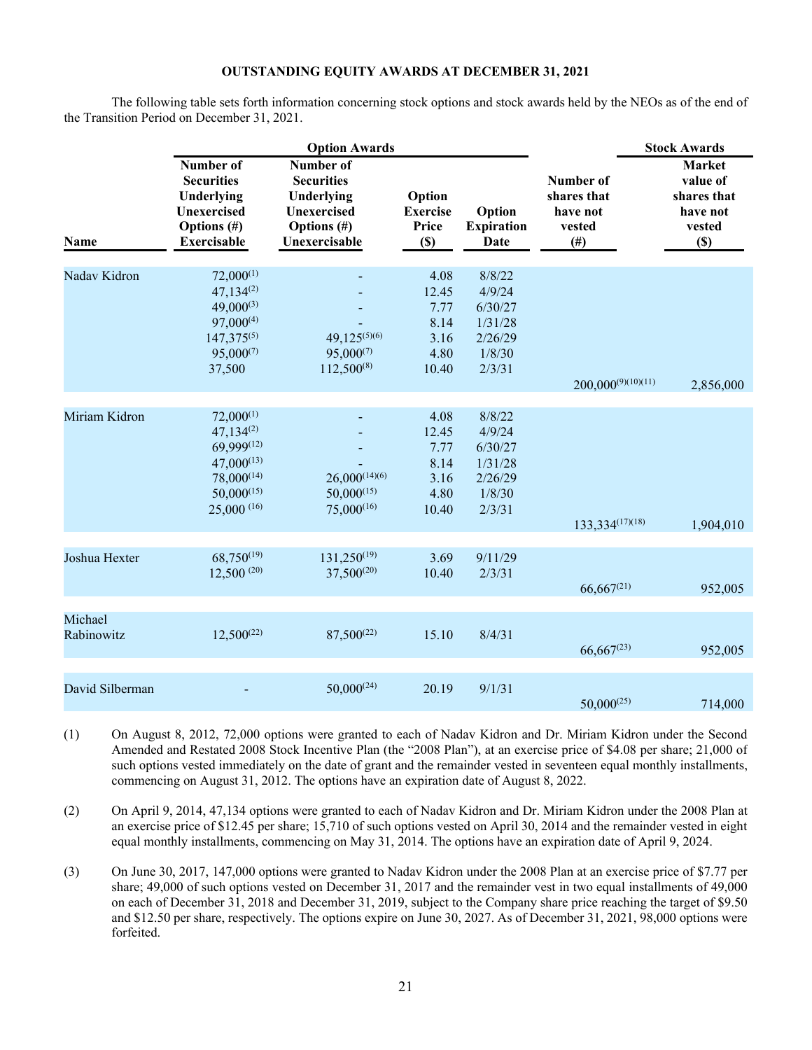## OUTSTANDING EQUITY AWARDS AT DECEMBER 31, 2021

The following table sets forth information concerning stock options and stock awards held by the NEOs as of the end of the Transition Period on December 31, 2021.

| | Option Awards | | | | Stock Awards | |
|---|---|---|---|---|---|---|
| Name | Number of Securities Underlying Unexercised Options (#) Exercisable | Number of Securities Underlying Unexercised Options (#) Unexercisable | Option Exercise Price ($) | Option Expiration Date | Number of shares that have not vested (#) | Market value of shares that have not vested ($) |
| Nadav Kidron | 72,000(1) | - | 4.08 | 8/8/22 | | |
| | 47,134(2) | - | 12.45 | 4/9/24 | | |
| | 49,000(3) | - | 7.77 | 6/30/27 | | |
| | 97,000(4) | - | 8.14 | 1/31/28 | | |
| | 147,375(5) | 49,125(5)(6) | 3.16 | 2/26/29 | | |
| | 95,000(7) | 95,000(7) | 4.80 | 1/8/30 | | |
| | 37,500 | 112,500(8) | 10.40 | 2/3/31 | | |
| | | | | | 200,000(9)(10)(11) | 2,856,000 |
| Miriam Kidron | 72,000(1) | - | 4.08 | 8/8/22 | | |
| | 47,134(2) | - | 12.45 | 4/9/24 | | |
| | 69,999(12) | - | 7.77 | 6/30/27 | | |
| | 47,000(13) | - | 8.14 | 1/31/28 | | |
| | 78,000(14) | 26,000(14)(6) | 3.16 | 2/26/29 | | |
| | 50,000(15) | 50,000(15) | 4.80 | 1/8/30 | | |
| | 25,000 (16) | 75,000(16) | 10.40 | 2/3/31 | | |
| | | | | | 133,334(17)(18) | 1,904,010 |
| Joshua Hexter | 68,750(19) | 131,250(19) | 3.69 | 9/11/29 | | |
| | 12,500 (20) | 37,500(20) | 10.40 | 2/3/31 | | |
| | | | | | 66,667(21) | 952,005 |
| Michael Rabinowitz | 12,500(22) | 87,500(22) | 15.10 | 8/4/31 | | |
| | | | | | 66,667(23) | 952,005 |
| David Silberman | - | 50,000(24) | 20.19 | 9/1/31 | | |
| | | | | | 50,000(25) | 714,000 |

(1) On August 8, 2012, 72,000 options were granted to each of Nadav Kidron and Dr. Miriam Kidron under the Second Amended and Restated 2008 Stock Incentive Plan (the "2008 Plan"), at an exercise price of $4.08 per share; 21,000 of such options vested immediately on the date of grant and the remainder vested in seventeen equal monthly installments, commencing on August 31, 2012. The options have an expiration date of August 8, 2022.

(2) On April 9, 2014, 47,134 options were granted to each of Nadav Kidron and Dr. Miriam Kidron under the 2008 Plan at an exercise price of $12.45 per share; 15,710 of such options vested on April 30, 2014 and the remainder vested in eight equal monthly installments, commencing on May 31, 2014. The options have an expiration date of April 9, 2024.

(3) On June 30, 2017, 147,000 options were granted to Nadav Kidron under the 2008 Plan at an exercise price of $7.77 per share; 49,000 of such options vested on December 31, 2017 and the remainder vest in two equal installments of 49,000 on each of December 31, 2018 and December 31, 2019, subject to the Company share price reaching the target of $9.50 and $12.50 per share, respectively. The options expire on June 30, 2027. As of December 31, 2021, 98,000 options were forfeited.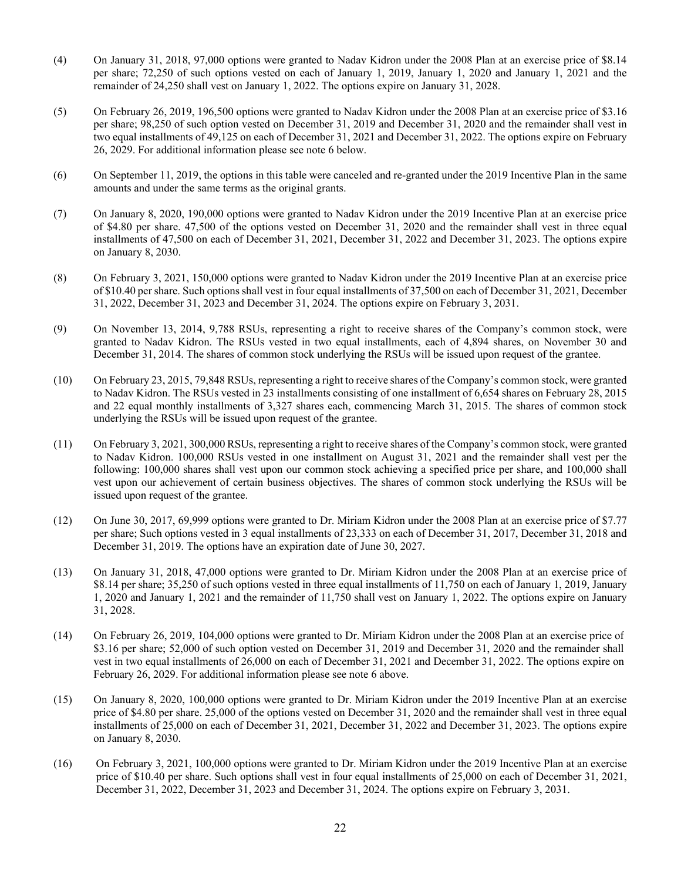(4) On January 31, 2018, 97,000 options were granted to Nadav Kidron under the 2008 Plan at an exercise price of $8.14 per share; 72,250 of such options vested on each of January 1, 2019, January 1, 2020 and January 1, 2021 and the remainder of 24,250 shall vest on January 1, 2022. The options expire on January 31, 2028.

(5) On February 26, 2019, 196,500 options were granted to Nadav Kidron under the 2008 Plan at an exercise price of $3.16 per share; 98,250 of such option vested on December 31, 2019 and December 31, 2020 and the remainder shall vest in two equal installments of 49,125 on each of December 31, 2021 and December 31, 2022. The options expire on February 26, 2029. For additional information please see note 6 below.

(6) On September 11, 2019, the options in this table were canceled and re-granted under the 2019 Incentive Plan in the same amounts and under the same terms as the original grants.

(7) On January 8, 2020, 190,000 options were granted to Nadav Kidron under the 2019 Incentive Plan at an exercise price of $4.80 per share. 47,500 of the options vested on December 31, 2020 and the remainder shall vest in three equal installments of 47,500 on each of December 31, 2021, December 31, 2022 and December 31, 2023. The options expire on January 8, 2030.

(8) On February 3, 2021, 150,000 options were granted to Nadav Kidron under the 2019 Incentive Plan at an exercise price of $10.40 per share. Such options shall vest in four equal installments of 37,500 on each of December 31, 2021, December 31, 2022, December 31, 2023 and December 31, 2024. The options expire on February 3, 2031.

(9) On November 13, 2014, 9,788 RSUs, representing a right to receive shares of the Company's common stock, were granted to Nadav Kidron. The RSUs vested in two equal installments, each of 4,894 shares, on November 30 and December 31, 2014. The shares of common stock underlying the RSUs will be issued upon request of the grantee.

(10) On February 23, 2015, 79,848 RSUs, representing a right to receive shares of the Company's common stock, were granted to Nadav Kidron. The RSUs vested in 23 installments consisting of one installment of 6,654 shares on February 28, 2015 and 22 equal monthly installments of 3,327 shares each, commencing March 31, 2015. The shares of common stock underlying the RSUs will be issued upon request of the grantee.

(11) On February 3, 2021, 300,000 RSUs, representing a right to receive shares of the Company's common stock, were granted to Nadav Kidron. 100,000 RSUs vested in one installment on August 31, 2021 and the remainder shall vest per the following: 100,000 shares shall vest upon our common stock achieving a specified price per share, and 100,000 shall vest upon our achievement of certain business objectives. The shares of common stock underlying the RSUs will be issued upon request of the grantee.

(12) On June 30, 2017, 69,999 options were granted to Dr. Miriam Kidron under the 2008 Plan at an exercise price of $7.77 per share; Such options vested in 3 equal installments of 23,333 on each of December 31, 2017, December 31, 2018 and December 31, 2019. The options have an expiration date of June 30, 2027.

(13) On January 31, 2018, 47,000 options were granted to Dr. Miriam Kidron under the 2008 Plan at an exercise price of $8.14 per share; 35,250 of such options vested in three equal installments of 11,750 on each of January 1, 2019, January 1, 2020 and January 1, 2021 and the remainder of 11,750 shall vest on January 1, 2022. The options expire on January 31, 2028.

(14) On February 26, 2019, 104,000 options were granted to Dr. Miriam Kidron under the 2008 Plan at an exercise price of $3.16 per share; 52,000 of such option vested on December 31, 2019 and December 31, 2020 and the remainder shall vest in two equal installments of 26,000 on each of December 31, 2021 and December 31, 2022. The options expire on February 26, 2029. For additional information please see note 6 above.

(15) On January 8, 2020, 100,000 options were granted to Dr. Miriam Kidron under the 2019 Incentive Plan at an exercise price of $4.80 per share. 25,000 of the options vested on December 31, 2020 and the remainder shall vest in three equal installments of 25,000 on each of December 31, 2021, December 31, 2022 and December 31, 2023. The options expire on January 8, 2030.

(16) On February 3, 2021, 100,000 options were granted to Dr. Miriam Kidron under the 2019 Incentive Plan at an exercise price of $10.40 per share. Such options shall vest in four equal installments of 25,000 on each of December 31, 2021, December 31, 2022, December 31, 2023 and December 31, 2024. The options expire on February 3, 2031.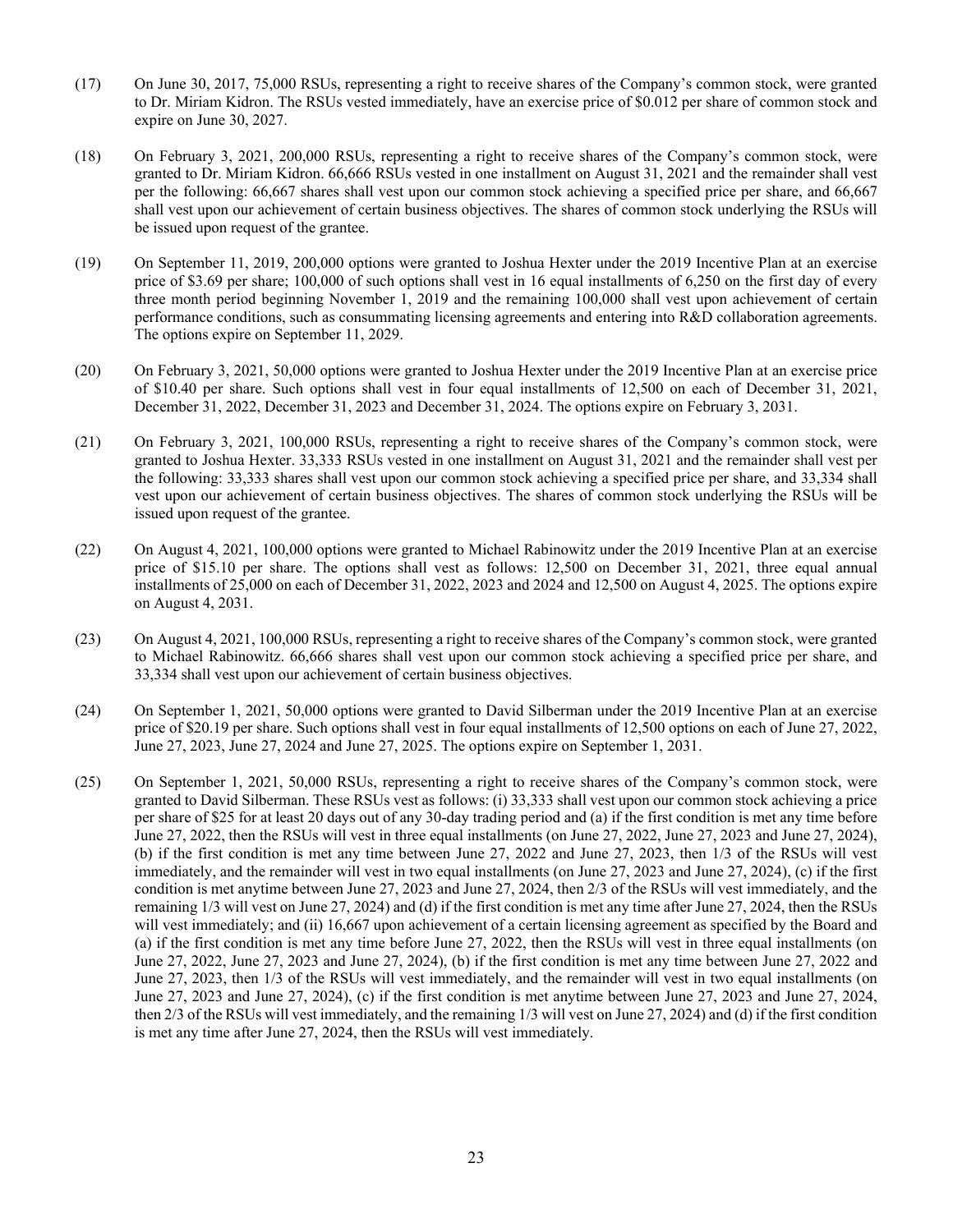(17) On June 30, 2017, 75,000 RSUs, representing a right to receive shares of the Company's common stock, were granted to Dr. Miriam Kidron. The RSUs vested immediately, have an exercise price of $0.012 per share of common stock and expire on June 30, 2027.

(18) On February 3, 2021, 200,000 RSUs, representing a right to receive shares of the Company's common stock, were granted to Dr. Miriam Kidron. 66,666 RSUs vested in one installment on August 31, 2021 and the remainder shall vest per the following: 66,667 shares shall vest upon our common stock achieving a specified price per share, and 66,667 shall vest upon our achievement of certain business objectives. The shares of common stock underlying the RSUs will be issued upon request of the grantee.

(19) On September 11, 2019, 200,000 options were granted to Joshua Hexter under the 2019 Incentive Plan at an exercise price of $3.69 per share; 100,000 of such options shall vest in 16 equal installments of 6,250 on the first day of every three month period beginning November 1, 2019 and the remaining 100,000 shall vest upon achievement of certain performance conditions, such as consummating licensing agreements and entering into R&D collaboration agreements. The options expire on September 11, 2029.

(20) On February 3, 2021, 50,000 options were granted to Joshua Hexter under the 2019 Incentive Plan at an exercise price of $10.40 per share. Such options shall vest in four equal installments of 12,500 on each of December 31, 2021, December 31, 2022, December 31, 2023 and December 31, 2024. The options expire on February 3, 2031.

(21) On February 3, 2021, 100,000 RSUs, representing a right to receive shares of the Company's common stock, were granted to Joshua Hexter. 33,333 RSUs vested in one installment on August 31, 2021 and the remainder shall vest per the following: 33,333 shares shall vest upon our common stock achieving a specified price per share, and 33,334 shall vest upon our achievement of certain business objectives. The shares of common stock underlying the RSUs will be issued upon request of the grantee.

(22) On August 4, 2021, 100,000 options were granted to Michael Rabinowitz under the 2019 Incentive Plan at an exercise price of $15.10 per share. The options shall vest as follows: 12,500 on December 31, 2021, three equal annual installments of 25,000 on each of December 31, 2022, 2023 and 2024 and 12,500 on August 4, 2025. The options expire on August 4, 2031.

(23) On August 4, 2021, 100,000 RSUs, representing a right to receive shares of the Company's common stock, were granted to Michael Rabinowitz. 66,666 shares shall vest upon our common stock achieving a specified price per share, and 33,334 shall vest upon our achievement of certain business objectives.

(24) On September 1, 2021, 50,000 options were granted to David Silberman under the 2019 Incentive Plan at an exercise price of $20.19 per share. Such options shall vest in four equal installments of 12,500 options on each of June 27, 2022, June 27, 2023, June 27, 2024 and June 27, 2025. The options expire on September 1, 2031.

(25) On September 1, 2021, 50,000 RSUs, representing a right to receive shares of the Company's common stock, were granted to David Silberman. These RSUs vest as follows: (i) 33,333 shall vest upon our common stock achieving a price per share of $25 for at least 20 days out of any 30-day trading period and (a) if the first condition is met any time before June 27, 2022, then the RSUs will vest in three equal installments (on June 27, 2022, June 27, 2023 and June 27, 2024), (b) if the first condition is met any time between June 27, 2022 and June 27, 2023, then 1/3 of the RSUs will vest immediately, and the remainder will vest in two equal installments (on June 27, 2023 and June 27, 2024), (c) if the first condition is met anytime between June 27, 2023 and June 27, 2024, then 2/3 of the RSUs will vest immediately, and the remaining 1/3 will vest on June 27, 2024) and (d) if the first condition is met any time after June 27, 2024, then the RSUs will vest immediately; and (ii) 16,667 upon achievement of a certain licensing agreement as specified by the Board and (a) if the first condition is met any time before June 27, 2022, then the RSUs will vest in three equal installments (on June 27, 2022, June 27, 2023 and June 27, 2024), (b) if the first condition is met any time between June 27, 2022 and June 27, 2023, then 1/3 of the RSUs will vest immediately, and the remainder will vest in two equal installments (on June 27, 2023 and June 27, 2024), (c) if the first condition is met anytime between June 27, 2023 and June 27, 2024, then 2/3 of the RSUs will vest immediately, and the remaining 1/3 will vest on June 27, 2024) and (d) if the first condition is met any time after June 27, 2024, then the RSUs will vest immediately.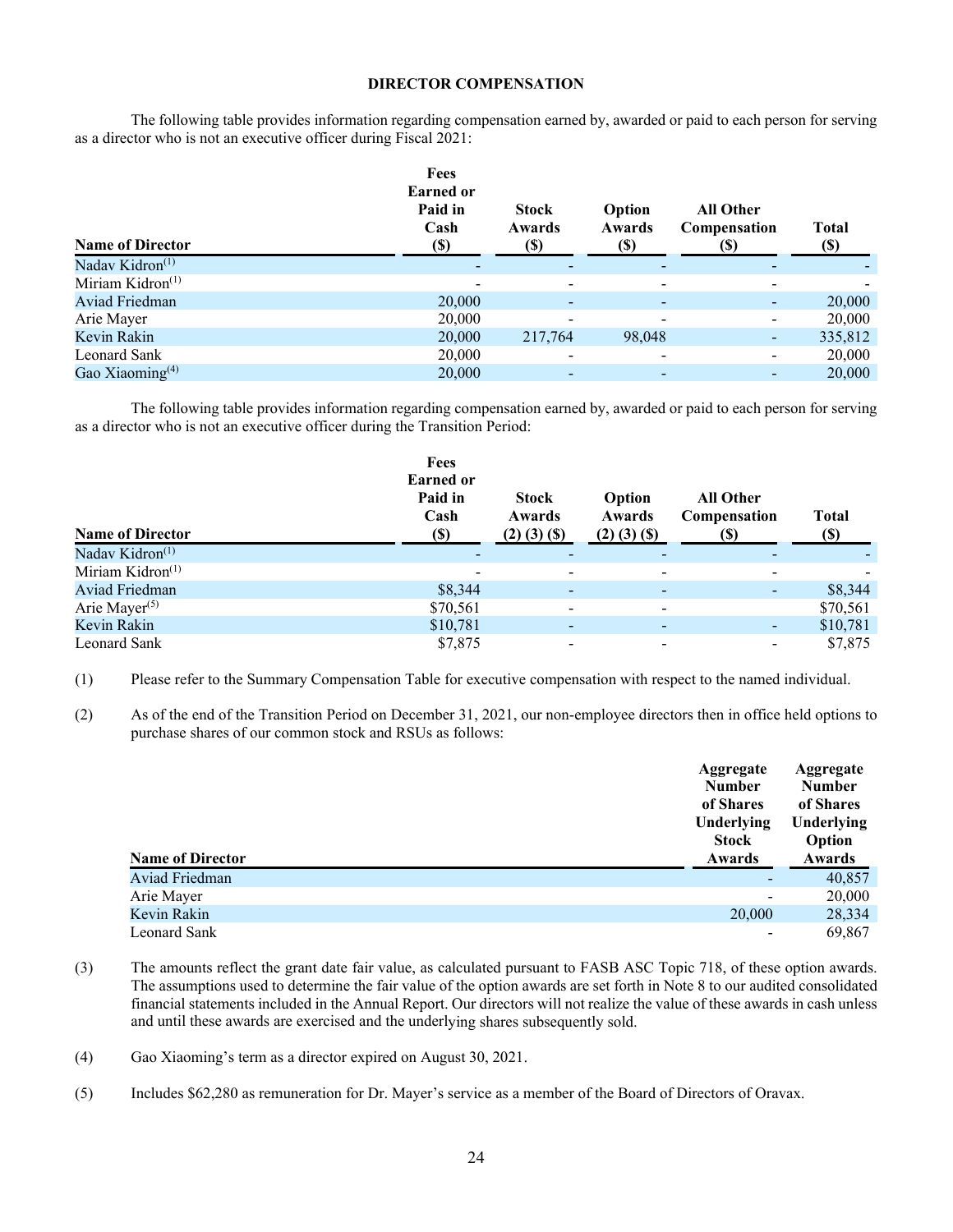## DIRECTOR COMPENSATION

The following table provides information regarding compensation earned by, awarded or paid to each person for serving as a director who is not an executive officer during Fiscal 2021:

| Name of Director | Fees Earned or Paid in Cash ($) | Stock Awards ($) | Option Awards ($) | All Other Compensation ($) | Total ($) |
|---|---|---|---|---|---|
| Nadav Kidron[(1)] | - | - | - | - | - |
| Miriam Kidron[(1)] | - | - | - | - | - |
| Aviad Friedman | 20,000 | - | - | - | 20,000 |
| Arie Mayer | 20,000 | - | - | - | 20,000 |
| Kevin Rakin | 20,000 | 217,764 | 98,048 | - | 335,812 |
| Leonard Sank | 20,000 | - | - | - | 20,000 |
| Gao Xiaoming[(4)] | 20,000 | - | - | - | 20,000 |

The following table provides information regarding compensation earned by, awarded or paid to each person for serving as a director who is not an executive officer during the Transition Period:

| Name of Director | Fees Earned or Paid in Cash ($) | Stock Awards (2) (3) ($) | Option Awards (2) (3) ($) | All Other Compensation ($) | Total ($) |
|---|---|---|---|---|---|
| Nadav Kidron[(1)] | - | - | - | - | - |
| Miriam Kidron[(1)] | - | - | - | - | - |
| Aviad Friedman | $8,344 | - | - | - | $8,344 |
| Arie Mayer[(5)] | $70,561 | - | - | | $70,561 |
| Kevin Rakin | $10,781 | - | - | - | $10,781 |
| Leonard Sank | $7,875 | - | - | - | $7,875 |

(1) Please refer to the Summary Compensation Table for executive compensation with respect to the named individual.

(2) As of the end of the Transition Period on December 31, 2021, our non-employee directors then in office held options to purchase shares of our common stock and RSUs as follows:

| Name of Director | Aggregate Number of Shares Underlying Stock Awards | Aggregate Number of Shares Underlying Option Awards |
|---|---|---|
| Aviad Friedman | - | 40,857 |
| Arie Mayer | - | 20,000 |
| Kevin Rakin | 20,000 | 28,334 |
| Leonard Sank | - | 69,867 |

(3) The amounts reflect the grant date fair value, as calculated pursuant to FASB ASC Topic 718, of these option awards. The assumptions used to determine the fair value of the option awards are set forth in Note 8 to our audited consolidated financial statements included in the Annual Report. Our directors will not realize the value of these awards in cash unless and until these awards are exercised and the underlying shares subsequently sold.

(4) Gao Xiaoming's term as a director expired on August 30, 2021.

(5) Includes $62,280 as remuneration for Dr. Mayer's service as a member of the Board of Directors of Oravax.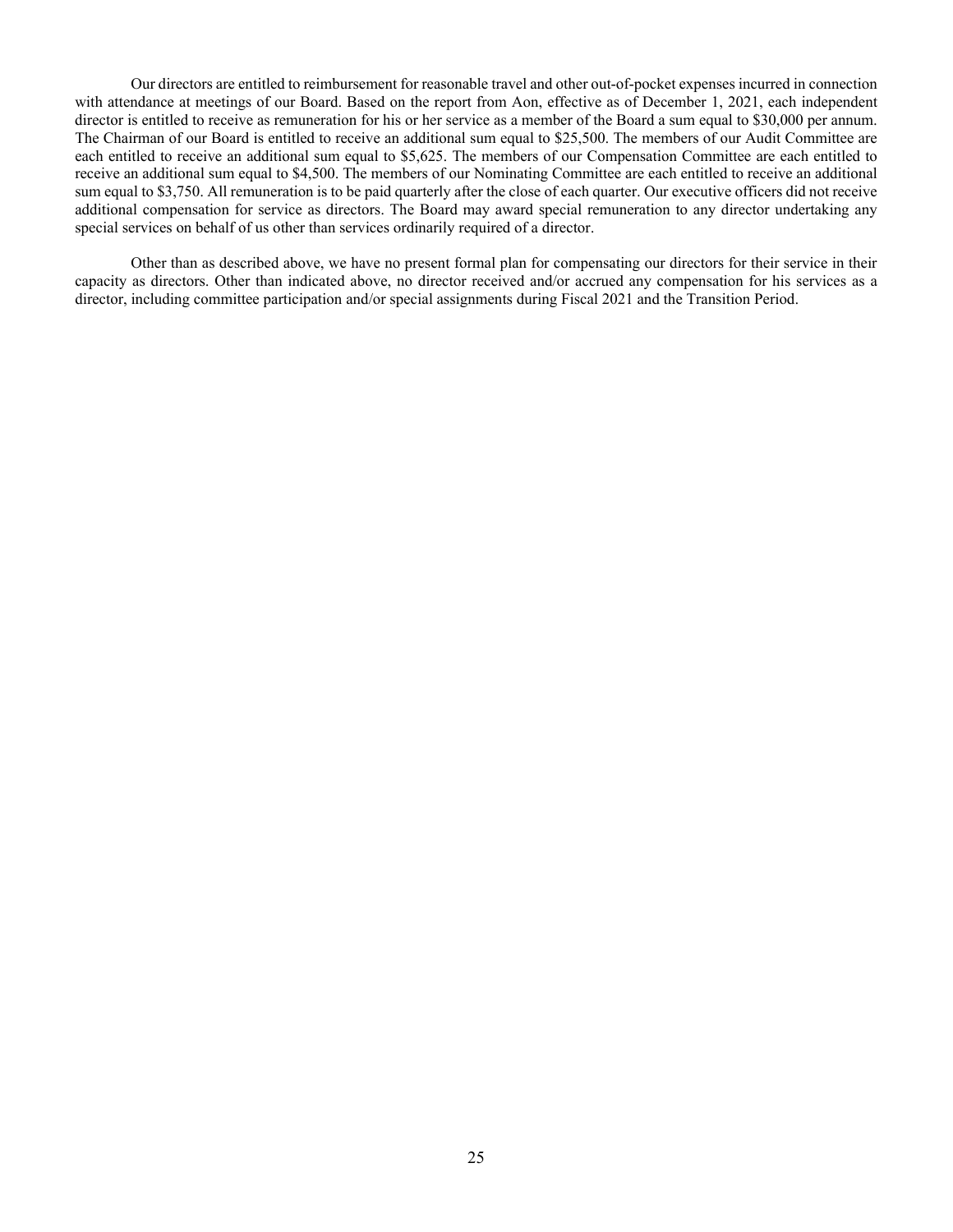Our directors are entitled to reimbursement for reasonable travel and other out-of-pocket expenses incurred in connection with attendance at meetings of our Board. Based on the report from Aon, effective as of December 1, 2021, each independent director is entitled to receive as remuneration for his or her service as a member of the Board a sum equal to $30,000 per annum. The Chairman of our Board is entitled to receive an additional sum equal to $25,500. The members of our Audit Committee are each entitled to receive an additional sum equal to $5,625. The members of our Compensation Committee are each entitled to receive an additional sum equal to $4,500. The members of our Nominating Committee are each entitled to receive an additional sum equal to $3,750. All remuneration is to be paid quarterly after the close of each quarter. Our executive officers did not receive additional compensation for service as directors. The Board may award special remuneration to any director undertaking any special services on behalf of us other than services ordinarily required of a director.

Other than as described above, we have no present formal plan for compensating our directors for their service in their capacity as directors. Other than indicated above, no director received and/or accrued any compensation for his services as a director, including committee participation and/or special assignments during Fiscal 2021 and the Transition Period.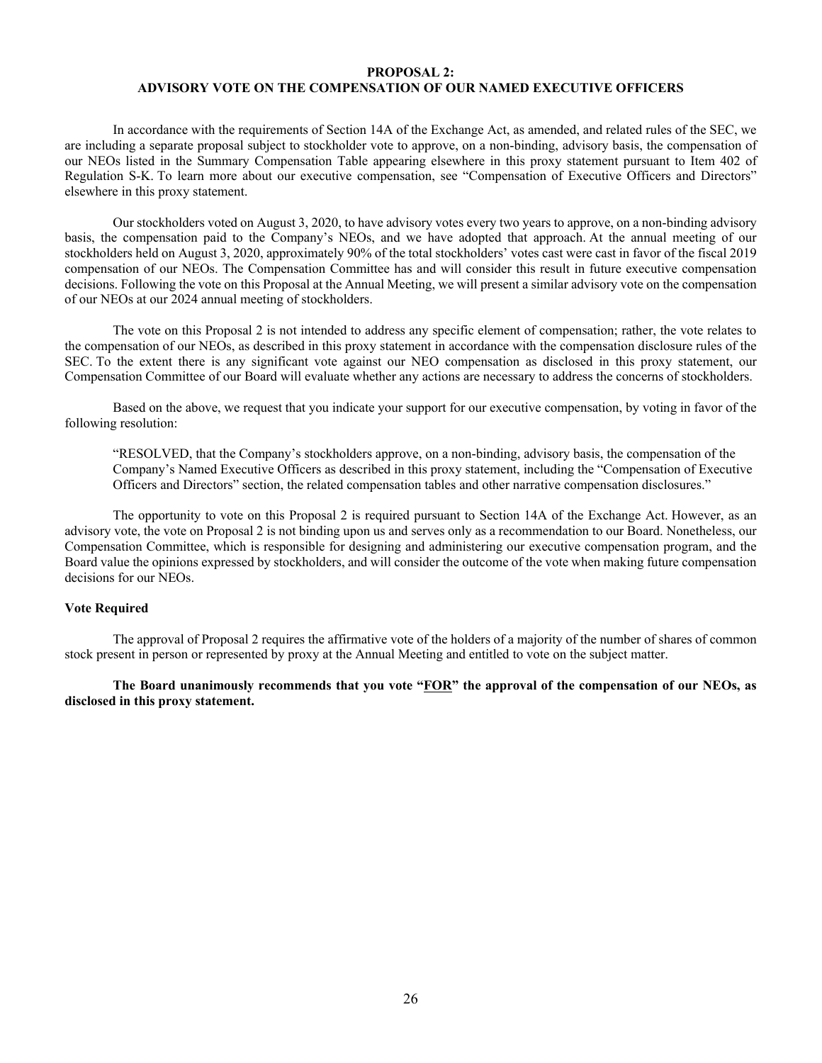# PROPOSAL 2:
# ADVISORY VOTE ON THE COMPENSATION OF OUR NAMED EXECUTIVE OFFICERS

In accordance with the requirements of Section 14A of the Exchange Act, as amended, and related rules of the SEC, we are including a separate proposal subject to stockholder vote to approve, on a non-binding, advisory basis, the compensation of our NEOs listed in the Summary Compensation Table appearing elsewhere in this proxy statement pursuant to Item 402 of Regulation S-K. To learn more about our executive compensation, see "Compensation of Executive Officers and Directors" elsewhere in this proxy statement.

Our stockholders voted on August 3, 2020, to have advisory votes every two years to approve, on a non-binding advisory basis, the compensation paid to the Company's NEOs, and we have adopted that approach. At the annual meeting of our stockholders held on August 3, 2020, approximately 90% of the total stockholders' votes cast were cast in favor of the fiscal 2019 compensation of our NEOs. The Compensation Committee has and will consider this result in future executive compensation decisions. Following the vote on this Proposal at the Annual Meeting, we will present a similar advisory vote on the compensation of our NEOs at our 2024 annual meeting of stockholders.

The vote on this Proposal 2 is not intended to address any specific element of compensation; rather, the vote relates to the compensation of our NEOs, as described in this proxy statement in accordance with the compensation disclosure rules of the SEC. To the extent there is any significant vote against our NEO compensation as disclosed in this proxy statement, our Compensation Committee of our Board will evaluate whether any actions are necessary to address the concerns of stockholders.

Based on the above, we request that you indicate your support for our executive compensation, by voting in favor of the following resolution:

> "RESOLVED, that the Company's stockholders approve, on a non-binding, advisory basis, the compensation of the Company's Named Executive Officers as described in this proxy statement, including the "Compensation of Executive Officers and Directors" section, the related compensation tables and other narrative compensation disclosures."

The opportunity to vote on this Proposal 2 is required pursuant to Section 14A of the Exchange Act. However, as an advisory vote, the vote on Proposal 2 is not binding upon us and serves only as a recommendation to our Board. Nonetheless, our Compensation Committee, which is responsible for designing and administering our executive compensation program, and the Board value the opinions expressed by stockholders, and will consider the outcome of the vote when making future compensation decisions for our NEOs.

### Vote Required

The approval of Proposal 2 requires the affirmative vote of the holders of a majority of the number of shares of common stock present in person or represented by proxy at the Annual Meeting and entitled to vote on the subject matter.

**The Board unanimously recommends that you vote "FOR" the approval of the compensation of our NEOs, as disclosed in this proxy statement.**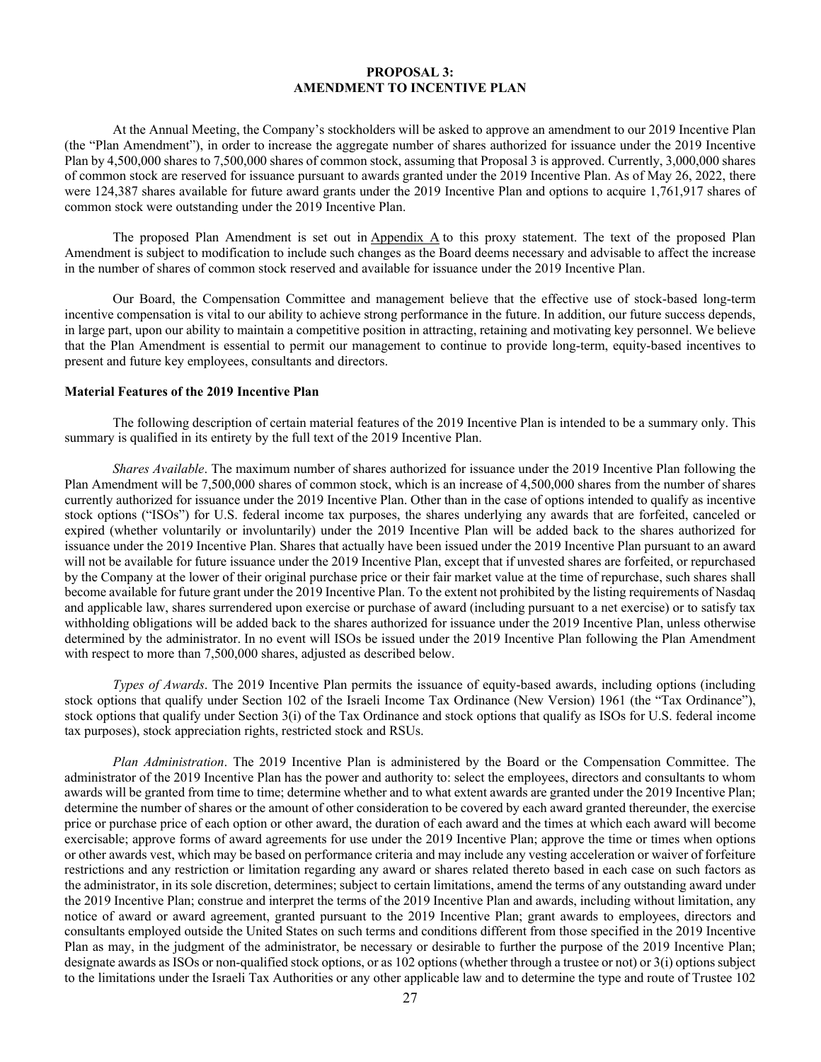## PROPOSAL 3: AMENDMENT TO INCENTIVE PLAN

At the Annual Meeting, the Company's stockholders will be asked to approve an amendment to our 2019 Incentive Plan (the "Plan Amendment"), in order to increase the aggregate number of shares authorized for issuance under the 2019 Incentive Plan by 4,500,000 shares to 7,500,000 shares of common stock, assuming that Proposal 3 is approved. Currently, 3,000,000 shares of common stock are reserved for issuance pursuant to awards granted under the 2019 Incentive Plan. As of May 26, 2022, there were 124,387 shares available for future award grants under the 2019 Incentive Plan and options to acquire 1,761,917 shares of common stock were outstanding under the 2019 Incentive Plan.

The proposed Plan Amendment is set out in Appendix A to this proxy statement. The text of the proposed Plan Amendment is subject to modification to include such changes as the Board deems necessary and advisable to affect the increase in the number of shares of common stock reserved and available for issuance under the 2019 Incentive Plan.

Our Board, the Compensation Committee and management believe that the effective use of stock-based long-term incentive compensation is vital to our ability to achieve strong performance in the future. In addition, our future success depends, in large part, upon our ability to maintain a competitive position in attracting, retaining and motivating key personnel. We believe that the Plan Amendment is essential to permit our management to continue to provide long-term, equity-based incentives to present and future key employees, consultants and directors.

**Material Features of the 2019 Incentive Plan**

The following description of certain material features of the 2019 Incentive Plan is intended to be a summary only. This summary is qualified in its entirety by the full text of the 2019 Incentive Plan.

*Shares Available*. The maximum number of shares authorized for issuance under the 2019 Incentive Plan following the Plan Amendment will be 7,500,000 shares of common stock, which is an increase of 4,500,000 shares from the number of shares currently authorized for issuance under the 2019 Incentive Plan. Other than in the case of options intended to qualify as incentive stock options ("ISOs") for U.S. federal income tax purposes, the shares underlying any awards that are forfeited, canceled or expired (whether voluntarily or involuntarily) under the 2019 Incentive Plan will be added back to the shares authorized for issuance under the 2019 Incentive Plan. Shares that actually have been issued under the 2019 Incentive Plan pursuant to an award will not be available for future issuance under the 2019 Incentive Plan, except that if unvested shares are forfeited, or repurchased by the Company at the lower of their original purchase price or their fair market value at the time of repurchase, such shares shall become available for future grant under the 2019 Incentive Plan. To the extent not prohibited by the listing requirements of Nasdaq and applicable law, shares surrendered upon exercise or purchase of award (including pursuant to a net exercise) or to satisfy tax withholding obligations will be added back to the shares authorized for issuance under the 2019 Incentive Plan, unless otherwise determined by the administrator. In no event will ISOs be issued under the 2019 Incentive Plan following the Plan Amendment with respect to more than 7,500,000 shares, adjusted as described below.

*Types of Awards*. The 2019 Incentive Plan permits the issuance of equity-based awards, including options (including stock options that qualify under Section 102 of the Israeli Income Tax Ordinance (New Version) 1961 (the "Tax Ordinance"), stock options that qualify under Section 3(i) of the Tax Ordinance and stock options that qualify as ISOs for U.S. federal income tax purposes), stock appreciation rights, restricted stock and RSUs.

*Plan Administration*. The 2019 Incentive Plan is administered by the Board or the Compensation Committee. The administrator of the 2019 Incentive Plan has the power and authority to: select the employees, directors and consultants to whom awards will be granted from time to time; determine whether and to what extent awards are granted under the 2019 Incentive Plan; determine the number of shares or the amount of other consideration to be covered by each award granted thereunder, the exercise price or purchase price of each option or other award, the duration of each award and the times at which each award will become exercisable; approve forms of award agreements for use under the 2019 Incentive Plan; approve the time or times when options or other awards vest, which may be based on performance criteria and may include any vesting acceleration or waiver of forfeiture restrictions and any restriction or limitation regarding any award or shares related thereto based in each case on such factors as the administrator, in its sole discretion, determines; subject to certain limitations, amend the terms of any outstanding award under the 2019 Incentive Plan; construe and interpret the terms of the 2019 Incentive Plan and awards, including without limitation, any notice of award or award agreement, granted pursuant to the 2019 Incentive Plan; grant awards to employees, directors and consultants employed outside the United States on such terms and conditions different from those specified in the 2019 Incentive Plan as may, in the judgment of the administrator, be necessary or desirable to further the purpose of the 2019 Incentive Plan; designate awards as ISOs or non-qualified stock options, or as 102 options (whether through a trustee or not) or 3(i) options subject to the limitations under the Israeli Tax Authorities or any other applicable law and to determine the type and route of Trustee 102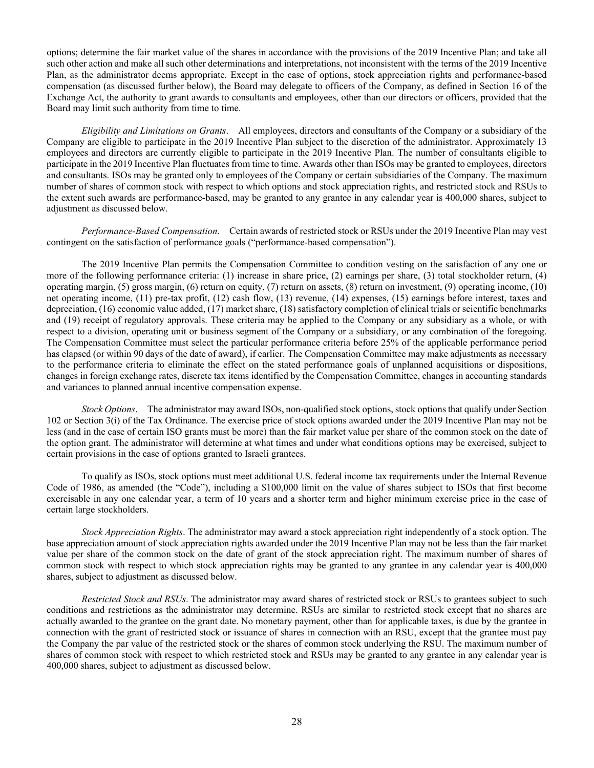options; determine the fair market value of the shares in accordance with the provisions of the 2019 Incentive Plan; and take all such other action and make all such other determinations and interpretations, not inconsistent with the terms of the 2019 Incentive Plan, as the administrator deems appropriate. Except in the case of options, stock appreciation rights and performance-based compensation (as discussed further below), the Board may delegate to officers of the Company, as defined in Section 16 of the Exchange Act, the authority to grant awards to consultants and employees, other than our directors or officers, provided that the Board may limit such authority from time to time.

*Eligibility and Limitations on Grants*. All employees, directors and consultants of the Company or a subsidiary of the Company are eligible to participate in the 2019 Incentive Plan subject to the discretion of the administrator. Approximately 13 employees and directors are currently eligible to participate in the 2019 Incentive Plan. The number of consultants eligible to participate in the 2019 Incentive Plan fluctuates from time to time. Awards other than ISOs may be granted to employees, directors and consultants. ISOs may be granted only to employees of the Company or certain subsidiaries of the Company. The maximum number of shares of common stock with respect to which options and stock appreciation rights, and restricted stock and RSUs to the extent such awards are performance-based, may be granted to any grantee in any calendar year is 400,000 shares, subject to adjustment as discussed below.

*Performance-Based Compensation*. Certain awards of restricted stock or RSUs under the 2019 Incentive Plan may vest contingent on the satisfaction of performance goals ("performance-based compensation").

The 2019 Incentive Plan permits the Compensation Committee to condition vesting on the satisfaction of any one or more of the following performance criteria: (1) increase in share price, (2) earnings per share, (3) total stockholder return, (4) operating margin, (5) gross margin, (6) return on equity, (7) return on assets, (8) return on investment, (9) operating income, (10) net operating income, (11) pre-tax profit, (12) cash flow, (13) revenue, (14) expenses, (15) earnings before interest, taxes and depreciation, (16) economic value added, (17) market share, (18) satisfactory completion of clinical trials or scientific benchmarks and (19) receipt of regulatory approvals. These criteria may be applied to the Company or any subsidiary as a whole, or with respect to a division, operating unit or business segment of the Company or a subsidiary, or any combination of the foregoing. The Compensation Committee must select the particular performance criteria before 25% of the applicable performance period has elapsed (or within 90 days of the date of award), if earlier. The Compensation Committee may make adjustments as necessary to the performance criteria to eliminate the effect on the stated performance goals of unplanned acquisitions or dispositions, changes in foreign exchange rates, discrete tax items identified by the Compensation Committee, changes in accounting standards and variances to planned annual incentive compensation expense.

*Stock Options*. The administrator may award ISOs, non-qualified stock options, stock options that qualify under Section 102 or Section 3(i) of the Tax Ordinance. The exercise price of stock options awarded under the 2019 Incentive Plan may not be less (and in the case of certain ISO grants must be more) than the fair market value per share of the common stock on the date of the option grant. The administrator will determine at what times and under what conditions options may be exercised, subject to certain provisions in the case of options granted to Israeli grantees.

To qualify as ISOs, stock options must meet additional U.S. federal income tax requirements under the Internal Revenue Code of 1986, as amended (the "Code"), including a $100,000 limit on the value of shares subject to ISOs that first become exercisable in any one calendar year, a term of 10 years and a shorter term and higher minimum exercise price in the case of certain large stockholders.

*Stock Appreciation Rights*. The administrator may award a stock appreciation right independently of a stock option. The base appreciation amount of stock appreciation rights awarded under the 2019 Incentive Plan may not be less than the fair market value per share of the common stock on the date of grant of the stock appreciation right. The maximum number of shares of common stock with respect to which stock appreciation rights may be granted to any grantee in any calendar year is 400,000 shares, subject to adjustment as discussed below.

*Restricted Stock and RSUs*. The administrator may award shares of restricted stock or RSUs to grantees subject to such conditions and restrictions as the administrator may determine. RSUs are similar to restricted stock except that no shares are actually awarded to the grantee on the grant date. No monetary payment, other than for applicable taxes, is due by the grantee in connection with the grant of restricted stock or issuance of shares in connection with an RSU, except that the grantee must pay the Company the par value of the restricted stock or the shares of common stock underlying the RSU. The maximum number of shares of common stock with respect to which restricted stock and RSUs may be granted to any grantee in any calendar year is 400,000 shares, subject to adjustment as discussed below.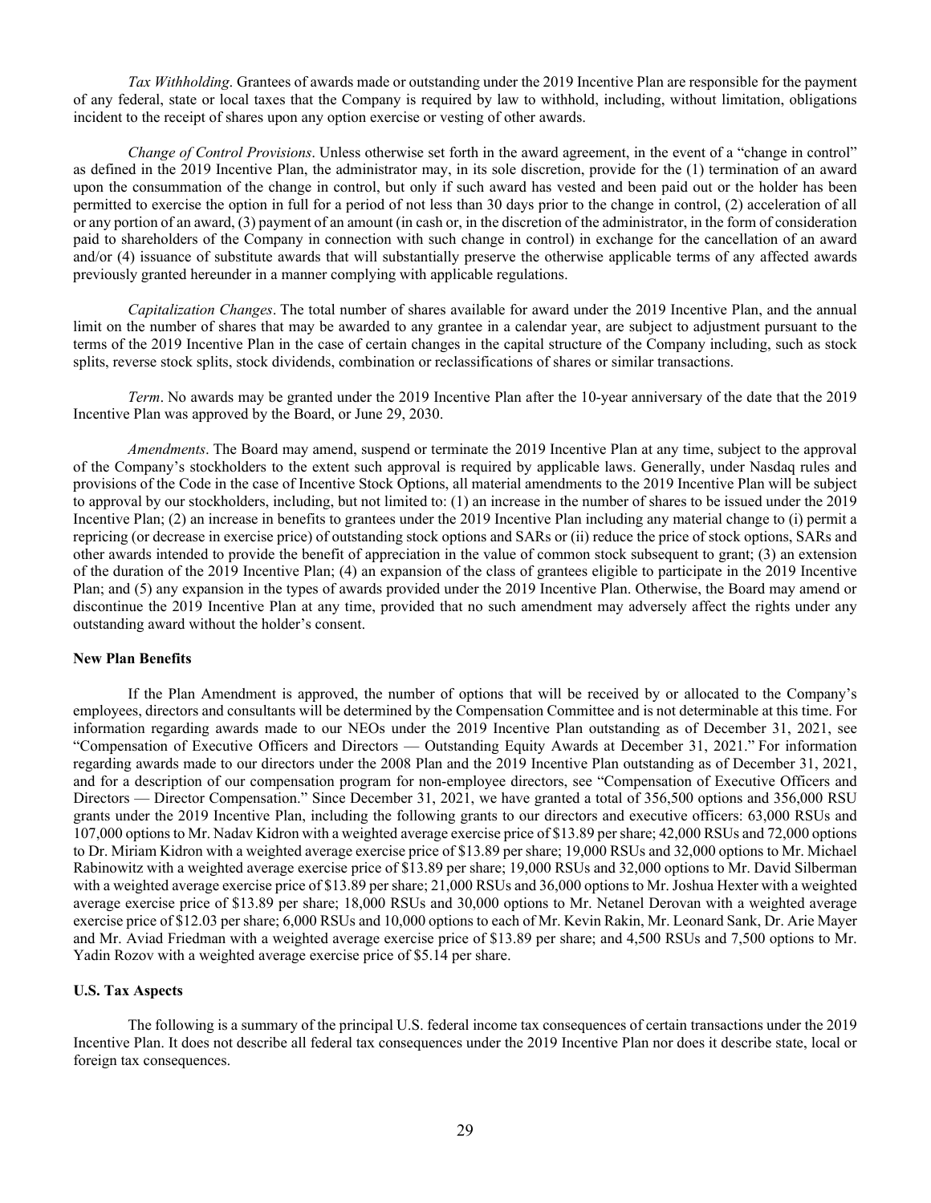*Tax Withholding*. Grantees of awards made or outstanding under the 2019 Incentive Plan are responsible for the payment of any federal, state or local taxes that the Company is required by law to withhold, including, without limitation, obligations incident to the receipt of shares upon any option exercise or vesting of other awards.

*Change of Control Provisions*. Unless otherwise set forth in the award agreement, in the event of a "change in control" as defined in the 2019 Incentive Plan, the administrator may, in its sole discretion, provide for the (1) termination of an award upon the consummation of the change in control, but only if such award has vested and been paid out or the holder has been permitted to exercise the option in full for a period of not less than 30 days prior to the change in control, (2) acceleration of all or any portion of an award, (3) payment of an amount (in cash or, in the discretion of the administrator, in the form of consideration paid to shareholders of the Company in connection with such change in control) in exchange for the cancellation of an award and/or (4) issuance of substitute awards that will substantially preserve the otherwise applicable terms of any affected awards previously granted hereunder in a manner complying with applicable regulations.

*Capitalization Changes*. The total number of shares available for award under the 2019 Incentive Plan, and the annual limit on the number of shares that may be awarded to any grantee in a calendar year, are subject to adjustment pursuant to the terms of the 2019 Incentive Plan in the case of certain changes in the capital structure of the Company including, such as stock splits, reverse stock splits, stock dividends, combination or reclassifications of shares or similar transactions.

*Term*. No awards may be granted under the 2019 Incentive Plan after the 10-year anniversary of the date that the 2019 Incentive Plan was approved by the Board, or June 29, 2030.

*Amendments*. The Board may amend, suspend or terminate the 2019 Incentive Plan at any time, subject to the approval of the Company's stockholders to the extent such approval is required by applicable laws. Generally, under Nasdaq rules and provisions of the Code in the case of Incentive Stock Options, all material amendments to the 2019 Incentive Plan will be subject to approval by our stockholders, including, but not limited to: (1) an increase in the number of shares to be issued under the 2019 Incentive Plan; (2) an increase in benefits to grantees under the 2019 Incentive Plan including any material change to (i) permit a repricing (or decrease in exercise price) of outstanding stock options and SARs or (ii) reduce the price of stock options, SARs and other awards intended to provide the benefit of appreciation in the value of common stock subsequent to grant; (3) an extension of the duration of the 2019 Incentive Plan; (4) an expansion of the class of grantees eligible to participate in the 2019 Incentive Plan; and (5) any expansion in the types of awards provided under the 2019 Incentive Plan. Otherwise, the Board may amend or discontinue the 2019 Incentive Plan at any time, provided that no such amendment may adversely affect the rights under any outstanding award without the holder's consent.

**New Plan Benefits**

If the Plan Amendment is approved, the number of options that will be received by or allocated to the Company's employees, directors and consultants will be determined by the Compensation Committee and is not determinable at this time. For information regarding awards made to our NEOs under the 2019 Incentive Plan outstanding as of December 31, 2021, see "Compensation of Executive Officers and Directors — Outstanding Equity Awards at December 31, 2021." For information regarding awards made to our directors under the 2008 Plan and the 2019 Incentive Plan outstanding as of December 31, 2021, and for a description of our compensation program for non-employee directors, see "Compensation of Executive Officers and Directors — Director Compensation." Since December 31, 2021, we have granted a total of 356,500 options and 356,000 RSU grants under the 2019 Incentive Plan, including the following grants to our directors and executive officers: 63,000 RSUs and 107,000 options to Mr. Nadav Kidron with a weighted average exercise price of $13.89 per share; 42,000 RSUs and 72,000 options to Dr. Miriam Kidron with a weighted average exercise price of $13.89 per share; 19,000 RSUs and 32,000 options to Mr. Michael Rabinowitz with a weighted average exercise price of $13.89 per share; 19,000 RSUs and 32,000 options to Mr. David Silberman with a weighted average exercise price of $13.89 per share; 21,000 RSUs and 36,000 options to Mr. Joshua Hexter with a weighted average exercise price of $13.89 per share; 18,000 RSUs and 30,000 options to Mr. Netanel Derovan with a weighted average exercise price of $12.03 per share; 6,000 RSUs and 10,000 options to each of Mr. Kevin Rakin, Mr. Leonard Sank, Dr. Arie Mayer and Mr. Aviad Friedman with a weighted average exercise price of $13.89 per share; and 4,500 RSUs and 7,500 options to Mr. Yadin Rozov with a weighted average exercise price of $5.14 per share.

**U.S. Tax Aspects**

The following is a summary of the principal U.S. federal income tax consequences of certain transactions under the 2019 Incentive Plan. It does not describe all federal tax consequences under the 2019 Incentive Plan nor does it describe state, local or foreign tax consequences.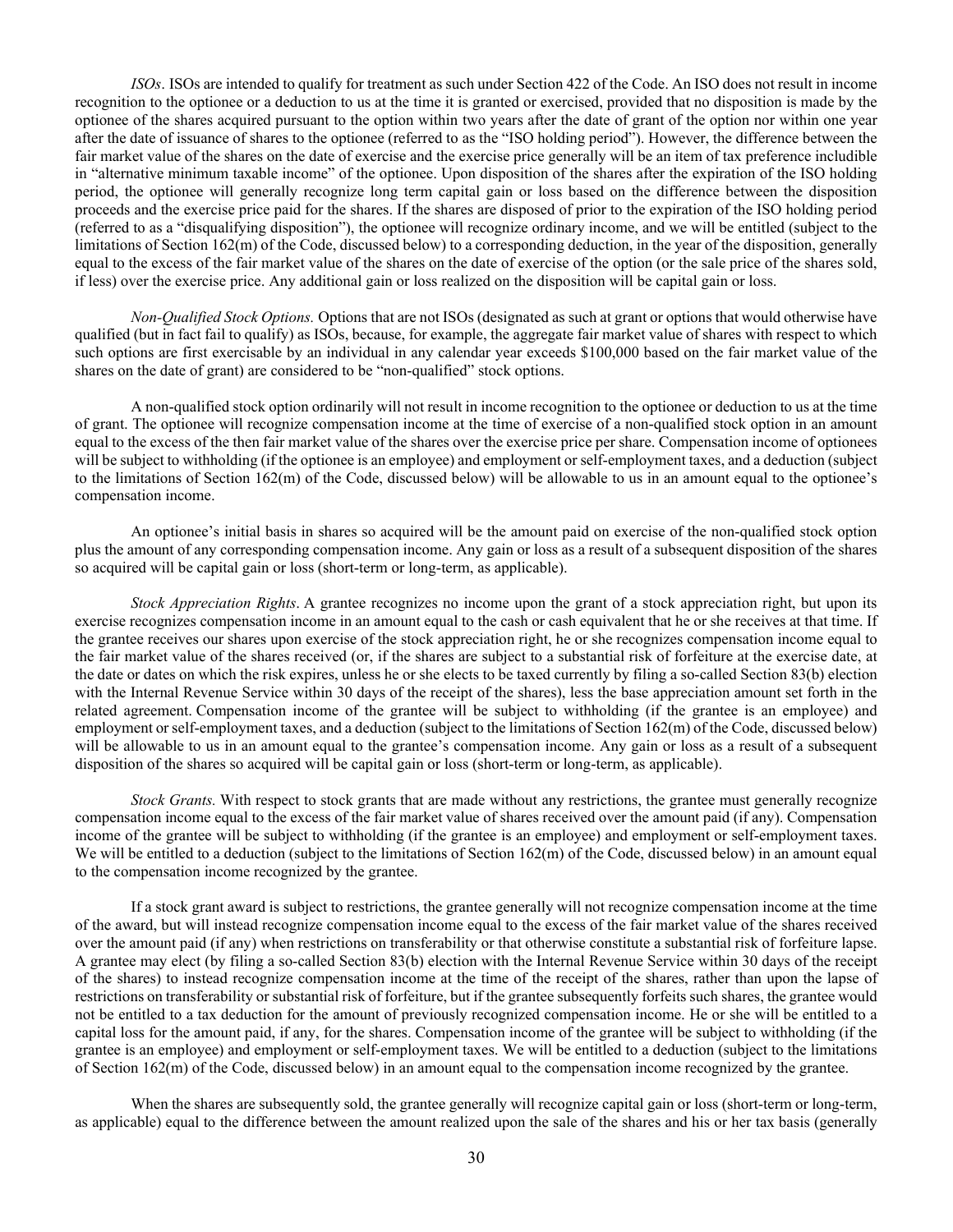*ISOs*. ISOs are intended to qualify for treatment as such under Section 422 of the Code. An ISO does not result in income recognition to the optionee or a deduction to us at the time it is granted or exercised, provided that no disposition is made by the optionee of the shares acquired pursuant to the option within two years after the date of grant of the option nor within one year after the date of issuance of shares to the optionee (referred to as the "ISO holding period"). However, the difference between the fair market value of the shares on the date of exercise and the exercise price generally will be an item of tax preference includible in "alternative minimum taxable income" of the optionee. Upon disposition of the shares after the expiration of the ISO holding period, the optionee will generally recognize long term capital gain or loss based on the difference between the disposition proceeds and the exercise price paid for the shares. If the shares are disposed of prior to the expiration of the ISO holding period (referred to as a "disqualifying disposition"), the optionee will recognize ordinary income, and we will be entitled (subject to the limitations of Section 162(m) of the Code, discussed below) to a corresponding deduction, in the year of the disposition, generally equal to the excess of the fair market value of the shares on the date of exercise of the option (or the sale price of the shares sold, if less) over the exercise price. Any additional gain or loss realized on the disposition will be capital gain or loss.

*Non-Qualified Stock Options.* Options that are not ISOs (designated as such at grant or options that would otherwise have qualified (but in fact fail to qualify) as ISOs, because, for example, the aggregate fair market value of shares with respect to which such options are first exercisable by an individual in any calendar year exceeds $100,000 based on the fair market value of the shares on the date of grant) are considered to be "non-qualified" stock options.

A non-qualified stock option ordinarily will not result in income recognition to the optionee or deduction to us at the time of grant. The optionee will recognize compensation income at the time of exercise of a non-qualified stock option in an amount equal to the excess of the then fair market value of the shares over the exercise price per share. Compensation income of optionees will be subject to withholding (if the optionee is an employee) and employment or self-employment taxes, and a deduction (subject to the limitations of Section 162(m) of the Code, discussed below) will be allowable to us in an amount equal to the optionee's compensation income.

An optionee's initial basis in shares so acquired will be the amount paid on exercise of the non-qualified stock option plus the amount of any corresponding compensation income. Any gain or loss as a result of a subsequent disposition of the shares so acquired will be capital gain or loss (short-term or long-term, as applicable).

*Stock Appreciation Rights*. A grantee recognizes no income upon the grant of a stock appreciation right, but upon its exercise recognizes compensation income in an amount equal to the cash or cash equivalent that he or she receives at that time. If the grantee receives our shares upon exercise of the stock appreciation right, he or she recognizes compensation income equal to the fair market value of the shares received (or, if the shares are subject to a substantial risk of forfeiture at the exercise date, at the date or dates on which the risk expires, unless he or she elects to be taxed currently by filing a so-called Section 83(b) election with the Internal Revenue Service within 30 days of the receipt of the shares), less the base appreciation amount set forth in the related agreement. Compensation income of the grantee will be subject to withholding (if the grantee is an employee) and employment or self-employment taxes, and a deduction (subject to the limitations of Section 162(m) of the Code, discussed below) will be allowable to us in an amount equal to the grantee's compensation income. Any gain or loss as a result of a subsequent disposition of the shares so acquired will be capital gain or loss (short-term or long-term, as applicable).

*Stock Grants.* With respect to stock grants that are made without any restrictions, the grantee must generally recognize compensation income equal to the excess of the fair market value of shares received over the amount paid (if any). Compensation income of the grantee will be subject to withholding (if the grantee is an employee) and employment or self-employment taxes. We will be entitled to a deduction (subject to the limitations of Section 162(m) of the Code, discussed below) in an amount equal to the compensation income recognized by the grantee.

If a stock grant award is subject to restrictions, the grantee generally will not recognize compensation income at the time of the award, but will instead recognize compensation income equal to the excess of the fair market value of the shares received over the amount paid (if any) when restrictions on transferability or that otherwise constitute a substantial risk of forfeiture lapse. A grantee may elect (by filing a so-called Section 83(b) election with the Internal Revenue Service within 30 days of the receipt of the shares) to instead recognize compensation income at the time of the receipt of the shares, rather than upon the lapse of restrictions on transferability or substantial risk of forfeiture, but if the grantee subsequently forfeits such shares, the grantee would not be entitled to a tax deduction for the amount of previously recognized compensation income. He or she will be entitled to a capital loss for the amount paid, if any, for the shares. Compensation income of the grantee will be subject to withholding (if the grantee is an employee) and employment or self-employment taxes. We will be entitled to a deduction (subject to the limitations of Section 162(m) of the Code, discussed below) in an amount equal to the compensation income recognized by the grantee.

When the shares are subsequently sold, the grantee generally will recognize capital gain or loss (short-term or long-term, as applicable) equal to the difference between the amount realized upon the sale of the shares and his or her tax basis (generally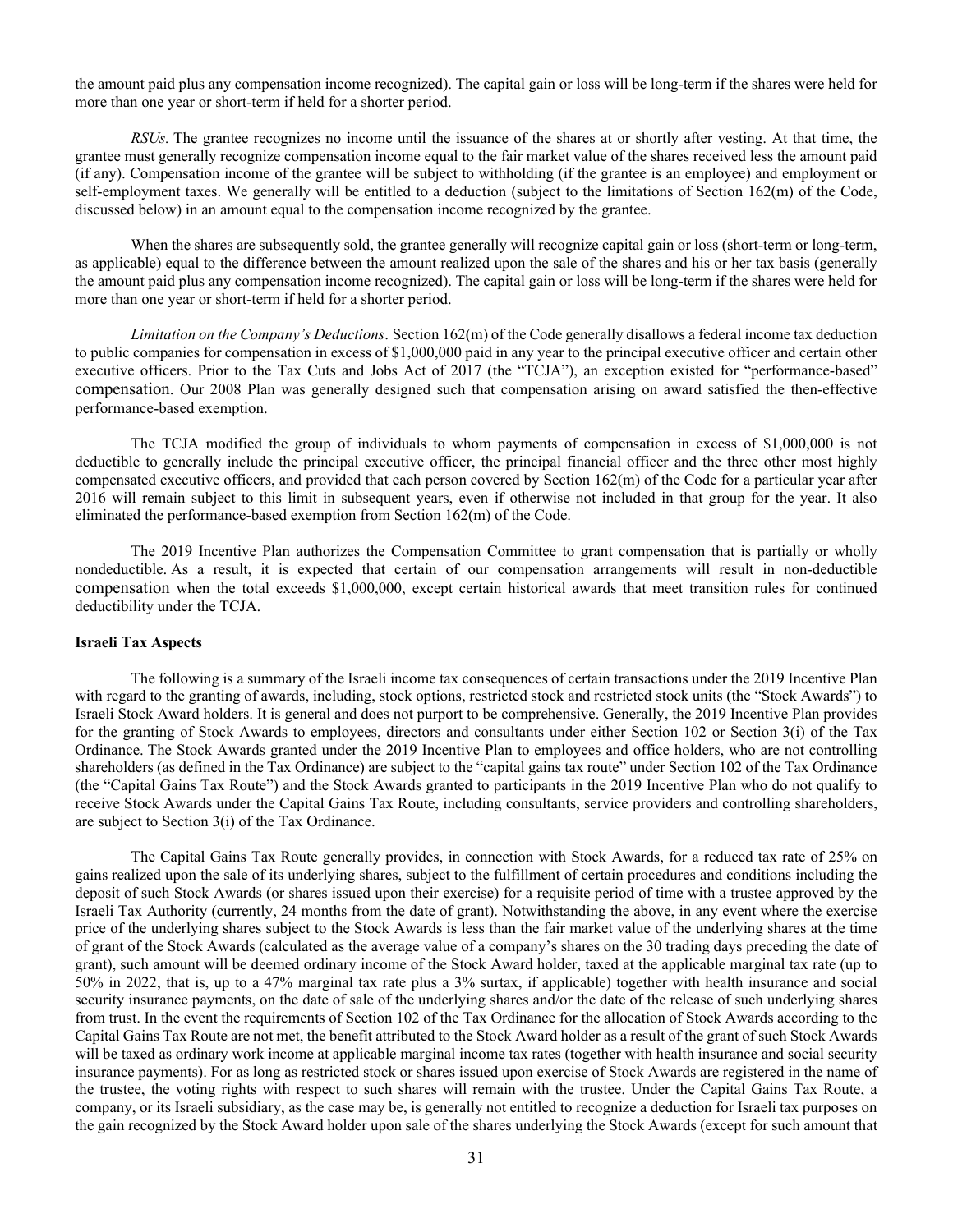the amount paid plus any compensation income recognized). The capital gain or loss will be long-term if the shares were held for more than one year or short-term if held for a shorter period.

*RSUs.* The grantee recognizes no income until the issuance of the shares at or shortly after vesting. At that time, the grantee must generally recognize compensation income equal to the fair market value of the shares received less the amount paid (if any). Compensation income of the grantee will be subject to withholding (if the grantee is an employee) and employment or self-employment taxes. We generally will be entitled to a deduction (subject to the limitations of Section 162(m) of the Code, discussed below) in an amount equal to the compensation income recognized by the grantee.

When the shares are subsequently sold, the grantee generally will recognize capital gain or loss (short-term or long-term, as applicable) equal to the difference between the amount realized upon the sale of the shares and his or her tax basis (generally the amount paid plus any compensation income recognized). The capital gain or loss will be long-term if the shares were held for more than one year or short-term if held for a shorter period.

*Limitation on the Company's Deductions*. Section 162(m) of the Code generally disallows a federal income tax deduction to public companies for compensation in excess of $1,000,000 paid in any year to the principal executive officer and certain other executive officers. Prior to the Tax Cuts and Jobs Act of 2017 (the "TCJA"), an exception existed for "performance-based" compensation. Our 2008 Plan was generally designed such that compensation arising on award satisfied the then-effective performance-based exemption.

The TCJA modified the group of individuals to whom payments of compensation in excess of $1,000,000 is not deductible to generally include the principal executive officer, the principal financial officer and the three other most highly compensated executive officers, and provided that each person covered by Section 162(m) of the Code for a particular year after 2016 will remain subject to this limit in subsequent years, even if otherwise not included in that group for the year. It also eliminated the performance-based exemption from Section 162(m) of the Code.

The 2019 Incentive Plan authorizes the Compensation Committee to grant compensation that is partially or wholly nondeductible. As a result, it is expected that certain of our compensation arrangements will result in non-deductible compensation when the total exceeds $1,000,000, except certain historical awards that meet transition rules for continued deductibility under the TCJA.

**Israeli Tax Aspects**

The following is a summary of the Israeli income tax consequences of certain transactions under the 2019 Incentive Plan with regard to the granting of awards, including, stock options, restricted stock and restricted stock units (the "Stock Awards") to Israeli Stock Award holders. It is general and does not purport to be comprehensive. Generally, the 2019 Incentive Plan provides for the granting of Stock Awards to employees, directors and consultants under either Section 102 or Section 3(i) of the Tax Ordinance. The Stock Awards granted under the 2019 Incentive Plan to employees and office holders, who are not controlling shareholders (as defined in the Tax Ordinance) are subject to the "capital gains tax route" under Section 102 of the Tax Ordinance (the "Capital Gains Tax Route") and the Stock Awards granted to participants in the 2019 Incentive Plan who do not qualify to receive Stock Awards under the Capital Gains Tax Route, including consultants, service providers and controlling shareholders, are subject to Section 3(i) of the Tax Ordinance.

The Capital Gains Tax Route generally provides, in connection with Stock Awards, for a reduced tax rate of 25% on gains realized upon the sale of its underlying shares, subject to the fulfillment of certain procedures and conditions including the deposit of such Stock Awards (or shares issued upon their exercise) for a requisite period of time with a trustee approved by the Israeli Tax Authority (currently, 24 months from the date of grant). Notwithstanding the above, in any event where the exercise price of the underlying shares subject to the Stock Awards is less than the fair market value of the underlying shares at the time of grant of the Stock Awards (calculated as the average value of a company's shares on the 30 trading days preceding the date of grant), such amount will be deemed ordinary income of the Stock Award holder, taxed at the applicable marginal tax rate (up to 50% in 2022, that is, up to a 47% marginal tax rate plus a 3% surtax, if applicable) together with health insurance and social security insurance payments, on the date of sale of the underlying shares and/or the date of the release of such underlying shares from trust. In the event the requirements of Section 102 of the Tax Ordinance for the allocation of Stock Awards according to the Capital Gains Tax Route are not met, the benefit attributed to the Stock Award holder as a result of the grant of such Stock Awards will be taxed as ordinary work income at applicable marginal income tax rates (together with health insurance and social security insurance payments). For as long as restricted stock or shares issued upon exercise of Stock Awards are registered in the name of the trustee, the voting rights with respect to such shares will remain with the trustee. Under the Capital Gains Tax Route, a company, or its Israeli subsidiary, as the case may be, is generally not entitled to recognize a deduction for Israeli tax purposes on the gain recognized by the Stock Award holder upon sale of the shares underlying the Stock Awards (except for such amount that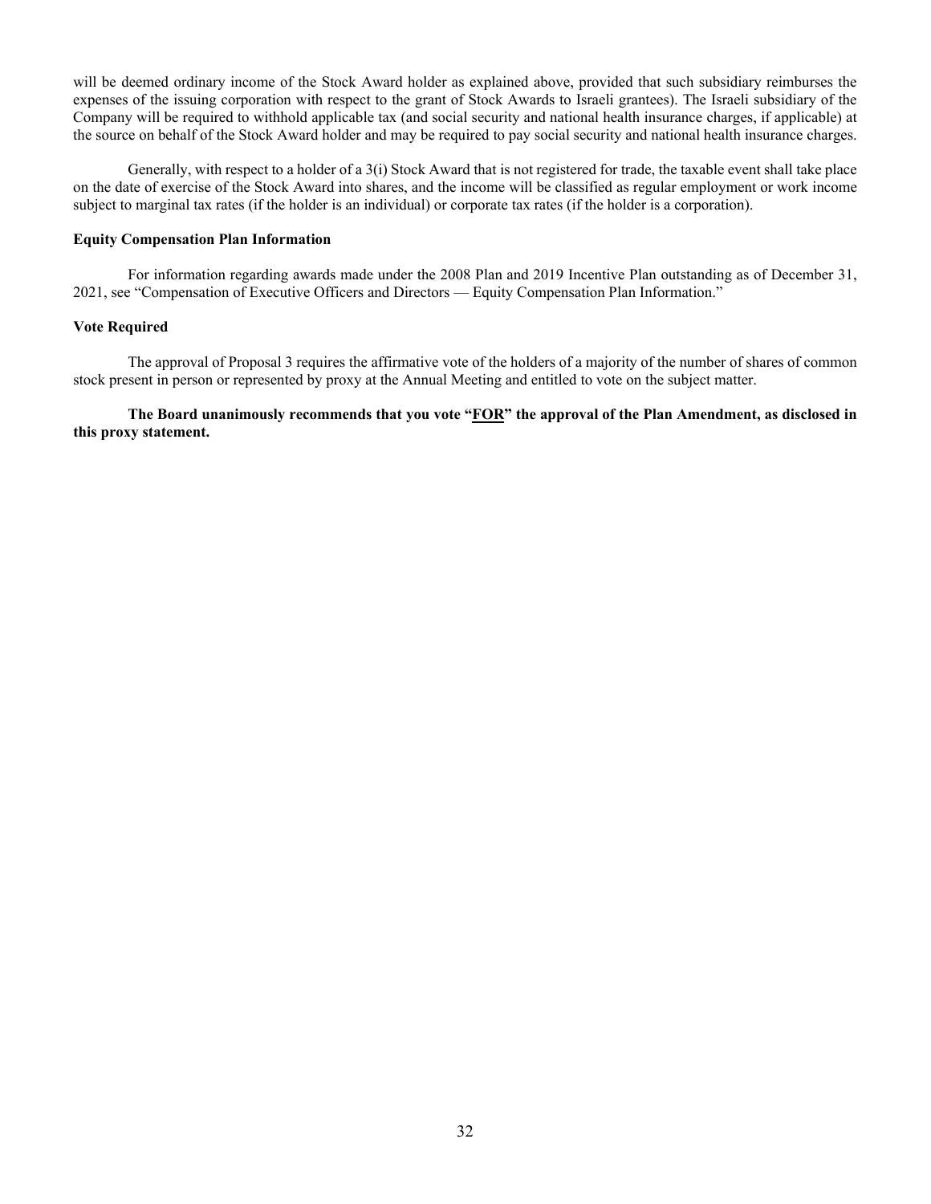will be deemed ordinary income of the Stock Award holder as explained above, provided that such subsidiary reimburses the expenses of the issuing corporation with respect to the grant of Stock Awards to Israeli grantees). The Israeli subsidiary of the Company will be required to withhold applicable tax (and social security and national health insurance charges, if applicable) at the source on behalf of the Stock Award holder and may be required to pay social security and national health insurance charges.

Generally, with respect to a holder of a 3(i) Stock Award that is not registered for trade, the taxable event shall take place on the date of exercise of the Stock Award into shares, and the income will be classified as regular employment or work income subject to marginal tax rates (if the holder is an individual) or corporate tax rates (if the holder is a corporation).

**Equity Compensation Plan Information**

For information regarding awards made under the 2008 Plan and 2019 Incentive Plan outstanding as of December 31, 2021, see "Compensation of Executive Officers and Directors — Equity Compensation Plan Information."

**Vote Required**

The approval of Proposal 3 requires the affirmative vote of the holders of a majority of the number of shares of common stock present in person or represented by proxy at the Annual Meeting and entitled to vote on the subject matter.

**The Board unanimously recommends that you vote "FOR" the approval of the Plan Amendment, as disclosed in this proxy statement.**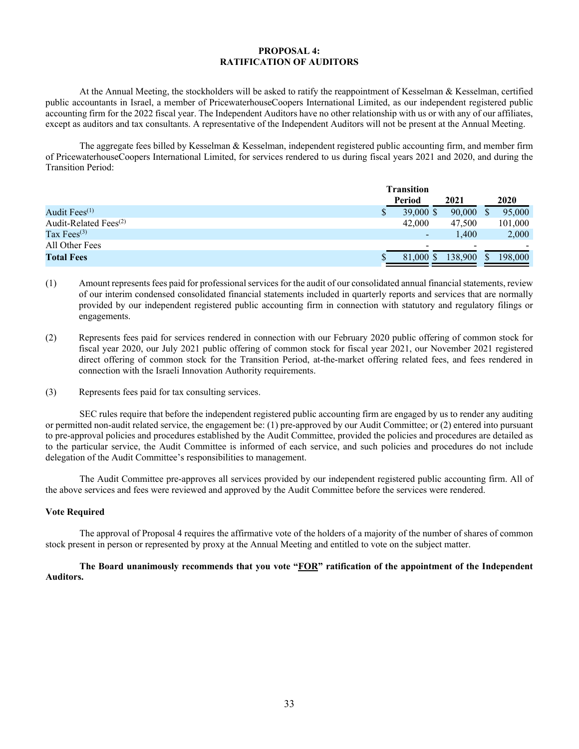# PROPOSAL 4:
# RATIFICATION OF AUDITORS

At the Annual Meeting, the stockholders will be asked to ratify the reappointment of Kesselman & Kesselman, certified public accountants in Israel, a member of PricewaterhouseCoopers International Limited, as our independent registered public accounting firm for the 2022 fiscal year. The Independent Auditors have no other relationship with us or with any of our affiliates, except as auditors and tax consultants. A representative of the Independent Auditors will not be present at the Annual Meeting.

The aggregate fees billed by Kesselman & Kesselman, independent registered public accounting firm, and member firm of PricewaterhouseCoopers International Limited, for services rendered to us during fiscal years 2021 and 2020, and during the Transition Period:

| | Transition Period | 2021 | 2020 |
|---|---|---|---|
| Audit Fees[(1)] | $ 39,000 | $ 90,000 | $ 95,000 |
| Audit-Related Fees[(2)] | 42,000 | 47,500 | 101,000 |
| Tax Fees[(3)] | - | 1,400 | 2,000 |
| All Other Fees | - | - | - |
| **Total Fees** | $ 81,000 | $ 138,900 | $ 198,000 |

(1) Amount represents fees paid for professional services for the audit of our consolidated annual financial statements, review of our interim condensed consolidated financial statements included in quarterly reports and services that are normally provided by our independent registered public accounting firm in connection with statutory and regulatory filings or engagements.

(2) Represents fees paid for services rendered in connection with our February 2020 public offering of common stock for fiscal year 2020, our July 2021 public offering of common stock for fiscal year 2021, our November 2021 registered direct offering of common stock for the Transition Period, at-the-market offering related fees, and fees rendered in connection with the Israeli Innovation Authority requirements.

(3) Represents fees paid for tax consulting services.

SEC rules require that before the independent registered public accounting firm are engaged by us to render any auditing or permitted non-audit related service, the engagement be: (1) pre-approved by our Audit Committee; or (2) entered into pursuant to pre-approval policies and procedures established by the Audit Committee, provided the policies and procedures are detailed as to the particular service, the Audit Committee is informed of each service, and such policies and procedures do not include delegation of the Audit Committee's responsibilities to management.

The Audit Committee pre-approves all services provided by our independent registered public accounting firm. All of the above services and fees were reviewed and approved by the Audit Committee before the services were rendered.

**Vote Required**

The approval of Proposal 4 requires the affirmative vote of the holders of a majority of the number of shares of common stock present in person or represented by proxy at the Annual Meeting and entitled to vote on the subject matter.

**The Board unanimously recommends that you vote "<u>FOR</u>" ratification of the appointment of the Independent Auditors.**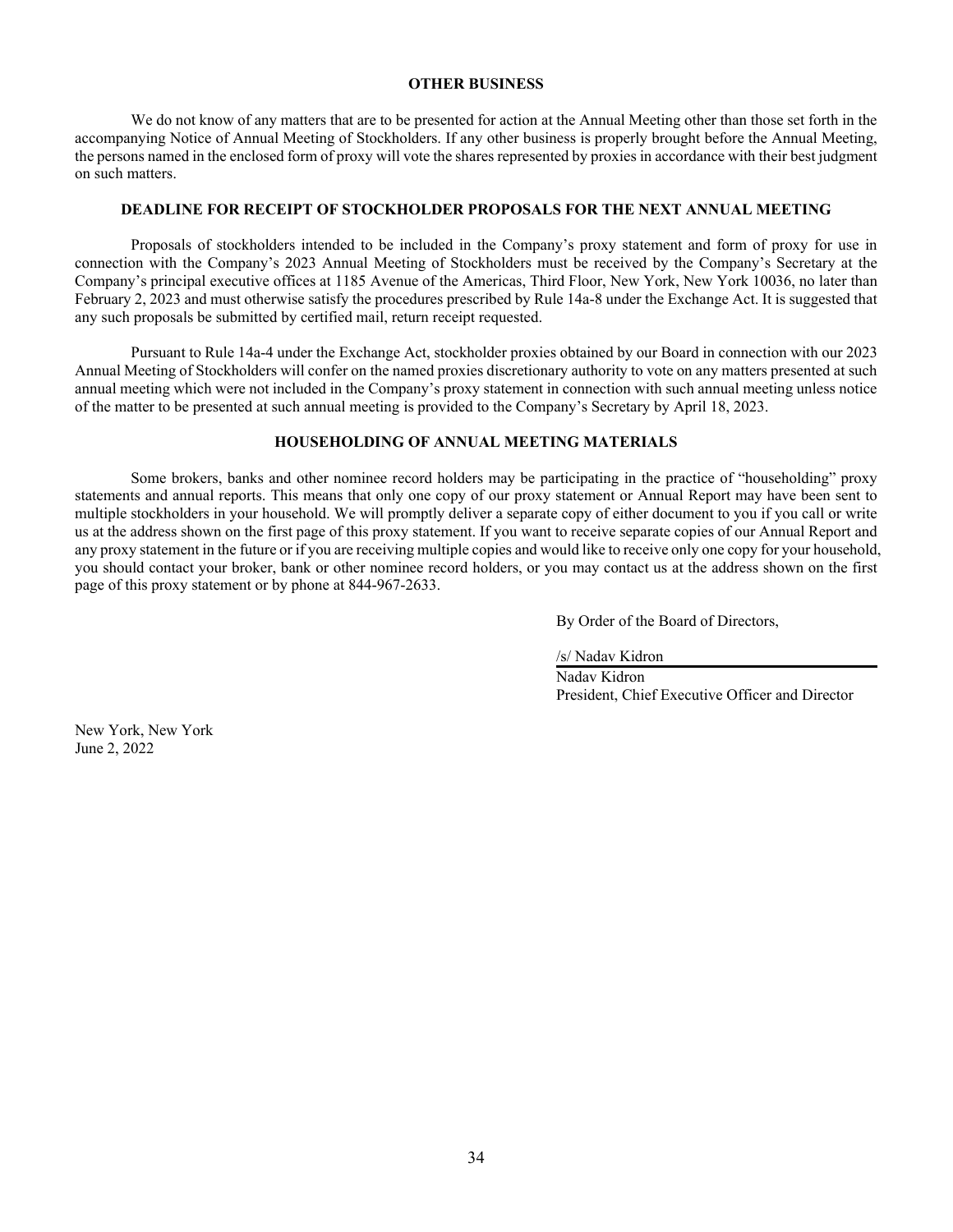## OTHER BUSINESS

We do not know of any matters that are to be presented for action at the Annual Meeting other than those set forth in the accompanying Notice of Annual Meeting of Stockholders. If any other business is properly brought before the Annual Meeting, the persons named in the enclosed form of proxy will vote the shares represented by proxies in accordance with their best judgment on such matters.

## DEADLINE FOR RECEIPT OF STOCKHOLDER PROPOSALS FOR THE NEXT ANNUAL MEETING

Proposals of stockholders intended to be included in the Company's proxy statement and form of proxy for use in connection with the Company's 2023 Annual Meeting of Stockholders must be received by the Company's Secretary at the Company's principal executive offices at 1185 Avenue of the Americas, Third Floor, New York, New York 10036, no later than February 2, 2023 and must otherwise satisfy the procedures prescribed by Rule 14a-8 under the Exchange Act. It is suggested that any such proposals be submitted by certified mail, return receipt requested.

Pursuant to Rule 14a-4 under the Exchange Act, stockholder proxies obtained by our Board in connection with our 2023 Annual Meeting of Stockholders will confer on the named proxies discretionary authority to vote on any matters presented at such annual meeting which were not included in the Company's proxy statement in connection with such annual meeting unless notice of the matter to be presented at such annual meeting is provided to the Company's Secretary by April 18, 2023.

## HOUSEHOLDING OF ANNUAL MEETING MATERIALS

Some brokers, banks and other nominee record holders may be participating in the practice of "householding" proxy statements and annual reports. This means that only one copy of our proxy statement or Annual Report may have been sent to multiple stockholders in your household. We will promptly deliver a separate copy of either document to you if you call or write us at the address shown on the first page of this proxy statement. If you want to receive separate copies of our Annual Report and any proxy statement in the future or if you are receiving multiple copies and would like to receive only one copy for your household, you should contact your broker, bank or other nominee record holders, or you may contact us at the address shown on the first page of this proxy statement or by phone at 844-967-2633.

By Order of the Board of Directors,

/s/ Nadav Kidron

Nadav Kidron
President, Chief Executive Officer and Director

New York, New York
June 2, 2022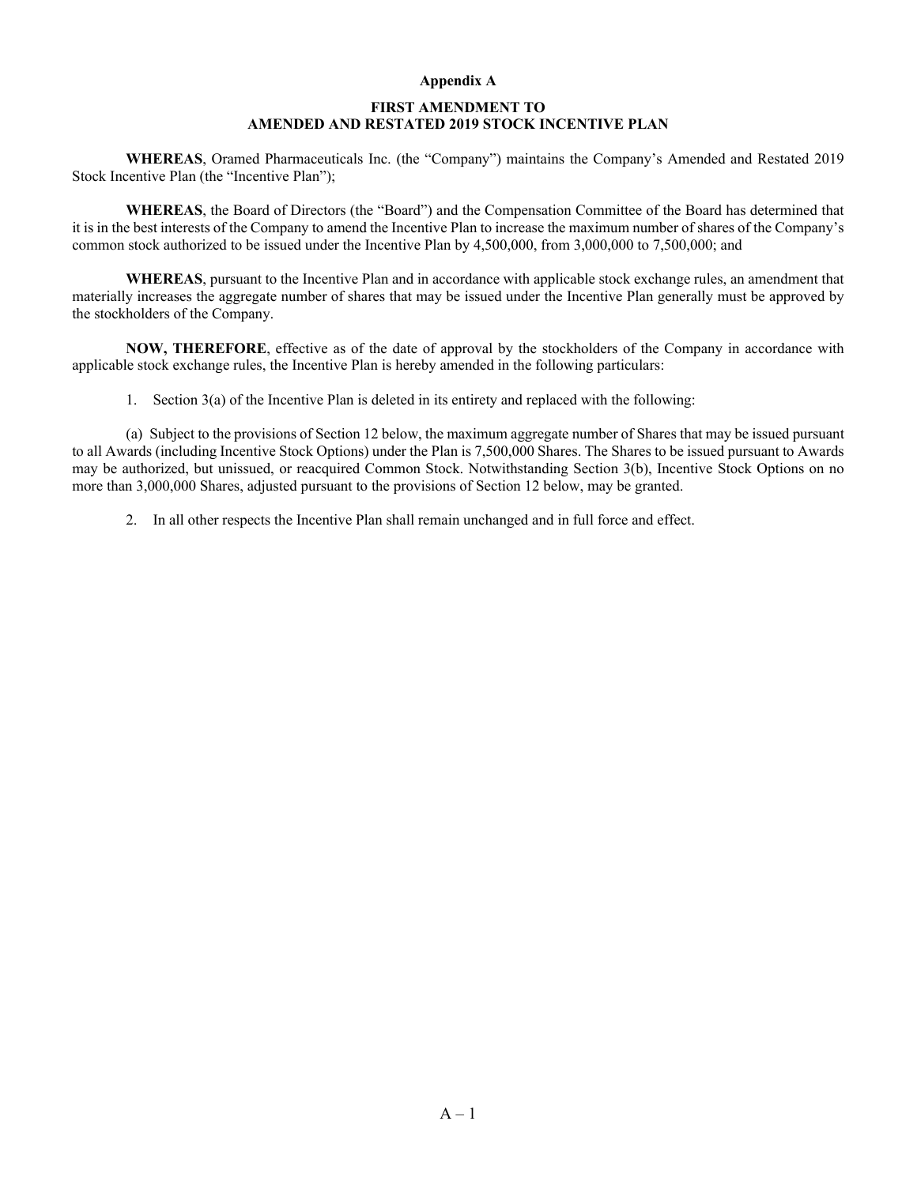**Appendix A**

**FIRST AMENDMENT TO**
**AMENDED AND RESTATED 2019 STOCK INCENTIVE PLAN**

**WHEREAS**, Oramed Pharmaceuticals Inc. (the "Company") maintains the Company's Amended and Restated 2019 Stock Incentive Plan (the "Incentive Plan");

**WHEREAS**, the Board of Directors (the "Board") and the Compensation Committee of the Board has determined that it is in the best interests of the Company to amend the Incentive Plan to increase the maximum number of shares of the Company's common stock authorized to be issued under the Incentive Plan by 4,500,000, from 3,000,000 to 7,500,000; and

**WHEREAS**, pursuant to the Incentive Plan and in accordance with applicable stock exchange rules, an amendment that materially increases the aggregate number of shares that may be issued under the Incentive Plan generally must be approved by the stockholders of the Company.

**NOW, THEREFORE**, effective as of the date of approval by the stockholders of the Company in accordance with applicable stock exchange rules, the Incentive Plan is hereby amended in the following particulars:

1. Section 3(a) of the Incentive Plan is deleted in its entirety and replaced with the following:

(a) Subject to the provisions of Section 12 below, the maximum aggregate number of Shares that may be issued pursuant to all Awards (including Incentive Stock Options) under the Plan is 7,500,000 Shares. The Shares to be issued pursuant to Awards may be authorized, but unissued, or reacquired Common Stock. Notwithstanding Section 3(b), Incentive Stock Options on no more than 3,000,000 Shares, adjusted pursuant to the provisions of Section 12 below, may be granted.

2. In all other respects the Incentive Plan shall remain unchanged and in full force and effect.